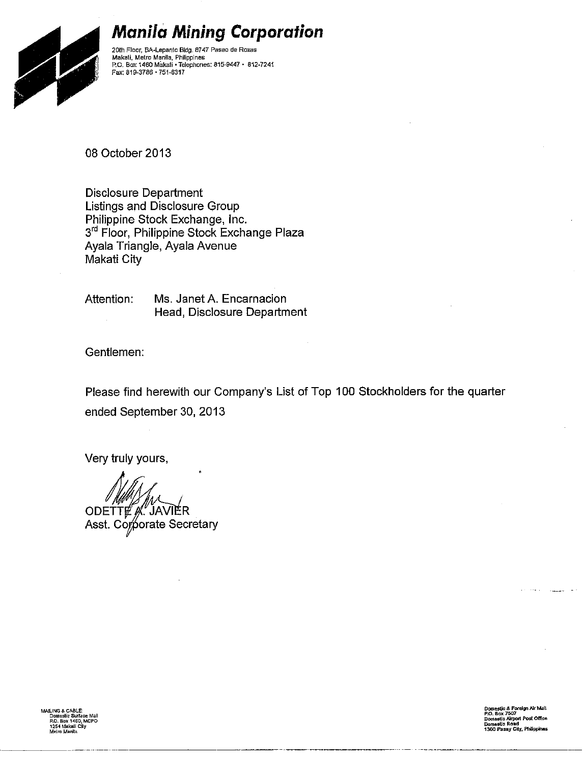# Manila Mining Corporation

20th Floor, BA-Lepanto Bldg. 8747 Paseo de Roxas
Makati, Metro Manila, Philippines
P.O. Box 1460 Makati • Telephones: 815-9447 • 812-7241
Fax: 819-3786 • 751-6317

08 October 2013

Disclosure Department
Listings and Disclosure Group
Philippine Stock Exchange, Inc.
3rd Floor, Philippine Stock Exchange Plaza
Ayala Triangle, Ayala Avenue
Makati City

Attention: Ms. Janet A. Encarnacion
Head, Disclosure Department

Gentlemen:

Please find herewith our Company's List of Top 100 Stockholders for the quarter ended September 30, 2013

Very truly yours,

ODETTE A. JAVIER
Asst. Corporate Secretary

MAILING & CABLE
Domestic Surface Mail
P.O. Box 1460, MCPO
1254 Makati City
Metro Manila

Domestic & Foreign Air Mail
P.O. Box 7507
Domestic Airport Post Office
Domestic Road
1300 Pasay City, Philippines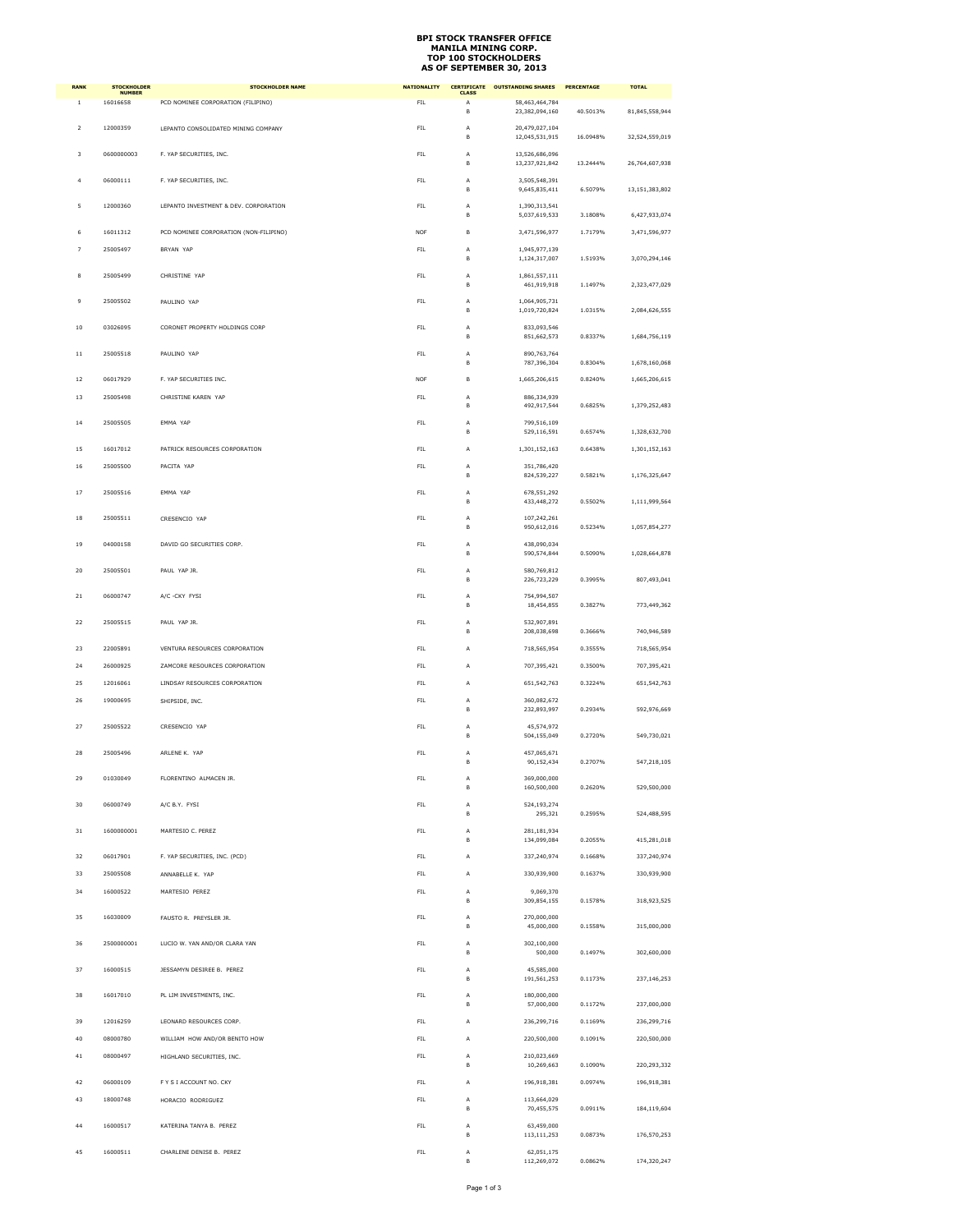# BPI STOCK TRANSFER OFFICE
# MANILA MINING CORP.
# TOP 100 STOCKHOLDERS
# AS OF SEPTEMBER 30, 2013

| RANK | STOCKHOLDER NUMBER | STOCKHOLDER NAME | NATIONALITY | CERTIFICATE CLASS | OUTSTANDING SHARES | PERCENTAGE | TOTAL |
|---|---|---|---|---|---|---|---|
| 1 | 16016658 | PCD NOMINEE CORPORATION (FILIPINO) | FIL | A | 58,463,464,784 | | |
| | | | | B | 23,382,094,160 | 40.5013% | 81,845,558,944 |
| 2 | 12000359 | LEPANTO CONSOLIDATED MINING COMPANY | FIL | A | 20,479,027,104 | | |
| | | | | B | 12,045,531,915 | 16.0948% | 32,524,559,019 |
| 3 | 0600000003 | F. YAP SECURITIES, INC. | FIL | A | 13,526,686,096 | | |
| | | | | B | 13,237,921,842 | 13.2444% | 26,764,607,938 |
| 4 | 06000111 | F. YAP SECURITIES, INC. | FIL | A | 3,505,548,391 | | |
| | | | | B | 9,645,835,411 | 6.5079% | 13,151,383,802 |
| 5 | 12000360 | LEPANTO INVESTMENT & DEV. CORPORATION | FIL | A | 1,390,313,541 | | |
| | | | | B | 5,037,619,533 | 3.1808% | 6,427,933,074 |
| 6 | 16011312 | PCD NOMINEE CORPORATION (NON-FILIPINO) | NOF | B | 3,471,596,977 | 1.7179% | 3,471,596,977 |
| 7 | 25005497 | BRYAN YAP | FIL | A | 1,945,977,139 | | |
| | | | | B | 1,124,317,007 | 1.5193% | 3,070,294,146 |
| 8 | 25005499 | CHRISTINE YAP | FIL | A | 1,861,557,111 | | |
| | | | | B | 461,919,918 | 1.1497% | 2,323,477,029 |
| 9 | 25005502 | PAULINO YAP | FIL | A | 1,064,905,731 | | |
| | | | | B | 1,019,720,824 | 1.0315% | 2,084,626,555 |
| 10 | 03026095 | CORONET PROPERTY HOLDINGS CORP | FIL | A | 833,093,546 | | |
| | | | | B | 851,662,573 | 0.8337% | 1,684,756,119 |
| 11 | 25005518 | PAULINO YAP | FIL | A | 890,763,764 | | |
| | | | | B | 787,396,304 | 0.8304% | 1,678,160,068 |
| 12 | 06017929 | F. YAP SECURITIES INC. | NOF | B | 1,665,206,615 | 0.8240% | 1,665,206,615 |
| 13 | 25005498 | CHRISTINE KAREN YAP | FIL | A | 886,334,939 | | |
| | | | | B | 492,917,544 | 0.6825% | 1,379,252,483 |
| 14 | 25005505 | EMMA YAP | FIL | A | 799,516,109 | | |
| | | | | B | 529,116,591 | 0.6574% | 1,328,632,700 |
| 15 | 16017012 | PATRICK RESOURCES CORPORATION | FIL | A | 1,301,152,163 | 0.6438% | 1,301,152,163 |
| 16 | 25005500 | PACITA YAP | FIL | A | 351,786,420 | | |
| | | | | B | 824,539,227 | 0.5821% | 1,176,325,647 |
| 17 | 25005516 | EMMA YAP | FIL | A | 678,551,292 | | |
| | | | | B | 433,448,272 | 0.5502% | 1,111,999,564 |
| 18 | 25005511 | CRESENCIO YAP | FIL | A | 107,242,261 | | |
| | | | | B | 950,612,016 | 0.5234% | 1,057,854,277 |
| 19 | 04000158 | DAVID GO SECURITIES CORP. | FIL | A | 438,090,034 | | |
| | | | | B | 590,574,844 | 0.5090% | 1,028,664,878 |
| 20 | 25005501 | PAUL YAP JR. | FIL | A | 580,769,812 | | |
| | | | | B | 226,723,229 | 0.3995% | 807,493,041 |
| 21 | 06000747 | A/C -CKY FYSI | FIL | A | 754,994,507 | | |
| | | | | B | 18,454,855 | 0.3827% | 773,449,362 |
| 22 | 25005515 | PAUL YAP JR. | FIL | A | 532,907,891 | | |
| | | | | B | 208,038,698 | 0.3666% | 740,946,589 |
| 23 | 22005891 | VENTURA RESOURCES CORPORATION | FIL | A | 718,565,954 | 0.3555% | 718,565,954 |
| 24 | 26000925 | ZAMCORE RESOURCES CORPORATION | FIL | A | 707,395,421 | 0.3500% | 707,395,421 |
| 25 | 12016061 | LINDSAY RESOURCES CORPORATION | FIL | A | 651,542,763 | 0.3224% | 651,542,763 |
| 26 | 19000695 | SHIPSIDE, INC. | FIL | A | 360,082,672 | | |
| | | | | B | 232,893,997 | 0.2934% | 592,976,669 |
| 27 | 25005522 | CRESENCIO YAP | FIL | A | 45,574,972 | | |
| | | | | B | 504,155,049 | 0.2720% | 549,730,021 |
| 28 | 25005496 | ARLENE K. YAP | FIL | A | 457,065,671 | | |
| | | | | B | 90,152,434 | 0.2707% | 547,218,105 |
| 29 | 01030049 | FLORENTINO ALMACEN JR. | FIL | A | 369,000,000 | | |
| | | | | B | 160,500,000 | 0.2620% | 529,500,000 |
| 30 | 06000749 | A/C B.Y. FYSI | FIL | A | 524,193,274 | | |
| | | | | B | 295,321 | 0.2595% | 524,488,595 |
| 31 | 1600000001 | MARTESIO C. PEREZ | FIL | A | 281,181,934 | | |
| | | | | B | 134,099,084 | 0.2055% | 415,281,018 |
| 32 | 06017901 | F. YAP SECURITIES, INC. (PCD) | FIL | A | 337,240,974 | 0.1668% | 337,240,974 |
| 33 | 25005508 | ANNABELLE K. YAP | FIL | A | 330,939,900 | 0.1637% | 330,939,900 |
| 34 | 16000522 | MARTESIO PEREZ | FIL | A | 9,069,370 | | |
| | | | | B | 309,854,155 | 0.1578% | 318,923,525 |
| 35 | 16030009 | FAUSTO R. PREYSLER JR. | FIL | A | 270,000,000 | | |
| | | | | B | 45,000,000 | 0.1558% | 315,000,000 |
| 36 | 2500000001 | LUCIO W. YAN AND/OR CLARA YAN | FIL | A | 302,100,000 | | |
| | | | | B | 500,000 | 0.1497% | 302,600,000 |
| 37 | 16000515 | JESSAMYN DESIREE B. PEREZ | FIL | A | 45,585,000 | | |
| | | | | B | 191,561,253 | 0.1173% | 237,146,253 |
| 38 | 16017010 | PL LIM INVESTMENTS, INC. | FIL | A | 180,000,000 | | |
| | | | | B | 57,000,000 | 0.1172% | 237,000,000 |
| 39 | 12016259 | LEONARD RESOURCES CORP. | FIL | A | 236,299,716 | 0.1169% | 236,299,716 |
| 40 | 08000780 | WILLIAM HOW AND/OR BENITO HOW | FIL | A | 220,500,000 | 0.1091% | 220,500,000 |
| 41 | 08000497 | HIGHLAND SECURITIES, INC. | FIL | A | 210,023,669 | | |
| | | | | B | 10,269,663 | 0.1090% | 220,293,332 |
| 42 | 06000109 | F Y S I ACCOUNT NO. CKY | FIL | A | 196,918,381 | 0.0974% | 196,918,381 |
| 43 | 18000748 | HORACIO RODRIGUEZ | FIL | A | 113,664,029 | | |
| | | | | B | 70,455,575 | 0.0911% | 184,119,604 |
| 44 | 16000517 | KATERINA TANYA B. PEREZ | FIL | A | 63,459,000 | | |
| | | | | B | 113,111,253 | 0.0873% | 176,570,253 |
| 45 | 16000511 | CHARLENE DENISE B. PEREZ | FIL | A | 62,051,175 | | |
| | | | | B | 112,269,072 | 0.0862% | 174,320,247 |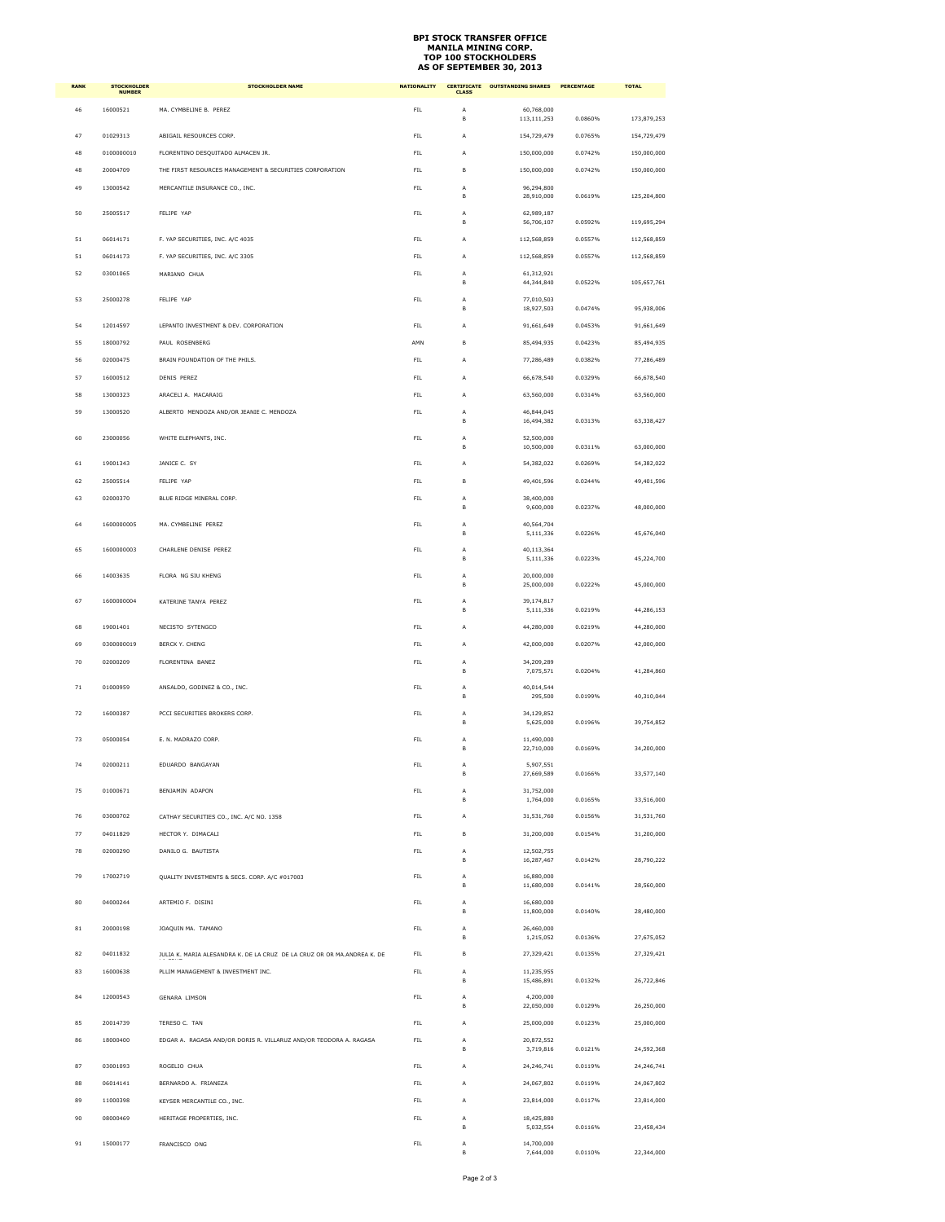# BPI STOCK TRANSFER OFFICE
## MANILA MINING CORP.
## TOP 100 STOCKHOLDERS
## AS OF SEPTEMBER 30, 2013

| RANK | STOCKHOLDER NUMBER | STOCKHOLDER NAME | NATIONALITY | CERTIFICATE CLASS | OUTSTANDING SHARES | PERCENTAGE | TOTAL |
|---|---|---|---|---|---|---|---|
| 46 | 16000521 | MA. CYMBELINE B. PEREZ | FIL | A | 60,768,000 | | |
| | | | | B | 113,111,253 | 0.0860% | 173,879,253 |
| 47 | 01029313 | ABIGAIL RESOURCES CORP. | FIL | A | 154,729,479 | 0.0765% | 154,729,479 |
| 48 | 0100000010 | FLORENTINO DESQUITADO ALMACEN JR. | FIL | A | 150,000,000 | 0.0742% | 150,000,000 |
| 48 | 20004709 | THE FIRST RESOURCES MANAGEMENT & SECURITIES CORPORATION | FIL | B | 150,000,000 | 0.0742% | 150,000,000 |
| 49 | 13000542 | MERCANTILE INSURANCE CO., INC. | FIL | A | 96,294,800 | | |
| | | | | B | 28,910,000 | 0.0619% | 125,204,800 |
| 50 | 25005517 | FELIPE YAP | FIL | A | 62,989,187 | | |
| | | | | B | 56,706,107 | 0.0592% | 119,695,294 |
| 51 | 06014171 | F. YAP SECURITIES, INC. A/C 4035 | FIL | A | 112,568,859 | 0.0557% | 112,568,859 |
| 51 | 06014173 | F. YAP SECURITIES, INC. A/C 3305 | FIL | A | 112,568,859 | 0.0557% | 112,568,859 |
| 52 | 03001065 | MARIANO CHUA | FIL | A | 61,312,921 | | |
| | | | | B | 44,344,840 | 0.0522% | 105,657,761 |
| 53 | 25000278 | FELIPE YAP | FIL | A | 77,010,503 | | |
| | | | | B | 18,927,503 | 0.0474% | 95,938,006 |
| 54 | 12014597 | LEPANTO INVESTMENT & DEV. CORPORATION | FIL | A | 91,661,649 | 0.0453% | 91,661,649 |
| 55 | 18000792 | PAUL ROSENBERG | AMN | B | 85,494,935 | 0.0423% | 85,494,935 |
| 56 | 02000475 | BRAIN FOUNDATION OF THE PHILS. | FIL | A | 77,286,489 | 0.0382% | 77,286,489 |
| 57 | 16000512 | DENIS PEREZ | FIL | A | 66,678,540 | 0.0329% | 66,678,540 |
| 58 | 13000323 | ARACELI A. MACARAIG | FIL | A | 63,560,000 | 0.0314% | 63,560,000 |
| 59 | 13000520 | ALBERTO MENDOZA AND/OR JEANIE C. MENDOZA | FIL | A | 46,844,045 | | |
| | | | | B | 16,494,382 | 0.0313% | 63,338,427 |
| 60 | 23000056 | WHITE ELEPHANTS, INC. | FIL | A | 52,500,000 | | |
| | | | | B | 10,500,000 | 0.0311% | 63,000,000 |
| 61 | 19001343 | JANICE C. SY | FIL | A | 54,382,022 | 0.0269% | 54,382,022 |
| 62 | 25005514 | FELIPE YAP | FIL | B | 49,401,596 | 0.0244% | 49,401,596 |
| 63 | 02000370 | BLUE RIDGE MINERAL CORP. | FIL | A | 38,400,000 | | |
| | | | | B | 9,600,000 | 0.0237% | 48,000,000 |
| 64 | 1600000005 | MA. CYMBELINE PEREZ | FIL | A | 40,564,704 | | |
| | | | | B | 5,111,336 | 0.0226% | 45,676,040 |
| 65 | 1600000003 | CHARLENE DENISE PEREZ | FIL | A | 40,113,364 | | |
| | | | | B | 5,111,336 | 0.0223% | 45,224,700 |
| 66 | 14003635 | FLORA NG SIU KHENG | FIL | A | 20,000,000 | | |
| | | | | B | 25,000,000 | 0.0222% | 45,000,000 |
| 67 | 1600000004 | KATERINE TANYA PEREZ | FIL | A | 39,174,817 | | |
| | | | | B | 5,111,336 | 0.0219% | 44,286,153 |
| 68 | 19001401 | NECISTO SYTENGCO | FIL | A | 44,280,000 | 0.0219% | 44,280,000 |
| 69 | 0300000019 | BERCK Y. CHENG | FIL | A | 42,000,000 | 0.0207% | 42,000,000 |
| 70 | 02000209 | FLORENTINA BANEZ | FIL | A | 34,209,289 | | |
| | | | | B | 7,075,571 | 0.0204% | 41,284,860 |
| 71 | 01000959 | ANSALDO, GODINEZ & CO., INC. | FIL | A | 40,014,544 | | |
| | | | | B | 295,500 | 0.0199% | 40,310,044 |
| 72 | 16000387 | PCCI SECURITIES BROKERS CORP. | FIL | A | 34,129,852 | | |
| | | | | B | 5,625,000 | 0.0196% | 39,754,852 |
| 73 | 05000054 | E. N. MADRAZO CORP. | FIL | A | 11,490,000 | | |
| | | | | B | 22,710,000 | 0.0169% | 34,200,000 |
| 74 | 02000211 | EDUARDO BANGAYAN | FIL | A | 5,907,551 | | |
| | | | | B | 27,669,589 | 0.0166% | 33,577,140 |
| 75 | 01000671 | BENJAMIN ADAPON | FIL | A | 31,752,000 | | |
| | | | | B | 1,764,000 | 0.0165% | 33,516,000 |
| 76 | 03000702 | CATHAY SECURITIES CO., INC. A/C NO. 1358 | FIL | A | 31,531,760 | 0.0156% | 31,531,760 |
| 77 | 04011829 | HECTOR Y. DIMACALI | FIL | B | 31,200,000 | 0.0154% | 31,200,000 |
| 78 | 02000290 | DANILO G. BAUTISTA | FIL | A | 12,502,755 | | |
| | | | | B | 16,287,467 | 0.0142% | 28,790,222 |
| 79 | 17002719 | QUALITY INVESTMENTS & SECS. CORP. A/C #017003 | FIL | A | 16,880,000 | | |
| | | | | B | 11,680,000 | 0.0141% | 28,560,000 |
| 80 | 04000244 | ARTEMIO F. DISINI | FIL | A | 16,680,000 | | |
| | | | | B | 11,800,000 | 0.0140% | 28,480,000 |
| 81 | 20000198 | JOAQUIN MA. TAMANO | FIL | A | 26,460,000 | | |
| | | | | B | 1,215,052 | 0.0136% | 27,675,052 |
| 82 | 04011832 | JULIA K. MARIA ALESANDRA K. DE LA CRUZ DE LA CRUZ OR OR MA.ANDREA K. DE LA CRUZ | FIL | B | 27,329,421 | 0.0135% | 27,329,421 |
| 83 | 16000638 | PLLIM MANAGEMENT & INVESTMENT INC. | FIL | A | 11,235,955 | | |
| | | | | B | 15,486,891 | 0.0132% | 26,722,846 |
| 84 | 12000543 | GENARA LIMSON | FIL | A | 4,200,000 | | |
| | | | | B | 22,050,000 | 0.0129% | 26,250,000 |
| 85 | 20014739 | TERESO C. TAN | FIL | A | 25,000,000 | 0.0123% | 25,000,000 |
| 86 | 18000400 | EDGAR A. RAGASA AND/OR DORIS R. VILLARUZ AND/OR TEODORA A. RAGASA | FIL | A | 20,872,552 | | |
| | | | | B | 3,719,816 | 0.0121% | 24,592,368 |
| 87 | 03001093 | ROGELIO CHUA | FIL | A | 24,246,741 | 0.0119% | 24,246,741 |
| 88 | 06014141 | BERNARDO A. FRIANEZA | FIL | A | 24,067,802 | 0.0119% | 24,067,802 |
| 89 | 11000398 | KEYSER MERCANTILE CO., INC. | FIL | A | 23,814,000 | 0.0117% | 23,814,000 |
| 90 | 08000469 | HERITAGE PROPERTIES, INC. | FIL | A | 18,425,880 | | |
| | | | | B | 5,032,554 | 0.0116% | 23,458,434 |
| 91 | 15000177 | FRANCISCO ONG | FIL | A | 14,700,000 | | |
| | | | | B | 7,644,000 | 0.0110% | 22,344,000 |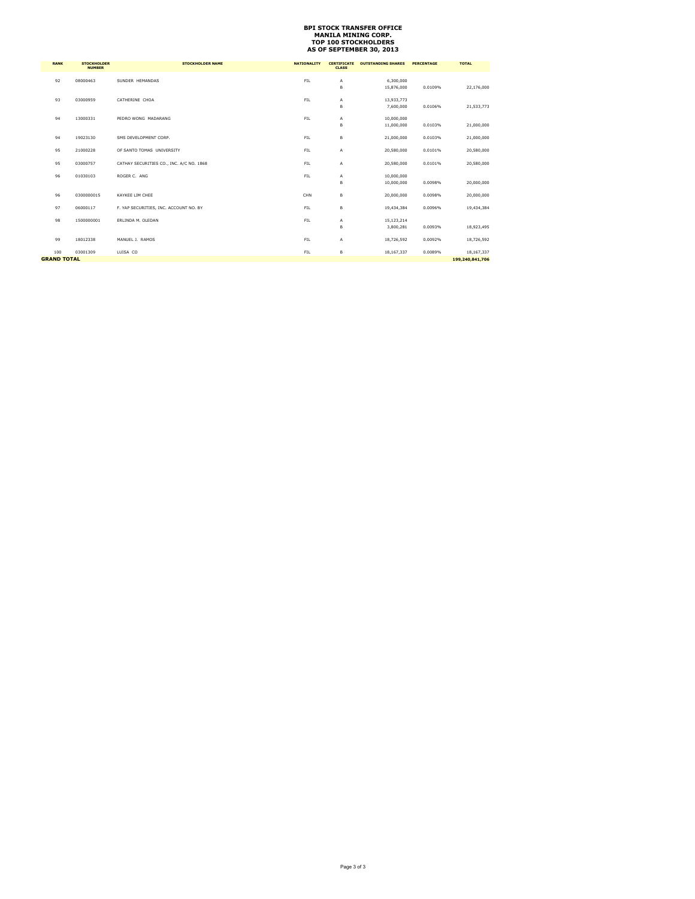# BPI STOCK TRANSFER OFFICE
## MANILA MINING CORP.
## TOP 100 STOCKHOLDERS
## AS OF SEPTEMBER 30, 2013

| RANK | STOCKHOLDER NUMBER | STOCKHOLDER NAME | NATIONALITY | CERTIFICATE CLASS | OUTSTANDING SHARES | PERCENTAGE | TOTAL |
|---|---|---|---|---|---|---|---|
| 92 | 08000463 | SUNDER HEMANDAS | FIL | A | 6,300,000 | | |
| | | | | B | 15,876,000 | 0.0109% | 22,176,000 |
| 93 | 03000959 | CATHERINE CHOA | FIL | A | 13,933,773 | | |
| | | | | B | 7,600,000 | 0.0106% | 21,533,773 |
| 94 | 13000331 | PEDRO WONG MADARANG | FIL | A | 10,000,000 | | |
| | | | | B | 11,000,000 | 0.0103% | 21,000,000 |
| 94 | 19023130 | SMS DEVELOPMENT CORP. | FIL | B | 21,000,000 | 0.0103% | 21,000,000 |
| 95 | 21000228 | OF SANTO TOMAS UNIVERSITY | FIL | A | 20,580,000 | 0.0101% | 20,580,000 |
| 95 | 03000757 | CATHAY SECURITIES CO., INC. A/C NO. 1868 | FIL | A | 20,580,000 | 0.0101% | 20,580,000 |
| 96 | 01030103 | ROGER C. ANG | FIL | A | 10,000,000 | | |
| | | | | B | 10,000,000 | 0.0098% | 20,000,000 |
| 96 | 0300000015 | KAYKEE LIM CHEE | CHN | B | 20,000,000 | 0.0098% | 20,000,000 |
| 97 | 06000117 | F. YAP SECURITIES, INC. ACCOUNT NO. BY | FIL | B | 19,434,384 | 0.0096% | 19,434,384 |
| 98 | 1500000001 | ERLINDA M. OLEDAN | FIL | A | 15,123,214 | | |
| | | | | B | 3,800,281 | 0.0093% | 18,923,495 |
| 99 | 18012338 | MANUEL J. RAMOS | FIL | A | 18,726,592 | 0.0092% | 18,726,592 |
| 100 | 03001309 | LUISA CO | FIL | B | 18,167,337 | 0.0089% | 18,167,337 |
| **GRAND TOTAL** | | | | | | | **199,240,841,706** |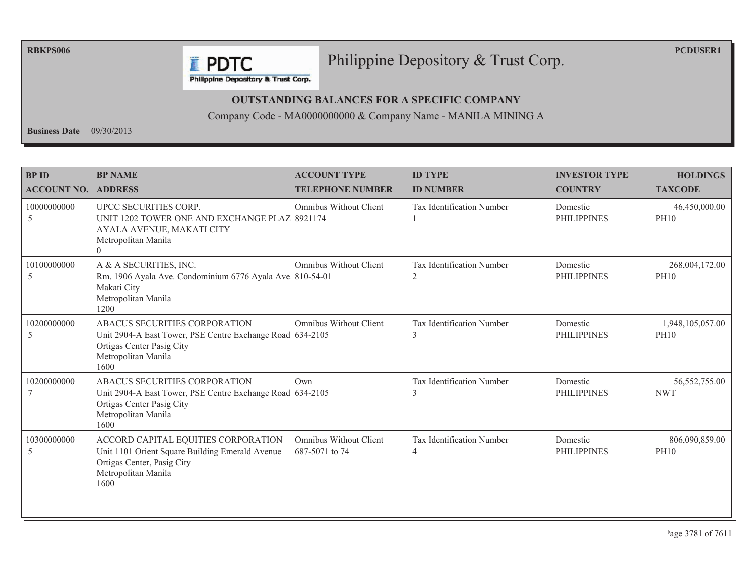RBKPS006

PCDUSER1

# Philippine Depository & Trust Corp.

## OUTSTANDING BALANCES FOR A SPECIFIC COMPANY

Company Code - MA0000000000 & Company Name - MANILA MINING A

**Business Date** 09/30/2013

| BP ID<br>ACCOUNT NO. | BP NAME<br>ADDRESS | ACCOUNT TYPE<br>TELEPHONE NUMBER | ID TYPE<br>ID NUMBER | INVESTOR TYPE<br>COUNTRY | HOLDINGS<br>TAXCODE |
|---|---|---|---|---|---|
| 10000000000<br>5 | UPCC SECURITIES CORP.<br>UNIT 1202 TOWER ONE AND EXCHANGE PLAZ<br>AYALA AVENUE, MAKATI CITY<br>Metropolitan Manila<br>0 | Omnibus Without Client<br>8921174 | Tax Identification Number<br>1 | Domestic<br>PHILIPPINES | 46,450,000.00<br>PH10 |
| 10100000000<br>5 | A & A SECURITIES, INC.<br>Rm. 1906 Ayala Ave. Condominium 6776 Ayala Ave.<br>Makati City<br>Metropolitan Manila<br>1200 | Omnibus Without Client<br>810-54-01 | Tax Identification Number<br>2 | Domestic<br>PHILIPPINES | 268,004,172.00<br>PH10 |
| 10200000000<br>5 | ABACUS SECURITIES CORPORATION<br>Unit 2904-A East Tower, PSE Centre Exchange Road<br>Ortigas Center Pasig City<br>Metropolitan Manila<br>1600 | Omnibus Without Client<br>634-2105 | Tax Identification Number<br>3 | Domestic<br>PHILIPPINES | 1,948,105,057.00<br>PH10 |
| 10200000000<br>7 | ABACUS SECURITIES CORPORATION<br>Unit 2904-A East Tower, PSE Centre Exchange Road<br>Ortigas Center Pasig City<br>Metropolitan Manila<br>1600 | Own<br>634-2105 | Tax Identification Number<br>3 | Domestic<br>PHILIPPINES | 56,552,755.00<br>NWT |
| 10300000000<br>5 | ACCORD CAPITAL EQUITIES CORPORATION<br>Unit 1101 Orient Square Building Emerald Avenue<br>Ortigas Center, Pasig City<br>Metropolitan Manila<br>1600 | Omnibus Without Client<br>687-5071 to 74 | Tax Identification Number<br>4 | Domestic<br>PHILIPPINES | 806,090,859.00<br>PH10 |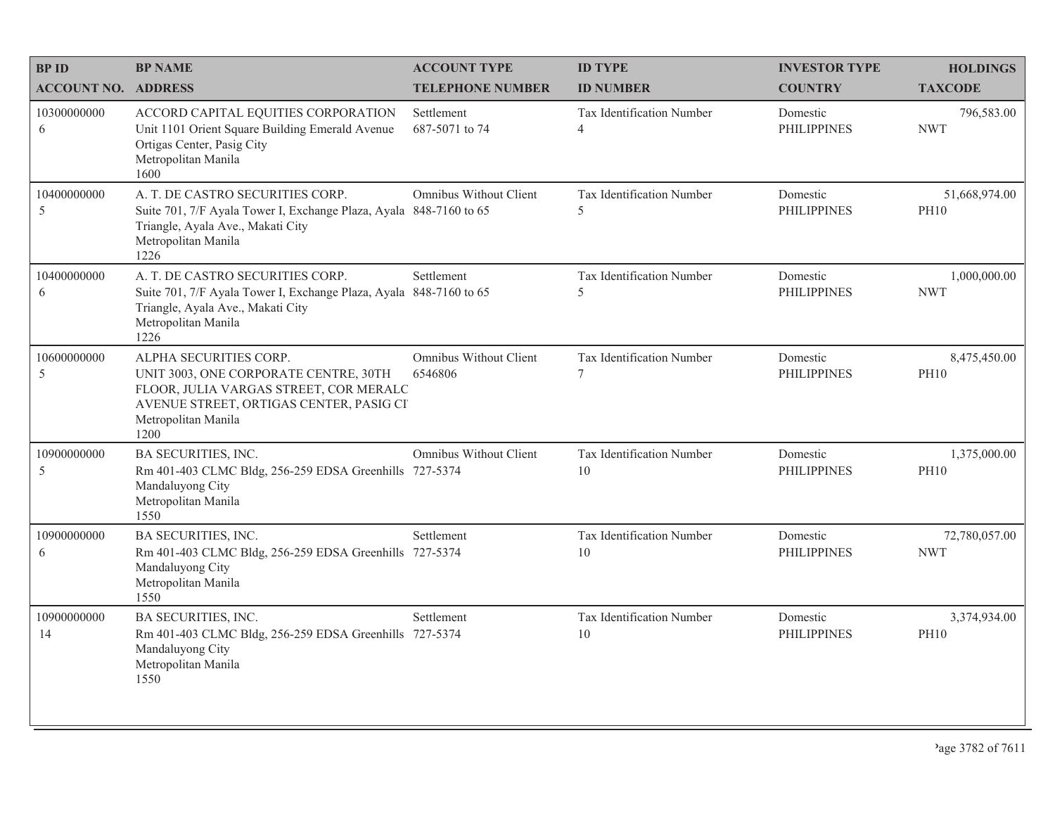| BP ID<br>ACCOUNT NO. | BP NAME<br>ADDRESS | ACCOUNT TYPE<br>TELEPHONE NUMBER | ID TYPE<br>ID NUMBER | INVESTOR TYPE<br>COUNTRY | HOLDINGS<br>TAXCODE |
|---|---|---|---|---|---|
| 10300000000<br>6 | ACCORD CAPITAL EQUITIES CORPORATION<br>Unit 1101 Orient Square Building Emerald Avenue Ortigas Center, Pasig City<br>Metropolitan Manila<br>1600 | Settlement<br>687-5071 to 74 | Tax Identification Number<br>4 | Domestic<br>PHILIPPINES | 796,583.00<br>NWT |
| 10400000000<br>5 | A. T. DE CASTRO SECURITIES CORP.<br>Suite 701, 7/F Ayala Tower I, Exchange Plaza, Ayala Triangle, Ayala Ave., Makati City<br>Metropolitan Manila<br>1226 | Omnibus Without Client<br>848-7160 to 65 | Tax Identification Number<br>5 | Domestic<br>PHILIPPINES | 51,668,974.00<br>PH10 |
| 10400000000<br>6 | A. T. DE CASTRO SECURITIES CORP.<br>Suite 701, 7/F Ayala Tower I, Exchange Plaza, Ayala Triangle, Ayala Ave., Makati City<br>Metropolitan Manila<br>1226 | Settlement<br>848-7160 to 65 | Tax Identification Number<br>5 | Domestic<br>PHILIPPINES | 1,000,000.00<br>NWT |
| 10600000000<br>5 | ALPHA SECURITIES CORP.<br>UNIT 3003, ONE CORPORATE CENTRE, 30TH FLOOR, JULIA VARGAS STREET, COR MERALC AVENUE STREET, ORTIGAS CENTER, PASIG CI<br>Metropolitan Manila<br>1200 | Omnibus Without Client<br>6546806 | Tax Identification Number<br>7 | Domestic<br>PHILIPPINES | 8,475,450.00<br>PH10 |
| 10900000000<br>5 | BA SECURITIES, INC.<br>Rm 401-403 CLMC Bldg, 256-259 EDSA Greenhills Mandaluyong City<br>Metropolitan Manila<br>1550 | Omnibus Without Client<br>727-5374 | Tax Identification Number<br>10 | Domestic<br>PHILIPPINES | 1,375,000.00<br>PH10 |
| 10900000000<br>6 | BA SECURITIES, INC.<br>Rm 401-403 CLMC Bldg, 256-259 EDSA Greenhills Mandaluyong City<br>Metropolitan Manila<br>1550 | Settlement<br>727-5374 | Tax Identification Number<br>10 | Domestic<br>PHILIPPINES | 72,780,057.00<br>NWT |
| 10900000000<br>14 | BA SECURITIES, INC.<br>Rm 401-403 CLMC Bldg, 256-259 EDSA Greenhills Mandaluyong City<br>Metropolitan Manila<br>1550 | Settlement<br>727-5374 | Tax Identification Number<br>10 | Domestic<br>PHILIPPINES | 3,374,934.00<br>PH10 |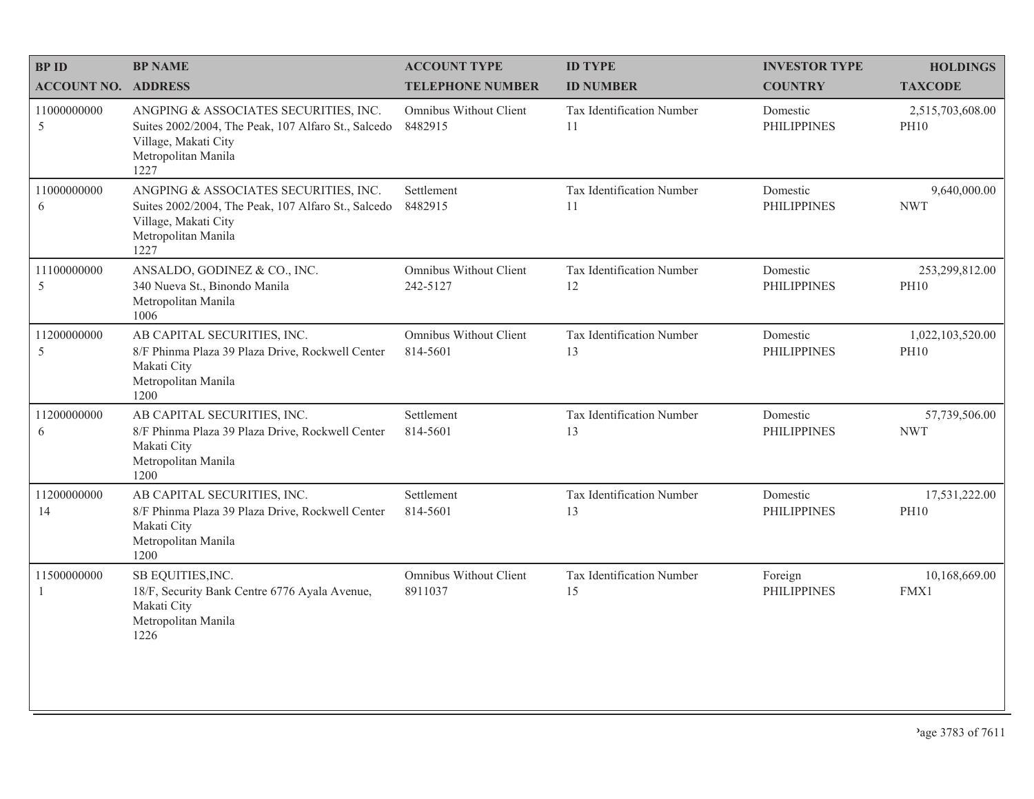| BP ID<br>ACCOUNT NO. | BP NAME<br>ADDRESS | ACCOUNT TYPE<br>TELEPHONE NUMBER | ID TYPE<br>ID NUMBER | INVESTOR TYPE<br>COUNTRY | HOLDINGS<br>TAXCODE |
|---|---|---|---|---|---|
| 11000000000<br>5 | ANGPING & ASSOCIATES SECURITIES, INC.<br>Suites 2002/2004, The Peak, 107 Alfaro St., Salcedo Village, Makati City<br>Metropolitan Manila<br>1227 | Omnibus Without Client<br>8482915 | Tax Identification Number<br>11 | Domestic<br>PHILIPPINES | 2,515,703,608.00<br>PH10 |
| 11000000000<br>6 | ANGPING & ASSOCIATES SECURITIES, INC.<br>Suites 2002/2004, The Peak, 107 Alfaro St., Salcedo Village, Makati City<br>Metropolitan Manila<br>1227 | Settlement<br>8482915 | Tax Identification Number<br>11 | Domestic<br>PHILIPPINES | 9,640,000.00<br>NWT |
| 11100000000<br>5 | ANSALDO, GODINEZ & CO., INC.<br>340 Nueva St., Binondo Manila<br>Metropolitan Manila<br>1006 | Omnibus Without Client<br>242-5127 | Tax Identification Number<br>12 | Domestic<br>PHILIPPINES | 253,299,812.00<br>PH10 |
| 11200000000<br>5 | AB CAPITAL SECURITIES, INC.<br>8/F Phinma Plaza 39 Plaza Drive, Rockwell Center Makati City<br>Metropolitan Manila<br>1200 | Omnibus Without Client<br>814-5601 | Tax Identification Number<br>13 | Domestic<br>PHILIPPINES | 1,022,103,520.00<br>PH10 |
| 11200000000<br>6 | AB CAPITAL SECURITIES, INC.<br>8/F Phinma Plaza 39 Plaza Drive, Rockwell Center Makati City<br>Metropolitan Manila<br>1200 | Settlement<br>814-5601 | Tax Identification Number<br>13 | Domestic<br>PHILIPPINES | 57,739,506.00<br>NWT |
| 11200000000<br>14 | AB CAPITAL SECURITIES, INC.<br>8/F Phinma Plaza 39 Plaza Drive, Rockwell Center Makati City<br>Metropolitan Manila<br>1200 | Settlement<br>814-5601 | Tax Identification Number<br>13 | Domestic<br>PHILIPPINES | 17,531,222.00<br>PH10 |
| 11500000000<br>1 | SB EQUITIES,INC.<br>18/F, Security Bank Centre 6776 Ayala Avenue, Makati City<br>Metropolitan Manila<br>1226 | Omnibus Without Client<br>8911037 | Tax Identification Number<br>15 | Foreign<br>PHILIPPINES | 10,168,669.00<br>FMX1 |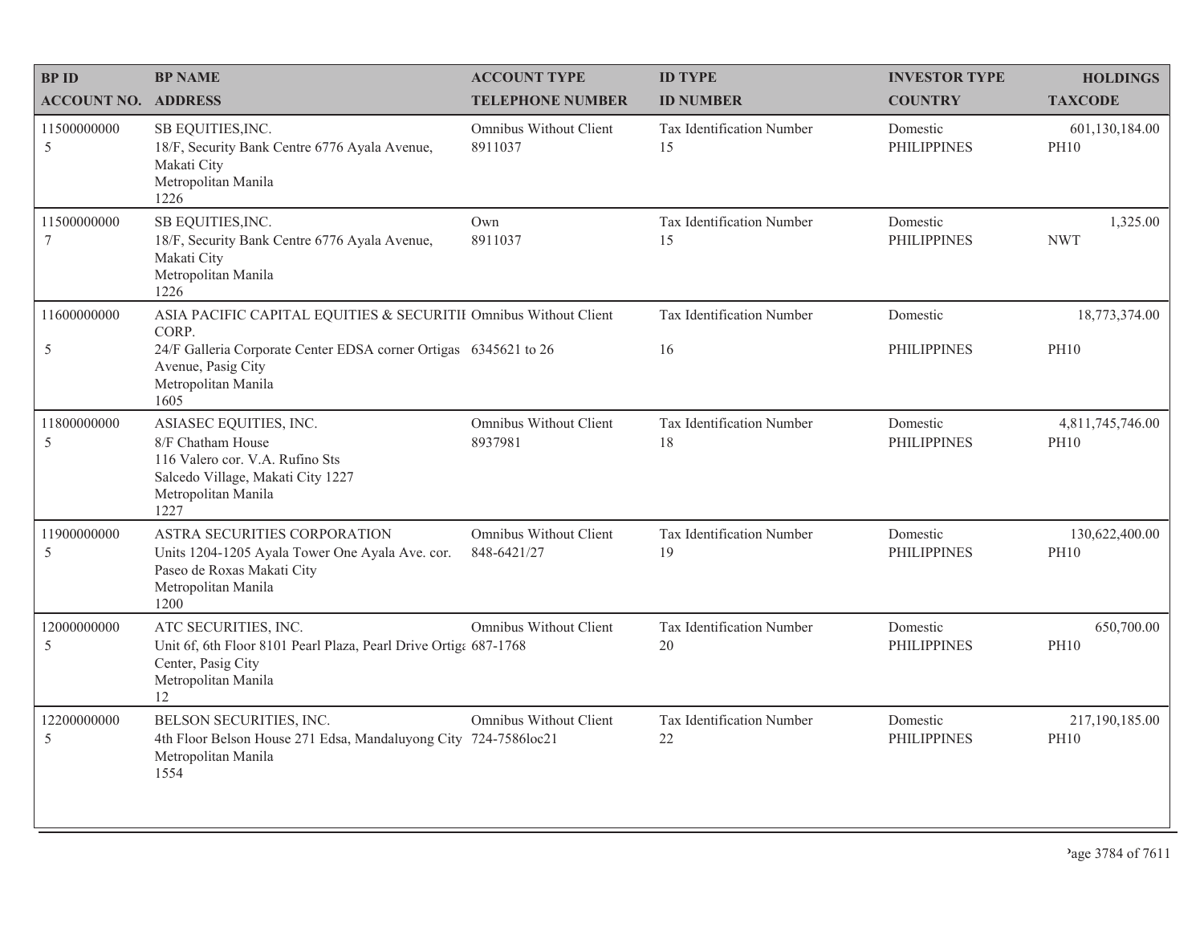| BP ID | BP NAME | ACCOUNT TYPE | ID TYPE | INVESTOR TYPE | HOLDINGS |
|---|---|---|---|---|---|
| ACCOUNT NO. | ADDRESS | TELEPHONE NUMBER | ID NUMBER | COUNTRY | TAXCODE |
| 11500000000 5 | SB EQUITIES,INC. 18/F, Security Bank Centre 6776 Ayala Avenue, Makati City Metropolitan Manila 1226 | Omnibus Without Client 8911037 | Tax Identification Number 15 | Domestic PHILIPPINES | 601,130,184.00 PH10 |
| 11500000000 7 | SB EQUITIES,INC. 18/F, Security Bank Centre 6776 Ayala Avenue, Makati City Metropolitan Manila 1226 | Own 8911037 | Tax Identification Number 15 | Domestic PHILIPPINES | 1,325.00 NWT |
| 11600000000 5 | ASIA PACIFIC CAPITAL EQUITIES & SECURITIE CORP. 24/F Galleria Corporate Center EDSA corner Ortigas Avenue, Pasig City Metropolitan Manila 1605 | Omnibus Without Client 6345621 to 26 | Tax Identification Number 16 | Domestic PHILIPPINES | 18,773,374.00 PH10 |
| 11800000000 5 | ASIASEC EQUITIES, INC. 8/F Chatham House 116 Valero cor. V.A. Rufino Sts Salcedo Village, Makati City 1227 Metropolitan Manila 1227 | Omnibus Without Client 8937981 | Tax Identification Number 18 | Domestic PHILIPPINES | 4,811,745,746.00 PH10 |
| 11900000000 5 | ASTRA SECURITIES CORPORATION Units 1204-1205 Ayala Tower One Ayala Ave. cor. Paseo de Roxas Makati City Metropolitan Manila 1200 | Omnibus Without Client 848-6421/27 | Tax Identification Number 19 | Domestic PHILIPPINES | 130,622,400.00 PH10 |
| 12000000000 5 | ATC SECURITIES, INC. Unit 6f, 6th Floor 8101 Pearl Plaza, Pearl Drive Ortiga Center, Pasig City Metropolitan Manila 12 | Omnibus Without Client 687-1768 | Tax Identification Number 20 | Domestic PHILIPPINES | 650,700.00 PH10 |
| 12200000000 5 | BELSON SECURITIES, INC. 4th Floor Belson House 271 Edsa, Mandaluyong City Metropolitan Manila 1554 | Omnibus Without Client 724-7586loc21 | Tax Identification Number 22 | Domestic PHILIPPINES | 217,190,185.00 PH10 |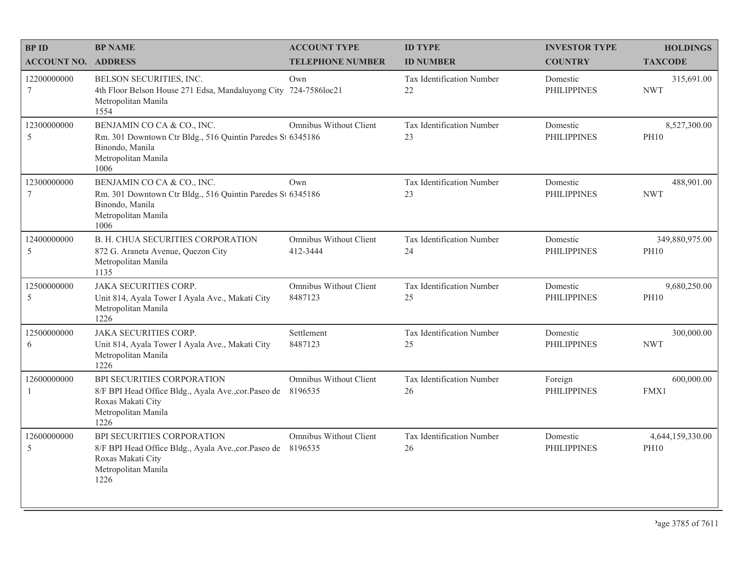| BP ID<br>ACCOUNT NO. | BP NAME<br>ADDRESS | ACCOUNT TYPE<br>TELEPHONE NUMBER | ID TYPE<br>ID NUMBER | INVESTOR TYPE<br>COUNTRY | HOLDINGS<br>TAXCODE |
|---|---|---|---|---|---|
| 12200000000<br>7 | BELSON SECURITIES, INC.<br>4th Floor Belson House 271 Edsa, Mandaluyong City<br>Metropolitan Manila<br>1554 | Own<br>724-7586loc21 | Tax Identification Number<br>22 | Domestic<br>PHILIPPINES | 315,691.00<br>NWT |
| 12300000000<br>5 | BENJAMIN CO CA & CO., INC.<br>Rm. 301 Downtown Ctr Bldg., 516 Quintin Paredes St<br>Binondo, Manila<br>Metropolitan Manila<br>1006 | Omnibus Without Client<br>6345186 | Tax Identification Number<br>23 | Domestic<br>PHILIPPINES | 8,527,300.00<br>PH10 |
| 12300000000<br>7 | BENJAMIN CO CA & CO., INC.<br>Rm. 301 Downtown Ctr Bldg., 516 Quintin Paredes St<br>Binondo, Manila<br>Metropolitan Manila<br>1006 | Own<br>6345186 | Tax Identification Number<br>23 | Domestic<br>PHILIPPINES | 488,901.00<br>NWT |
| 12400000000<br>5 | B. H. CHUA SECURITIES CORPORATION<br>872 G. Araneta Avenue, Quezon City<br>Metropolitan Manila<br>1135 | Omnibus Without Client<br>412-3444 | Tax Identification Number<br>24 | Domestic<br>PHILIPPINES | 349,880,975.00<br>PH10 |
| 12500000000<br>5 | JAKA SECURITIES CORP.<br>Unit 814, Ayala Tower I Ayala Ave., Makati City<br>Metropolitan Manila<br>1226 | Omnibus Without Client<br>8487123 | Tax Identification Number<br>25 | Domestic<br>PHILIPPINES | 9,680,250.00<br>PH10 |
| 12500000000<br>6 | JAKA SECURITIES CORP.<br>Unit 814, Ayala Tower I Ayala Ave., Makati City<br>Metropolitan Manila<br>1226 | Settlement<br>8487123 | Tax Identification Number<br>25 | Domestic<br>PHILIPPINES | 300,000.00<br>NWT |
| 12600000000<br>1 | BPI SECURITIES CORPORATION<br>8/F BPI Head Office Bldg., Ayala Ave.,cor.Paseo de<br>Roxas Makati City<br>Metropolitan Manila<br>1226 | Omnibus Without Client<br>8196535 | Tax Identification Number<br>26 | Foreign<br>PHILIPPINES | 600,000.00<br>FMX1 |
| 12600000000<br>5 | BPI SECURITIES CORPORATION<br>8/F BPI Head Office Bldg., Ayala Ave.,cor.Paseo de<br>Roxas Makati City<br>Metropolitan Manila<br>1226 | Omnibus Without Client<br>8196535 | Tax Identification Number<br>26 | Domestic<br>PHILIPPINES | 4,644,159,330.00<br>PH10 |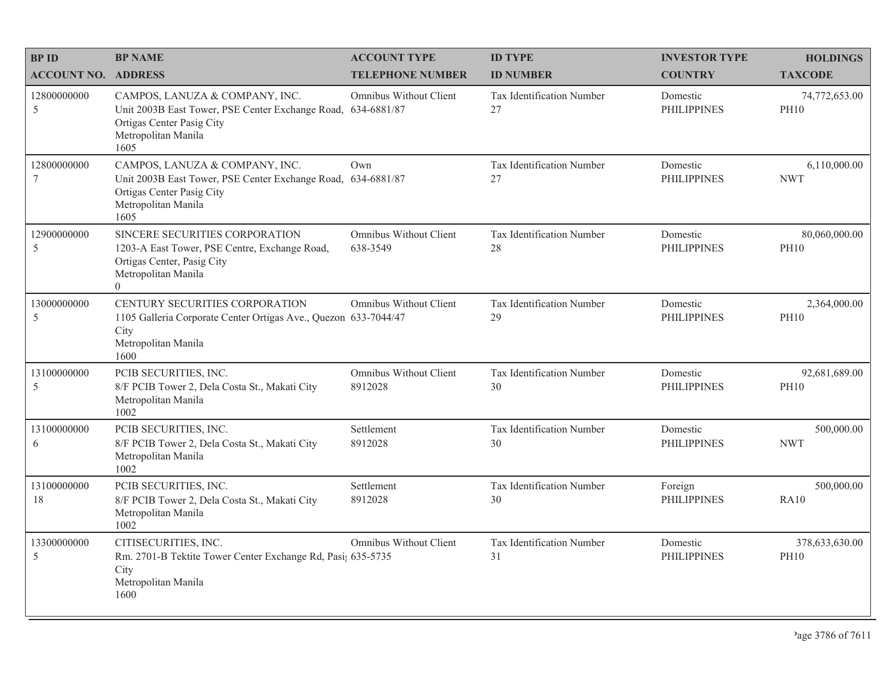| BP ID<br>ACCOUNT NO. | BP NAME<br>ADDRESS | ACCOUNT TYPE<br>TELEPHONE NUMBER | ID TYPE<br>ID NUMBER | INVESTOR TYPE<br>COUNTRY | HOLDINGS<br>TAXCODE |
|---|---|---|---|---|---|
| 12800000000<br>5 | CAMPOS, LANUZA & COMPANY, INC.<br>Unit 2003B East Tower, PSE Center Exchange Road, Ortigas Center Pasig City<br>Metropolitan Manila<br>1605 | Omnibus Without Client<br>634-6881/87 | Tax Identification Number<br>27 | Domestic<br>PHILIPPINES | 74,772,653.00<br>PH10 |
| 12800000000<br>7 | CAMPOS, LANUZA & COMPANY, INC.<br>Unit 2003B East Tower, PSE Center Exchange Road, Ortigas Center Pasig City<br>Metropolitan Manila<br>1605 | Own<br>634-6881/87 | Tax Identification Number<br>27 | Domestic<br>PHILIPPINES | 6,110,000.00<br>NWT |
| 12900000000<br>5 | SINCERE SECURITIES CORPORATION<br>1203-A East Tower, PSE Centre, Exchange Road, Ortigas Center, Pasig City<br>Metropolitan Manila<br>0 | Omnibus Without Client<br>638-3549 | Tax Identification Number<br>28 | Domestic<br>PHILIPPINES | 80,060,000.00<br>PH10 |
| 13000000000<br>5 | CENTURY SECURITIES CORPORATION<br>1105 Galleria Corporate Center Ortigas Ave., Quezon City<br>Metropolitan Manila<br>1600 | Omnibus Without Client<br>633-7044/47 | Tax Identification Number<br>29 | Domestic<br>PHILIPPINES | 2,364,000.00<br>PH10 |
| 13100000000<br>5 | PCIB SECURITIES, INC.<br>8/F PCIB Tower 2, Dela Costa St., Makati City<br>Metropolitan Manila<br>1002 | Omnibus Without Client<br>8912028 | Tax Identification Number<br>30 | Domestic<br>PHILIPPINES | 92,681,689.00<br>PH10 |
| 13100000000<br>6 | PCIB SECURITIES, INC.<br>8/F PCIB Tower 2, Dela Costa St., Makati City<br>Metropolitan Manila<br>1002 | Settlement<br>8912028 | Tax Identification Number<br>30 | Domestic<br>PHILIPPINES | 500,000.00<br>NWT |
| 13100000000<br>18 | PCIB SECURITIES, INC.<br>8/F PCIB Tower 2, Dela Costa St., Makati City<br>Metropolitan Manila<br>1002 | Settlement<br>8912028 | Tax Identification Number<br>30 | Foreign<br>PHILIPPINES | 500,000.00<br>RA10 |
| 13300000000<br>5 | CITISECURITIES, INC.<br>Rm. 2701-B Tektite Tower Center Exchange Rd, Pasig City<br>Metropolitan Manila<br>1600 | Omnibus Without Client<br>635-5735 | Tax Identification Number<br>31 | Domestic<br>PHILIPPINES | 378,633,630.00<br>PH10 |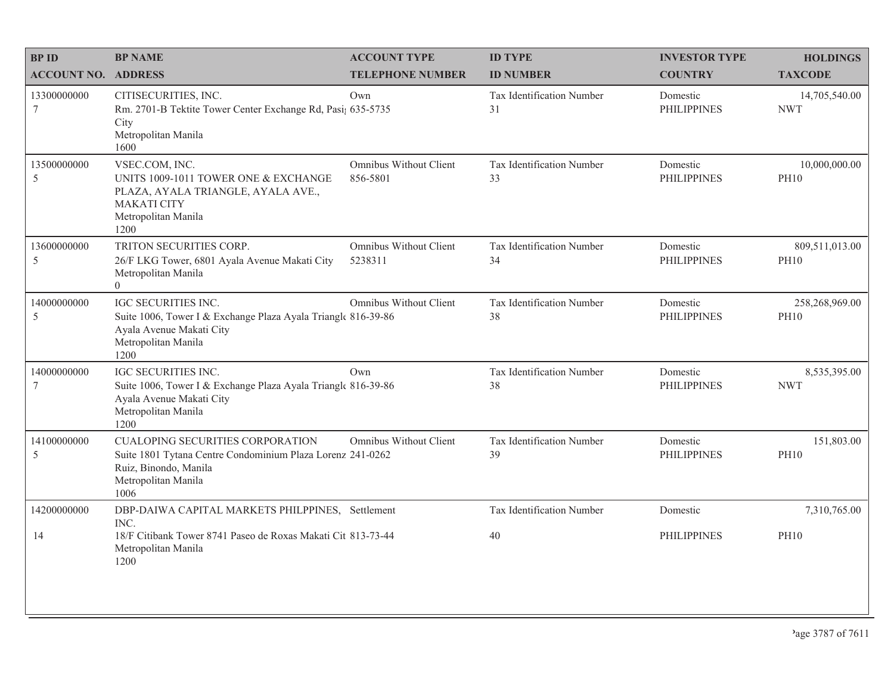| BP ID<br>ACCOUNT NO. | BP NAME<br>ADDRESS | ACCOUNT TYPE<br>TELEPHONE NUMBER | ID TYPE<br>ID NUMBER | INVESTOR TYPE<br>COUNTRY | HOLDINGS<br>TAXCODE |
|---|---|---|---|---|---|
| 13300000000<br>7 | CITISECURITIES, INC.<br>Rm. 2701-B Tektite Tower Center Exchange Rd, Pasi City<br>Metropolitan Manila<br>1600 | Own<br>635-5735 | Tax Identification Number<br>31 | Domestic<br>PHILIPPINES | 14,705,540.00<br>NWT |
| 13500000000<br>5 | VSEC.COM, INC.<br>UNITS 1009-1011 TOWER ONE & EXCHANGE PLAZA, AYALA TRIANGLE, AYALA AVE., MAKATI CITY<br>Metropolitan Manila<br>1200 | Omnibus Without Client<br>856-5801 | Tax Identification Number<br>33 | Domestic<br>PHILIPPINES | 10,000,000.00<br>PH10 |
| 13600000000<br>5 | TRITON SECURITIES CORP.<br>26/F LKG Tower, 6801 Ayala Avenue Makati City<br>Metropolitan Manila<br>0 | Omnibus Without Client<br>5238311 | Tax Identification Number<br>34 | Domestic<br>PHILIPPINES | 809,511,013.00<br>PH10 |
| 14000000000<br>5 | IGC SECURITIES INC.<br>Suite 1006, Tower I & Exchange Plaza Ayala Triangl Ayala Avenue Makati City<br>Metropolitan Manila<br>1200 | Omnibus Without Client<br>816-39-86 | Tax Identification Number<br>38 | Domestic<br>PHILIPPINES | 258,268,969.00<br>PH10 |
| 14000000000<br>7 | IGC SECURITIES INC.<br>Suite 1006, Tower I & Exchange Plaza Ayala Triangl Ayala Avenue Makati City<br>Metropolitan Manila<br>1200 | Own<br>816-39-86 | Tax Identification Number<br>38 | Domestic<br>PHILIPPINES | 8,535,395.00<br>NWT |
| 14100000000<br>5 | CUALOPING SECURITIES CORPORATION<br>Suite 1801 Tytana Centre Condominium Plaza Lorenz Ruiz, Binondo, Manila<br>Metropolitan Manila<br>1006 | Omnibus Without Client<br>241-0262 | Tax Identification Number<br>39 | Domestic<br>PHILIPPINES | 151,803.00<br>PH10 |
| 14200000000<br>14 | DBP-DAIWA CAPITAL MARKETS PHILPPINES, INC.<br>18/F Citibank Tower 8741 Paseo de Roxas Makati Cit<br>Metropolitan Manila<br>1200 | Settlement<br>813-73-44 | Tax Identification Number<br>40 | Domestic<br>PHILIPPINES | 7,310,765.00<br>PH10 |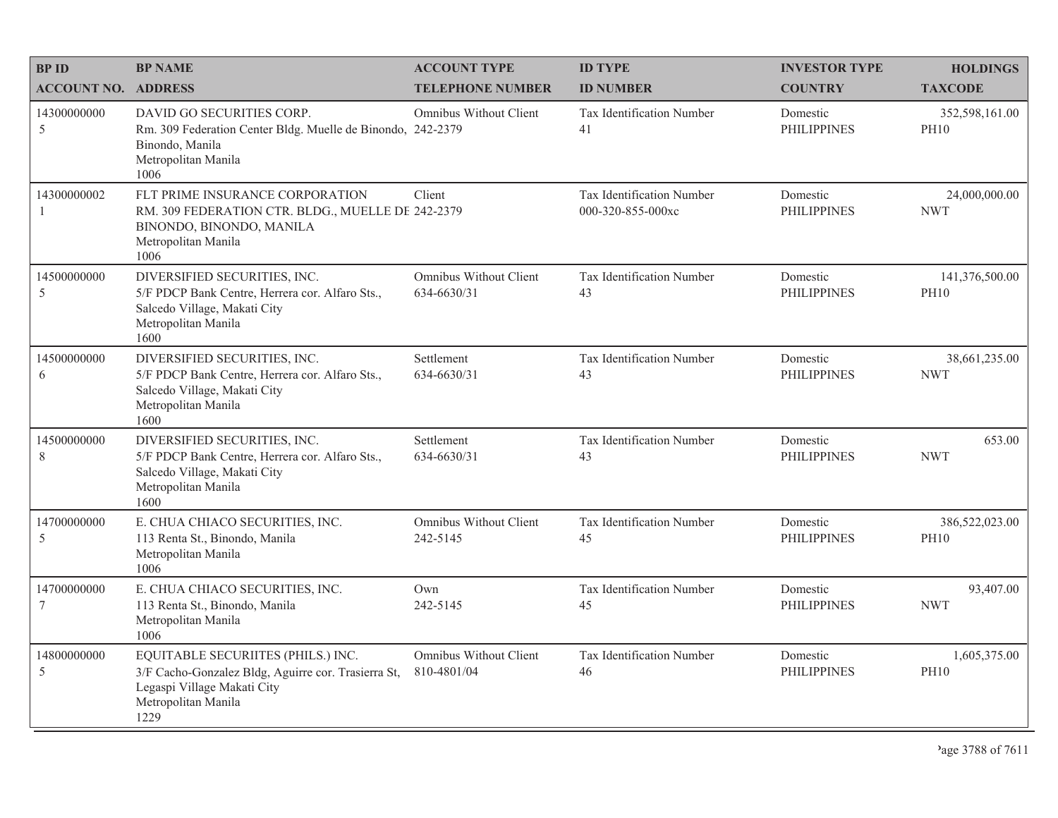| BP ID<br>ACCOUNT NO. | BP NAME<br>ADDRESS | ACCOUNT TYPE<br>TELEPHONE NUMBER | ID TYPE<br>ID NUMBER | INVESTOR TYPE<br>COUNTRY | HOLDINGS<br>TAXCODE |
|---|---|---|---|---|---|
| 14300000000<br>5 | DAVID GO SECURITIES CORP.<br>Rm. 309 Federation Center Bldg. Muelle de Binondo, Binondo, Manila<br>Metropolitan Manila<br>1006 | Omnibus Without Client<br>242-2379 | Tax Identification Number<br>41 | Domestic<br>PHILIPPINES | 352,598,161.00<br>PH10 |
| 14300000002<br>1 | FLT PRIME INSURANCE CORPORATION<br>RM. 309 FEDERATION CTR. BLDG., MUELLE DE BINONDO, BINONDO, MANILA<br>Metropolitan Manila<br>1006 | Client<br>242-2379 | Tax Identification Number<br>000-320-855-000xc | Domestic<br>PHILIPPINES | 24,000,000.00<br>NWT |
| 14500000000<br>5 | DIVERSIFIED SECURITIES, INC.<br>5/F PDCP Bank Centre, Herrera cor. Alfaro Sts., Salcedo Village, Makati City<br>Metropolitan Manila<br>1600 | Omnibus Without Client<br>634-6630/31 | Tax Identification Number<br>43 | Domestic<br>PHILIPPINES | 141,376,500.00<br>PH10 |
| 14500000000<br>6 | DIVERSIFIED SECURITIES, INC.<br>5/F PDCP Bank Centre, Herrera cor. Alfaro Sts., Salcedo Village, Makati City<br>Metropolitan Manila<br>1600 | Settlement<br>634-6630/31 | Tax Identification Number<br>43 | Domestic<br>PHILIPPINES | 38,661,235.00<br>NWT |
| 14500000000<br>8 | DIVERSIFIED SECURITIES, INC.<br>5/F PDCP Bank Centre, Herrera cor. Alfaro Sts., Salcedo Village, Makati City<br>Metropolitan Manila<br>1600 | Settlement<br>634-6630/31 | Tax Identification Number<br>43 | Domestic<br>PHILIPPINES | 653.00<br>NWT |
| 14700000000<br>5 | E. CHUA CHIACO SECURITIES, INC.<br>113 Renta St., Binondo, Manila<br>Metropolitan Manila<br>1006 | Omnibus Without Client<br>242-5145 | Tax Identification Number<br>45 | Domestic<br>PHILIPPINES | 386,522,023.00<br>PH10 |
| 14700000000<br>7 | E. CHUA CHIACO SECURITIES, INC.<br>113 Renta St., Binondo, Manila<br>Metropolitan Manila<br>1006 | Own<br>242-5145 | Tax Identification Number<br>45 | Domestic<br>PHILIPPINES | 93,407.00<br>NWT |
| 14800000000<br>5 | EQUITABLE SECURIITES (PHILS.) INC.<br>3/F Cacho-Gonzalez Bldg, Aguirre cor. Trasierra St, Legaspi Village Makati City<br>Metropolitan Manila<br>1229 | Omnibus Without Client<br>810-4801/04 | Tax Identification Number<br>46 | Domestic<br>PHILIPPINES | 1,605,375.00<br>PH10 |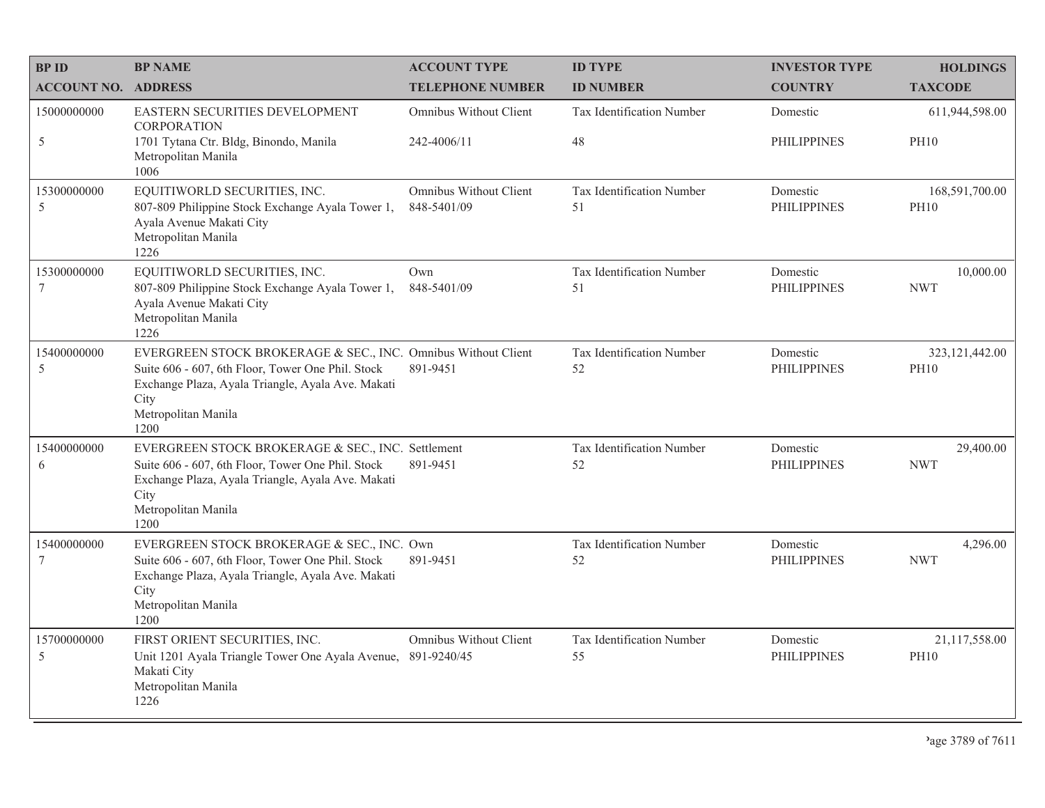| BP ID<br>ACCOUNT NO. | BP NAME<br>ADDRESS | ACCOUNT TYPE<br>TELEPHONE NUMBER | ID TYPE<br>ID NUMBER | INVESTOR TYPE<br>COUNTRY | HOLDINGS<br>TAXCODE |
|---|---|---|---|---|---|
| 15000000000<br>5 | EASTERN SECURITIES DEVELOPMENT CORPORATION<br>1701 Tytana Ctr. Bldg, Binondo, Manila<br>Metropolitan Manila<br>1006 | Omnibus Without Client<br>242-4006/11 | Tax Identification Number<br>48 | Domestic<br>PHILIPPINES | 611,944,598.00<br>PH10 |
| 15300000000<br>5 | EQUITIWORLD SECURITIES, INC.<br>807-809 Philippine Stock Exchange Ayala Tower 1, Ayala Avenue Makati City<br>Metropolitan Manila<br>1226 | Omnibus Without Client<br>848-5401/09 | Tax Identification Number<br>51 | Domestic<br>PHILIPPINES | 168,591,700.00<br>PH10 |
| 15300000000<br>7 | EQUITIWORLD SECURITIES, INC.<br>807-809 Philippine Stock Exchange Ayala Tower 1, Ayala Avenue Makati City<br>Metropolitan Manila<br>1226 | Own<br>848-5401/09 | Tax Identification Number<br>51 | Domestic<br>PHILIPPINES | 10,000.00<br>NWT |
| 15400000000<br>5 | EVERGREEN STOCK BROKERAGE & SEC., INC.<br>Suite 606 - 607, 6th Floor, Tower One Phil. Stock Exchange Plaza, Ayala Triangle, Ayala Ave. Makati City<br>Metropolitan Manila<br>1200 | Omnibus Without Client<br>891-9451 | Tax Identification Number<br>52 | Domestic<br>PHILIPPINES | 323,121,442.00<br>PH10 |
| 15400000000<br>6 | EVERGREEN STOCK BROKERAGE & SEC., INC.<br>Suite 606 - 607, 6th Floor, Tower One Phil. Stock Exchange Plaza, Ayala Triangle, Ayala Ave. Makati City<br>Metropolitan Manila<br>1200 | Settlement<br>891-9451 | Tax Identification Number<br>52 | Domestic<br>PHILIPPINES | 29,400.00<br>NWT |
| 15400000000<br>7 | EVERGREEN STOCK BROKERAGE & SEC., INC.<br>Suite 606 - 607, 6th Floor, Tower One Phil. Stock Exchange Plaza, Ayala Triangle, Ayala Ave. Makati City<br>Metropolitan Manila<br>1200 | Own<br>891-9451 | Tax Identification Number<br>52 | Domestic<br>PHILIPPINES | 4,296.00<br>NWT |
| 15700000000<br>5 | FIRST ORIENT SECURITIES, INC.<br>Unit 1201 Ayala Triangle Tower One Ayala Avenue, Makati City<br>Metropolitan Manila<br>1226 | Omnibus Without Client<br>891-9240/45 | Tax Identification Number<br>55 | Domestic<br>PHILIPPINES | 21,117,558.00<br>PH10 |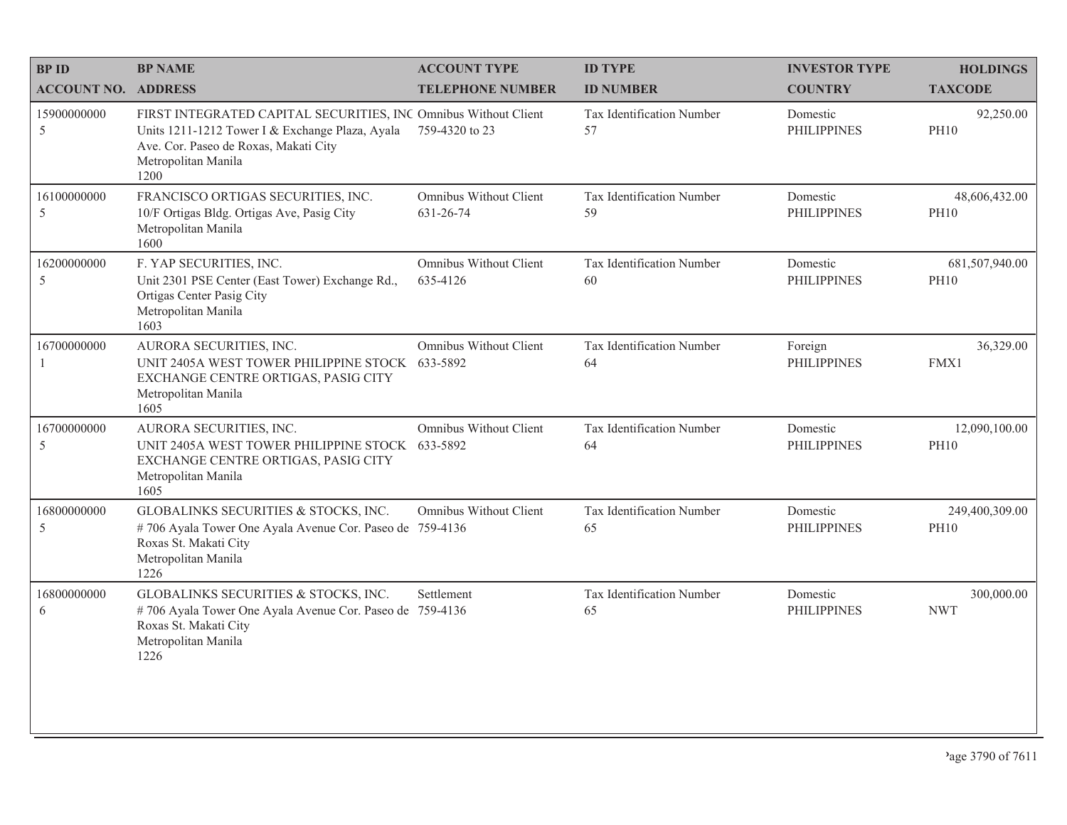| BP ID<br>ACCOUNT NO. | BP NAME<br>ADDRESS | ACCOUNT TYPE<br>TELEPHONE NUMBER | ID TYPE<br>ID NUMBER | INVESTOR TYPE<br>COUNTRY | HOLDINGS<br>TAXCODE |
|---|---|---|---|---|---|
| 15900000000<br>5 | FIRST INTEGRATED CAPITAL SECURITIES, INC<br>Units 1211-1212 Tower I & Exchange Plaza, Ayala Ave. Cor. Paseo de Roxas, Makati City<br>Metropolitan Manila<br>1200 | Omnibus Without Client<br>759-4320 to 23 | Tax Identification Number<br>57 | Domestic<br>PHILIPPINES | 92,250.00<br>PH10 |
| 16100000000<br>5 | FRANCISCO ORTIGAS SECURITIES, INC.<br>10/F Ortigas Bldg. Ortigas Ave, Pasig City<br>Metropolitan Manila<br>1600 | Omnibus Without Client<br>631-26-74 | Tax Identification Number<br>59 | Domestic<br>PHILIPPINES | 48,606,432.00<br>PH10 |
| 16200000000<br>5 | F. YAP SECURITIES, INC.<br>Unit 2301 PSE Center (East Tower) Exchange Rd., Ortigas Center Pasig City<br>Metropolitan Manila<br>1603 | Omnibus Without Client<br>635-4126 | Tax Identification Number<br>60 | Domestic<br>PHILIPPINES | 681,507,940.00<br>PH10 |
| 16700000000<br>1 | AURORA SECURITIES, INC.<br>UNIT 2405A WEST TOWER PHILIPPINE STOCK EXCHANGE CENTRE ORTIGAS, PASIG CITY<br>Metropolitan Manila<br>1605 | Omnibus Without Client<br>633-5892 | Tax Identification Number<br>64 | Foreign<br>PHILIPPINES | 36,329.00<br>FMX1 |
| 16700000000<br>5 | AURORA SECURITIES, INC.<br>UNIT 2405A WEST TOWER PHILIPPINE STOCK EXCHANGE CENTRE ORTIGAS, PASIG CITY<br>Metropolitan Manila<br>1605 | Omnibus Without Client<br>633-5892 | Tax Identification Number<br>64 | Domestic<br>PHILIPPINES | 12,090,100.00<br>PH10 |
| 16800000000<br>5 | GLOBALINKS SECURITIES & STOCKS, INC.<br># 706 Ayala Tower One Ayala Avenue Cor. Paseo de Roxas St. Makati City<br>Metropolitan Manila<br>1226 | Omnibus Without Client<br>759-4136 | Tax Identification Number<br>65 | Domestic<br>PHILIPPINES | 249,400,309.00<br>PH10 |
| 16800000000<br>6 | GLOBALINKS SECURITIES & STOCKS, INC.<br># 706 Ayala Tower One Ayala Avenue Cor. Paseo de Roxas St. Makati City<br>Metropolitan Manila<br>1226 | Settlement<br>759-4136 | Tax Identification Number<br>65 | Domestic<br>PHILIPPINES | 300,000.00<br>NWT |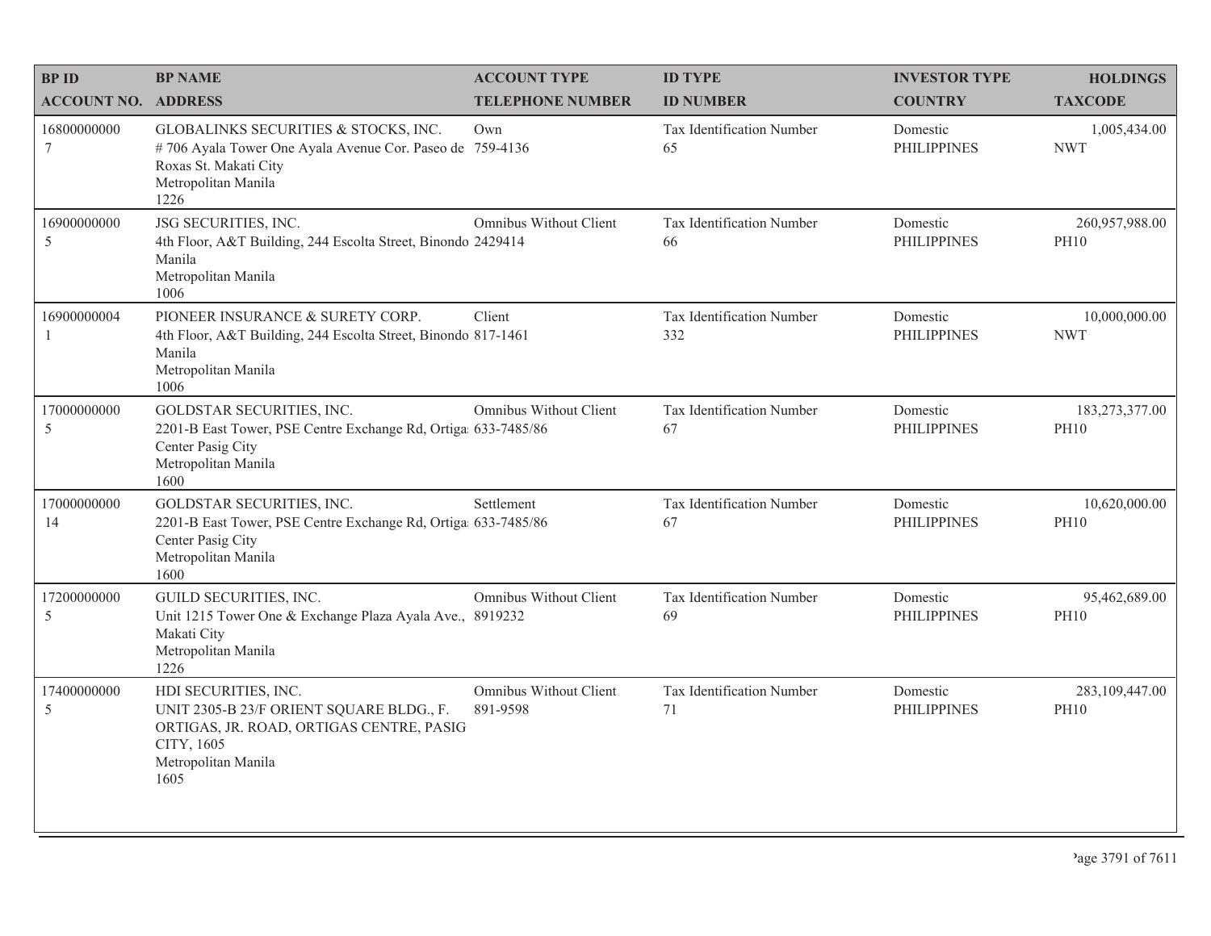| BP ID<br>ACCOUNT NO. | BP NAME<br>ADDRESS | ACCOUNT TYPE<br>TELEPHONE NUMBER | ID TYPE<br>ID NUMBER | INVESTOR TYPE<br>COUNTRY | HOLDINGS<br>TAXCODE |
|---|---|---|---|---|---|
| 16800000000<br>7 | GLOBALINKS SECURITIES & STOCKS, INC.<br># 706 Ayala Tower One Ayala Avenue Cor. Paseo de Roxas St. Makati City<br>Metropolitan Manila<br>1226 | Own<br>759-4136 | Tax Identification Number<br>65 | Domestic<br>PHILIPPINES | 1,005,434.00<br>NWT |
| 16900000000<br>5 | JSG SECURITIES, INC.<br>4th Floor, A&T Building, 244 Escolta Street, Binondo Manila<br>Metropolitan Manila<br>1006 | Omnibus Without Client<br>2429414 | Tax Identification Number<br>66 | Domestic<br>PHILIPPINES | 260,957,988.00<br>PH10 |
| 16900000004<br>1 | PIONEER INSURANCE & SURETY CORP.<br>4th Floor, A&T Building, 244 Escolta Street, Binondo Manila<br>Metropolitan Manila<br>1006 | Client<br>817-1461 | Tax Identification Number<br>332 | Domestic<br>PHILIPPINES | 10,000,000.00<br>NWT |
| 17000000000<br>5 | GOLDSTAR SECURITIES, INC.<br>2201-B East Tower, PSE Centre Exchange Rd, Ortigas Center Pasig City<br>Metropolitan Manila<br>1600 | Omnibus Without Client<br>633-7485/86 | Tax Identification Number<br>67 | Domestic<br>PHILIPPINES | 183,273,377.00<br>PH10 |
| 17000000000<br>14 | GOLDSTAR SECURITIES, INC.<br>2201-B East Tower, PSE Centre Exchange Rd, Ortigas Center Pasig City<br>Metropolitan Manila<br>1600 | Settlement<br>633-7485/86 | Tax Identification Number<br>67 | Domestic<br>PHILIPPINES | 10,620,000.00<br>PH10 |
| 17200000000<br>5 | GUILD SECURITIES, INC.<br>Unit 1215 Tower One & Exchange Plaza Ayala Ave., Makati City<br>Metropolitan Manila<br>1226 | Omnibus Without Client<br>8919232 | Tax Identification Number<br>69 | Domestic<br>PHILIPPINES | 95,462,689.00<br>PH10 |
| 17400000000<br>5 | HDI SECURITIES, INC.<br>UNIT 2305-B 23/F ORIENT SQUARE BLDG., F. ORTIGAS, JR. ROAD, ORTIGAS CENTRE, PASIG CITY, 1605<br>Metropolitan Manila<br>1605 | Omnibus Without Client<br>891-9598 | Tax Identification Number<br>71 | Domestic<br>PHILIPPINES | 283,109,447.00<br>PH10 |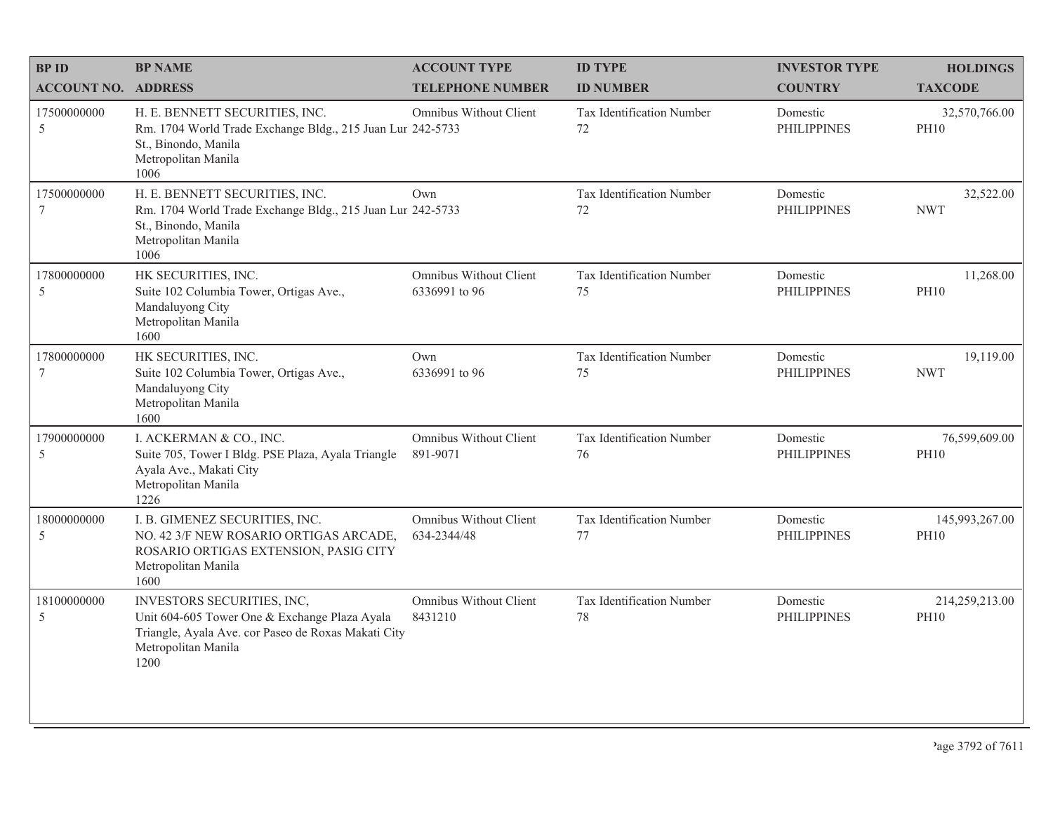| BP ID<br>ACCOUNT NO. | BP NAME<br>ADDRESS | ACCOUNT TYPE<br>TELEPHONE NUMBER | ID TYPE<br>ID NUMBER | INVESTOR TYPE<br>COUNTRY | HOLDINGS<br>TAXCODE |
|---|---|---|---|---|---|
| 17500000000<br>5 | H. E. BENNETT SECURITIES, INC.<br>Rm. 1704 World Trade Exchange Bldg., 215 Juan Lur St., Binondo, Manila<br>Metropolitan Manila<br>1006 | Omnibus Without Client<br>242-5733 | Tax Identification Number<br>72 | Domestic<br>PHILIPPINES | 32,570,766.00<br>PH10 |
| 17500000000<br>7 | H. E. BENNETT SECURITIES, INC.<br>Rm. 1704 World Trade Exchange Bldg., 215 Juan Lur St., Binondo, Manila<br>Metropolitan Manila<br>1006 | Own<br>242-5733 | Tax Identification Number<br>72 | Domestic<br>PHILIPPINES | 32,522.00<br>NWT |
| 17800000000<br>5 | HK SECURITIES, INC.<br>Suite 102 Columbia Tower, Ortigas Ave., Mandaluyong City<br>Metropolitan Manila<br>1600 | Omnibus Without Client<br>6336991 to 96 | Tax Identification Number<br>75 | Domestic<br>PHILIPPINES | 11,268.00<br>PH10 |
| 17800000000<br>7 | HK SECURITIES, INC.<br>Suite 102 Columbia Tower, Ortigas Ave., Mandaluyong City<br>Metropolitan Manila<br>1600 | Own<br>6336991 to 96 | Tax Identification Number<br>75 | Domestic<br>PHILIPPINES | 19,119.00<br>NWT |
| 17900000000<br>5 | I. ACKERMAN & CO., INC.<br>Suite 705, Tower I Bldg. PSE Plaza, Ayala Triangle Ayala Ave., Makati City<br>Metropolitan Manila<br>1226 | Omnibus Without Client<br>891-9071 | Tax Identification Number<br>76 | Domestic<br>PHILIPPINES | 76,599,609.00<br>PH10 |
| 18000000000<br>5 | I. B. GIMENEZ SECURITIES, INC.<br>NO. 42 3/F NEW ROSARIO ORTIGAS ARCADE, ROSARIO ORTIGAS EXTENSION, PASIG CITY<br>Metropolitan Manila<br>1600 | Omnibus Without Client<br>634-2344/48 | Tax Identification Number<br>77 | Domestic<br>PHILIPPINES | 145,993,267.00<br>PH10 |
| 18100000000<br>5 | INVESTORS SECURITIES, INC,<br>Unit 604-605 Tower One & Exchange Plaza Ayala Triangle, Ayala Ave. cor Paseo de Roxas Makati City<br>Metropolitan Manila<br>1200 | Omnibus Without Client<br>8431210 | Tax Identification Number<br>78 | Domestic<br>PHILIPPINES | 214,259,213.00<br>PH10 |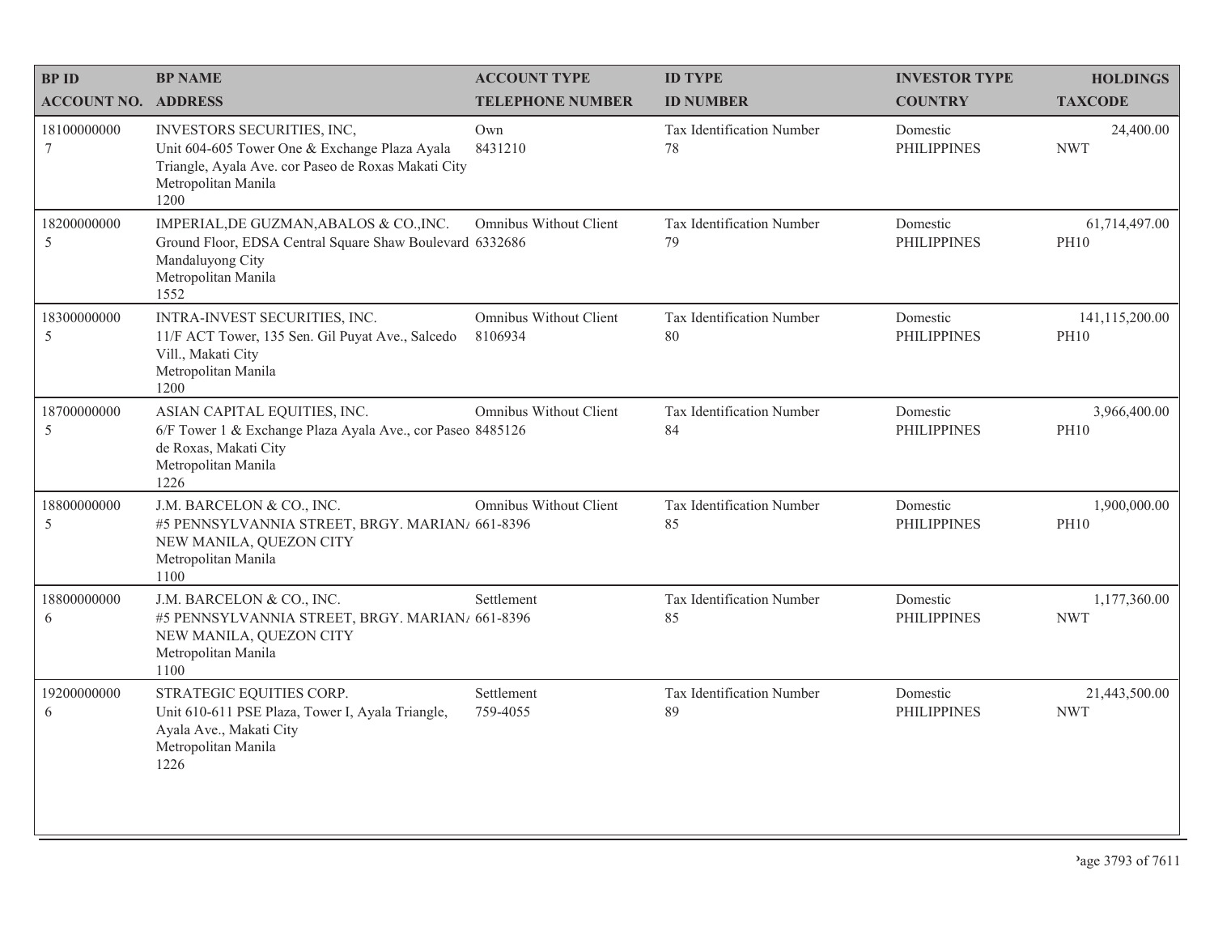| BP ID<br>ACCOUNT NO. | BP NAME<br>ADDRESS | ACCOUNT TYPE<br>TELEPHONE NUMBER | ID TYPE<br>ID NUMBER | INVESTOR TYPE<br>COUNTRY | HOLDINGS<br>TAXCODE |
|---|---|---|---|---|---|
| 18100000000<br>7 | INVESTORS SECURITIES, INC,<br>Unit 604-605 Tower One & Exchange Plaza Ayala Triangle, Ayala Ave. cor Paseo de Roxas Makati City<br>Metropolitan Manila<br>1200 | Own<br>8431210 | Tax Identification Number<br>78 | Domestic<br>PHILIPPINES | 24,400.00<br>NWT |
| 18200000000<br>5 | IMPERIAL,DE GUZMAN,ABALOS & CO.,INC.<br>Ground Floor, EDSA Central Square Shaw Boulevard Mandaluyong City<br>Metropolitan Manila<br>1552 | Omnibus Without Client<br>6332686 | Tax Identification Number<br>79 | Domestic<br>PHILIPPINES | 61,714,497.00<br>PH10 |
| 18300000000<br>5 | INTRA-INVEST SECURITIES, INC.<br>11/F ACT Tower, 135 Sen. Gil Puyat Ave., Salcedo Vill., Makati City<br>Metropolitan Manila<br>1200 | Omnibus Without Client<br>8106934 | Tax Identification Number<br>80 | Domestic<br>PHILIPPINES | 141,115,200.00<br>PH10 |
| 18700000000<br>5 | ASIAN CAPITAL EQUITIES, INC.<br>6/F Tower 1 & Exchange Plaza Ayala Ave., cor Paseo de Roxas, Makati City<br>Metropolitan Manila<br>1226 | Omnibus Without Client<br>8485126 | Tax Identification Number<br>84 | Domestic<br>PHILIPPINES | 3,966,400.00<br>PH10 |
| 18800000000<br>5 | J.M. BARCELON & CO., INC.<br>#5 PENNSYLVANNIA STREET, BRGY. MARIAN/ NEW MANILA, QUEZON CITY<br>Metropolitan Manila<br>1100 | Omnibus Without Client<br>661-8396 | Tax Identification Number<br>85 | Domestic<br>PHILIPPINES | 1,900,000.00<br>PH10 |
| 18800000000<br>6 | J.M. BARCELON & CO., INC.<br>#5 PENNSYLVANNIA STREET, BRGY. MARIAN/ NEW MANILA, QUEZON CITY<br>Metropolitan Manila<br>1100 | Settlement<br>661-8396 | Tax Identification Number<br>85 | Domestic<br>PHILIPPINES | 1,177,360.00<br>NWT |
| 19200000000<br>6 | STRATEGIC EQUITIES CORP.<br>Unit 610-611 PSE Plaza, Tower I, Ayala Triangle, Ayala Ave., Makati City<br>Metropolitan Manila<br>1226 | Settlement<br>759-4055 | Tax Identification Number<br>89 | Domestic<br>PHILIPPINES | 21,443,500.00<br>NWT |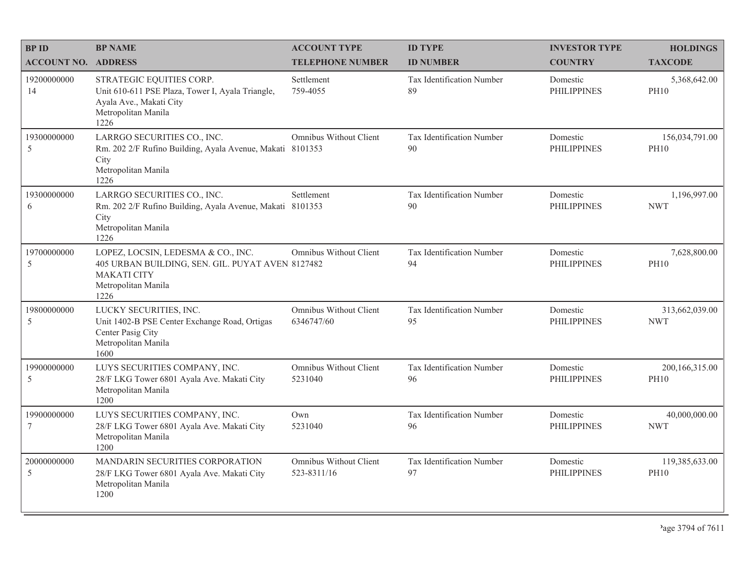| BP ID<br>ACCOUNT NO. | BP NAME<br>ADDRESS | ACCOUNT TYPE<br>TELEPHONE NUMBER | ID TYPE<br>ID NUMBER | INVESTOR TYPE<br>COUNTRY | HOLDINGS<br>TAXCODE |
|---|---|---|---|---|---|
| 19200000000<br>14 | STRATEGIC EQUITIES CORP.<br>Unit 610-611 PSE Plaza, Tower I, Ayala Triangle, Ayala Ave., Makati City<br>Metropolitan Manila<br>1226 | Settlement<br>759-4055 | Tax Identification Number<br>89 | Domestic<br>PHILIPPINES | 5,368,642.00<br>PH10 |
| 19300000000<br>5 | LARRGO SECURITIES CO., INC.<br>Rm. 202 2/F Rufino Building, Ayala Avenue, Makati City<br>Metropolitan Manila<br>1226 | Omnibus Without Client<br>8101353 | Tax Identification Number<br>90 | Domestic<br>PHILIPPINES | 156,034,791.00<br>PH10 |
| 19300000000<br>6 | LARRGO SECURITIES CO., INC.<br>Rm. 202 2/F Rufino Building, Ayala Avenue, Makati City<br>Metropolitan Manila<br>1226 | Settlement<br>8101353 | Tax Identification Number<br>90 | Domestic<br>PHILIPPINES | 1,196,997.00<br>NWT |
| 19700000000<br>5 | LOPEZ, LOCSIN, LEDESMA & CO., INC.<br>405 URBAN BUILDING, SEN. GIL. PUYAT AVEN MAKATI CITY<br>Metropolitan Manila<br>1226 | Omnibus Without Client<br>8127482 | Tax Identification Number<br>94 | Domestic<br>PHILIPPINES | 7,628,800.00<br>PH10 |
| 19800000000<br>5 | LUCKY SECURITIES, INC.<br>Unit 1402-B PSE Center Exchange Road, Ortigas Center Pasig City<br>Metropolitan Manila<br>1600 | Omnibus Without Client<br>6346747/60 | Tax Identification Number<br>95 | Domestic<br>PHILIPPINES | 313,662,039.00<br>NWT |
| 19900000000<br>5 | LUYS SECURITIES COMPANY, INC.<br>28/F LKG Tower 6801 Ayala Ave. Makati City<br>Metropolitan Manila<br>1200 | Omnibus Without Client<br>5231040 | Tax Identification Number<br>96 | Domestic<br>PHILIPPINES | 200,166,315.00<br>PH10 |
| 19900000000<br>7 | LUYS SECURITIES COMPANY, INC.<br>28/F LKG Tower 6801 Ayala Ave. Makati City<br>Metropolitan Manila<br>1200 | Own<br>5231040 | Tax Identification Number<br>96 | Domestic<br>PHILIPPINES | 40,000,000.00<br>NWT |
| 20000000000<br>5 | MANDARIN SECURITIES CORPORATION<br>28/F LKG Tower 6801 Ayala Ave. Makati City<br>Metropolitan Manila<br>1200 | Omnibus Without Client<br>523-8311/16 | Tax Identification Number<br>97 | Domestic<br>PHILIPPINES | 119,385,633.00<br>PH10 |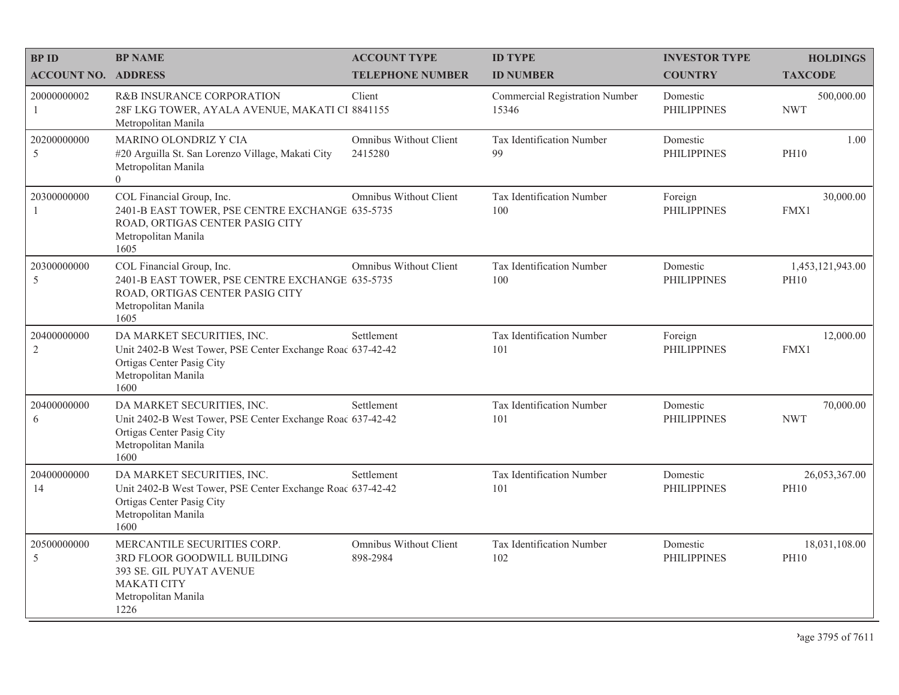| BP ID<br>ACCOUNT NO. | BP NAME<br>ADDRESS | ACCOUNT TYPE<br>TELEPHONE NUMBER | ID TYPE<br>ID NUMBER | INVESTOR TYPE<br>COUNTRY | HOLDINGS<br>TAXCODE |
|---|---|---|---|---|---|
| 20000000002<br>1 | R&B INSURANCE CORPORATION<br>28F LKG TOWER, AYALA AVENUE, MAKATI CI<br>Metropolitan Manila | Client<br>8841155 | Commercial Registration Number<br>15346 | Domestic<br>PHILIPPINES | 500,000.00<br>NWT |
| 20200000000<br>5 | MARINO OLONDRIZ Y CIA<br>#20 Arguilla St. San Lorenzo Village, Makati City<br>Metropolitan Manila<br>0 | Omnibus Without Client<br>2415280 | Tax Identification Number<br>99 | Domestic<br>PHILIPPINES | 1.00<br>PH10 |
| 20300000000<br>1 | COL Financial Group, Inc.<br>2401-B EAST TOWER, PSE CENTRE EXCHANGE ROAD, ORTIGAS CENTER PASIG CITY<br>Metropolitan Manila<br>1605 | Omnibus Without Client<br>635-5735 | Tax Identification Number<br>100 | Foreign<br>PHILIPPINES | 30,000.00<br>FMX1 |
| 20300000000<br>5 | COL Financial Group, Inc.<br>2401-B EAST TOWER, PSE CENTRE EXCHANGE ROAD, ORTIGAS CENTER PASIG CITY<br>Metropolitan Manila<br>1605 | Omnibus Without Client<br>635-5735 | Tax Identification Number<br>100 | Domestic<br>PHILIPPINES | 1,453,121,943.00<br>PH10 |
| 20400000000<br>2 | DA MARKET SECURITIES, INC.<br>Unit 2402-B West Tower, PSE Center Exchange Road<br>Ortigas Center Pasig City<br>Metropolitan Manila<br>1600 | Settlement<br>637-42-42 | Tax Identification Number<br>101 | Foreign<br>PHILIPPINES | 12,000.00<br>FMX1 |
| 20400000000<br>6 | DA MARKET SECURITIES, INC.<br>Unit 2402-B West Tower, PSE Center Exchange Road<br>Ortigas Center Pasig City<br>Metropolitan Manila<br>1600 | Settlement<br>637-42-42 | Tax Identification Number<br>101 | Domestic<br>PHILIPPINES | 70,000.00<br>NWT |
| 20400000000<br>14 | DA MARKET SECURITIES, INC.<br>Unit 2402-B West Tower, PSE Center Exchange Road<br>Ortigas Center Pasig City<br>Metropolitan Manila<br>1600 | Settlement<br>637-42-42 | Tax Identification Number<br>101 | Domestic<br>PHILIPPINES | 26,053,367.00<br>PH10 |
| 20500000000<br>5 | MERCANTILE SECURITIES CORP.<br>3RD FLOOR GOODWILL BUILDING<br>393 SE. GIL PUYAT AVENUE<br>MAKATI CITY<br>Metropolitan Manila<br>1226 | Omnibus Without Client<br>898-2984 | Tax Identification Number<br>102 | Domestic<br>PHILIPPINES | 18,031,108.00<br>PH10 |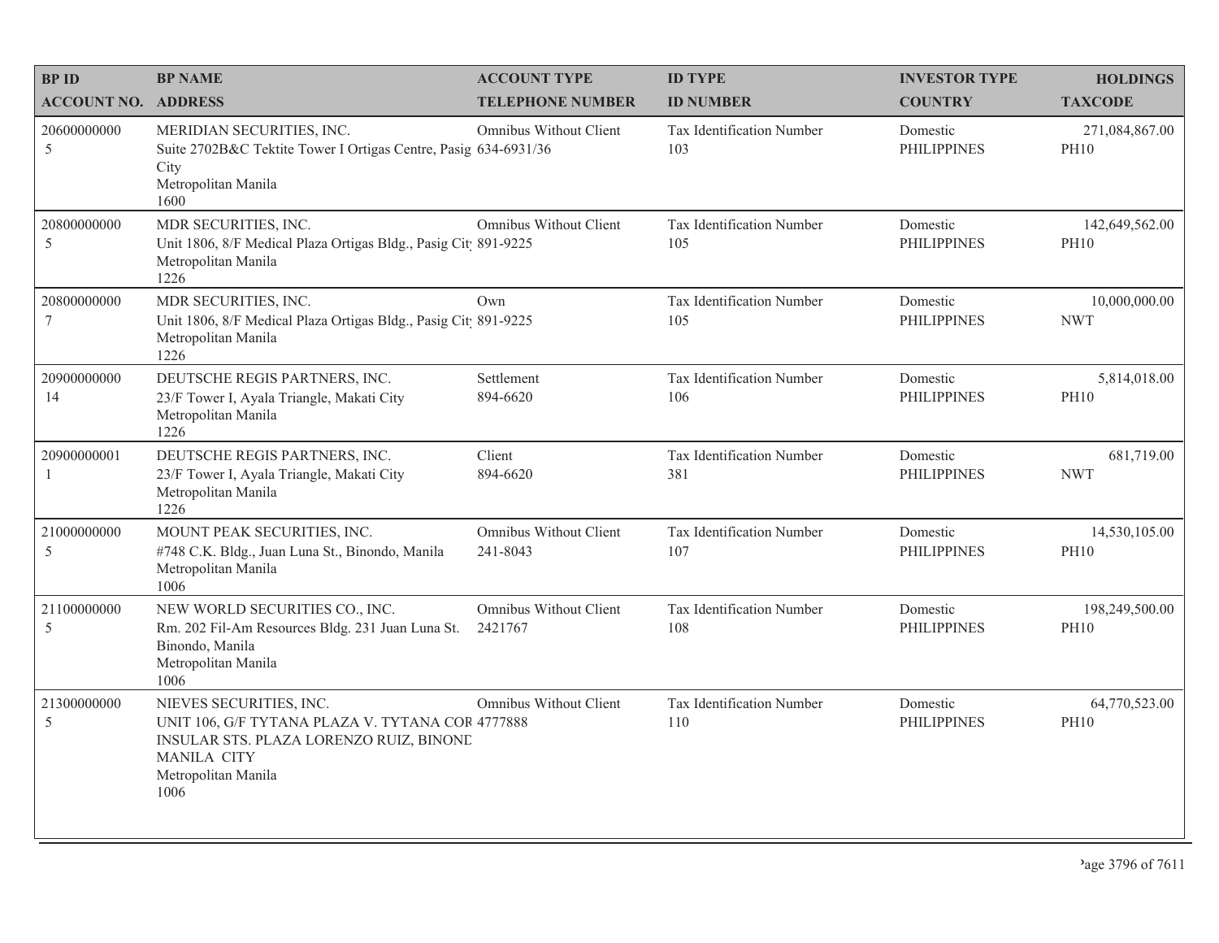| BP ID<br>ACCOUNT NO. | BP NAME<br>ADDRESS | ACCOUNT TYPE<br>TELEPHONE NUMBER | ID TYPE<br>ID NUMBER | INVESTOR TYPE<br>COUNTRY | HOLDINGS<br>TAXCODE |
|---|---|---|---|---|---|
| 20600000000<br>5 | MERIDIAN SECURITIES, INC.<br>Suite 2702B&C Tektite Tower I Ortigas Centre, Pasig City<br>Metropolitan Manila<br>1600 | Omnibus Without Client<br>634-6931/36 | Tax Identification Number<br>103 | Domestic<br>PHILIPPINES | 271,084,867.00<br>PH10 |
| 20800000000<br>5 | MDR SECURITIES, INC.<br>Unit 1806, 8/F Medical Plaza Ortigas Bldg., Pasig City<br>Metropolitan Manila<br>1226 | Omnibus Without Client<br>891-9225 | Tax Identification Number<br>105 | Domestic<br>PHILIPPINES | 142,649,562.00<br>PH10 |
| 20800000000<br>7 | MDR SECURITIES, INC.<br>Unit 1806, 8/F Medical Plaza Ortigas Bldg., Pasig City<br>Metropolitan Manila<br>1226 | Own<br>891-9225 | Tax Identification Number<br>105 | Domestic<br>PHILIPPINES | 10,000,000.00<br>NWT |
| 20900000000<br>14 | DEUTSCHE REGIS PARTNERS, INC.<br>23/F Tower I, Ayala Triangle, Makati City<br>Metropolitan Manila<br>1226 | Settlement<br>894-6620 | Tax Identification Number<br>106 | Domestic<br>PHILIPPINES | 5,814,018.00<br>PH10 |
| 20900000001<br>1 | DEUTSCHE REGIS PARTNERS, INC.<br>23/F Tower I, Ayala Triangle, Makati City<br>Metropolitan Manila<br>1226 | Client<br>894-6620 | Tax Identification Number<br>381 | Domestic<br>PHILIPPINES | 681,719.00<br>NWT |
| 21000000000<br>5 | MOUNT PEAK SECURITIES, INC.<br>#748 C.K. Bldg., Juan Luna St., Binondo, Manila<br>Metropolitan Manila<br>1006 | Omnibus Without Client<br>241-8043 | Tax Identification Number<br>107 | Domestic<br>PHILIPPINES | 14,530,105.00<br>PH10 |
| 21100000000<br>5 | NEW WORLD SECURITIES CO., INC.<br>Rm. 202 Fil-Am Resources Bldg. 231 Juan Luna St. Binondo, Manila<br>Metropolitan Manila<br>1006 | Omnibus Without Client<br>2421767 | Tax Identification Number<br>108 | Domestic<br>PHILIPPINES | 198,249,500.00<br>PH10 |
| 21300000000<br>5 | NIEVES SECURITIES, INC.<br>UNIT 106, G/F TYTANA PLAZA V. TYTANA COR INSULAR STS. PLAZA LORENZO RUIZ, BINOND MANILA CITY<br>Metropolitan Manila<br>1006 | Omnibus Without Client<br>4777888 | Tax Identification Number<br>110 | Domestic<br>PHILIPPINES | 64,770,523.00<br>PH10 |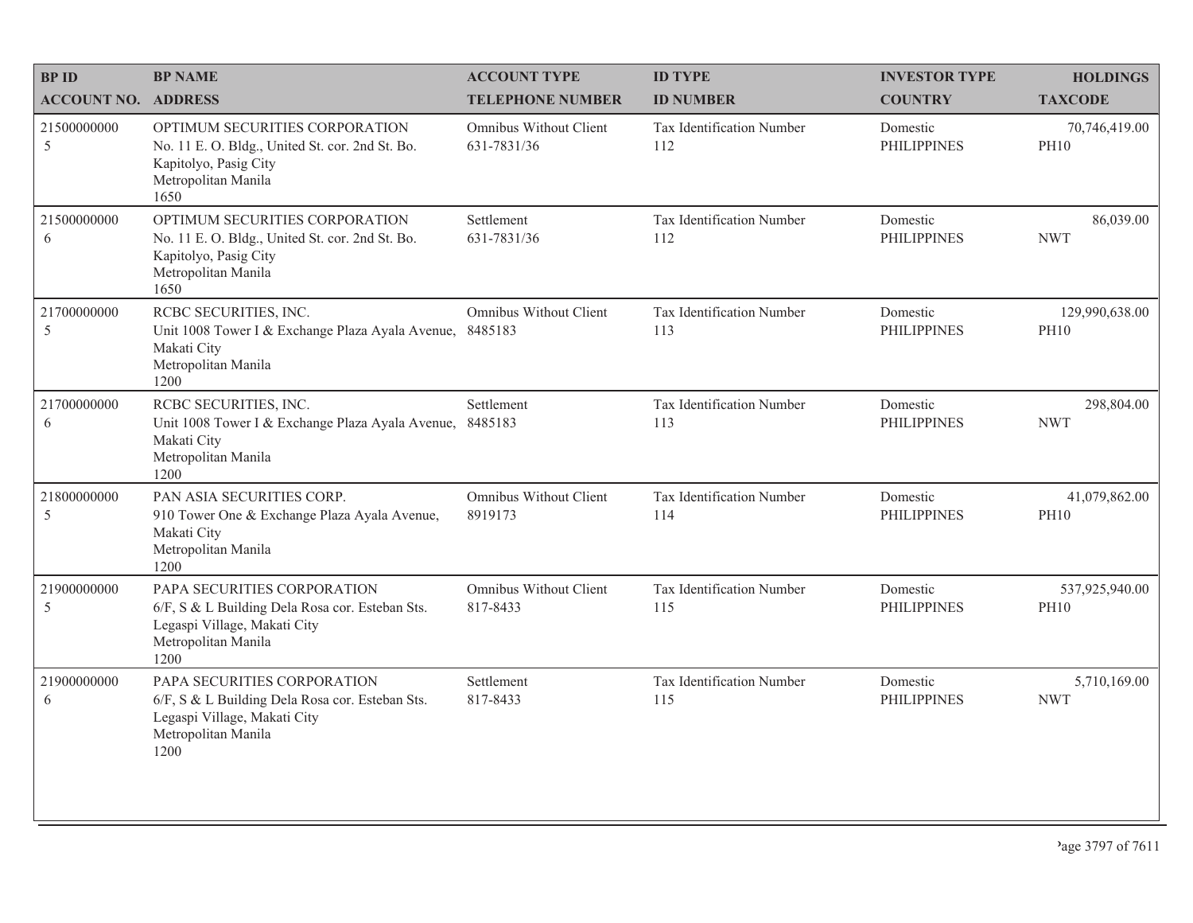| BP ID<br>ACCOUNT NO. | BP NAME<br>ADDRESS | ACCOUNT TYPE<br>TELEPHONE NUMBER | ID TYPE<br>ID NUMBER | INVESTOR TYPE<br>COUNTRY | HOLDINGS<br>TAXCODE |
|---|---|---|---|---|---|
| 21500000000<br>5 | OPTIMUM SECURITIES CORPORATION<br>No. 11 E. O. Bldg., United St. cor. 2nd St. Bo. Kapitolyo, Pasig City<br>Metropolitan Manila<br>1650 | Omnibus Without Client<br>631-7831/36 | Tax Identification Number<br>112 | Domestic<br>PHILIPPINES | 70,746,419.00<br>PH10 |
| 21500000000<br>6 | OPTIMUM SECURITIES CORPORATION<br>No. 11 E. O. Bldg., United St. cor. 2nd St. Bo. Kapitolyo, Pasig City<br>Metropolitan Manila<br>1650 | Settlement<br>631-7831/36 | Tax Identification Number<br>112 | Domestic<br>PHILIPPINES | 86,039.00<br>NWT |
| 21700000000<br>5 | RCBC SECURITIES, INC.<br>Unit 1008 Tower I & Exchange Plaza Ayala Avenue, Makati City<br>Metropolitan Manila<br>1200 | Omnibus Without Client<br>8485183 | Tax Identification Number<br>113 | Domestic<br>PHILIPPINES | 129,990,638.00<br>PH10 |
| 21700000000<br>6 | RCBC SECURITIES, INC.<br>Unit 1008 Tower I & Exchange Plaza Ayala Avenue, Makati City<br>Metropolitan Manila<br>1200 | Settlement<br>8485183 | Tax Identification Number<br>113 | Domestic<br>PHILIPPINES | 298,804.00<br>NWT |
| 21800000000<br>5 | PAN ASIA SECURITIES CORP.<br>910 Tower One & Exchange Plaza Ayala Avenue, Makati City<br>Metropolitan Manila<br>1200 | Omnibus Without Client<br>8919173 | Tax Identification Number<br>114 | Domestic<br>PHILIPPINES | 41,079,862.00<br>PH10 |
| 21900000000<br>5 | PAPA SECURITIES CORPORATION<br>6/F, S & L Building Dela Rosa cor. Esteban Sts. Legaspi Village, Makati City<br>Metropolitan Manila<br>1200 | Omnibus Without Client<br>817-8433 | Tax Identification Number<br>115 | Domestic<br>PHILIPPINES | 537,925,940.00<br>PH10 |
| 21900000000<br>6 | PAPA SECURITIES CORPORATION<br>6/F, S & L Building Dela Rosa cor. Esteban Sts. Legaspi Village, Makati City<br>Metropolitan Manila<br>1200 | Settlement<br>817-8433 | Tax Identification Number<br>115 | Domestic<br>PHILIPPINES | 5,710,169.00<br>NWT |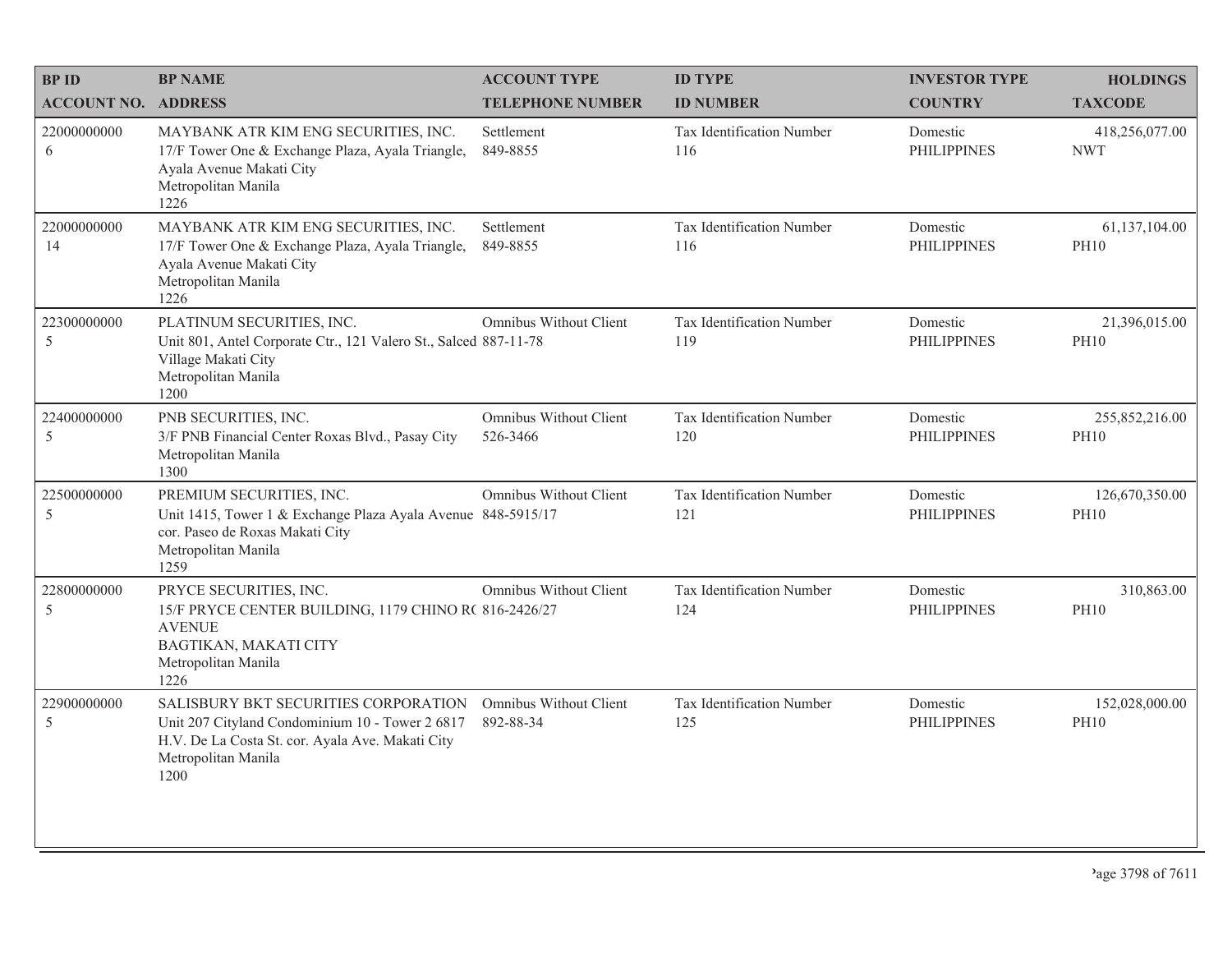| BP ID<br>ACCOUNT NO. | BP NAME<br>ADDRESS | ACCOUNT TYPE<br>TELEPHONE NUMBER | ID TYPE<br>ID NUMBER | INVESTOR TYPE<br>COUNTRY | HOLDINGS<br>TAXCODE |
|---|---|---|---|---|---|
| 22000000000<br>6 | MAYBANK ATR KIM ENG SECURITIES, INC.<br>17/F Tower One & Exchange Plaza, Ayala Triangle, Ayala Avenue Makati City<br>Metropolitan Manila<br>1226 | Settlement<br>849-8855 | Tax Identification Number<br>116 | Domestic<br>PHILIPPINES | 418,256,077.00<br>NWT |
| 22000000000<br>14 | MAYBANK ATR KIM ENG SECURITIES, INC.<br>17/F Tower One & Exchange Plaza, Ayala Triangle, Ayala Avenue Makati City<br>Metropolitan Manila<br>1226 | Settlement<br>849-8855 | Tax Identification Number<br>116 | Domestic<br>PHILIPPINES | 61,137,104.00<br>PH10 |
| 22300000000<br>5 | PLATINUM SECURITIES, INC.<br>Unit 801, Antel Corporate Ctr., 121 Valero St., Salced Village Makati City<br>Metropolitan Manila<br>1200 | Omnibus Without Client<br>887-11-78 | Tax Identification Number<br>119 | Domestic<br>PHILIPPINES | 21,396,015.00<br>PH10 |
| 22400000000<br>5 | PNB SECURITIES, INC.<br>3/F PNB Financial Center Roxas Blvd., Pasay City<br>Metropolitan Manila<br>1300 | Omnibus Without Client<br>526-3466 | Tax Identification Number<br>120 | Domestic<br>PHILIPPINES | 255,852,216.00<br>PH10 |
| 22500000000<br>5 | PREMIUM SECURITIES, INC.<br>Unit 1415, Tower 1 & Exchange Plaza Ayala Avenue cor. Paseo de Roxas Makati City<br>Metropolitan Manila<br>1259 | Omnibus Without Client<br>848-5915/17 | Tax Identification Number<br>121 | Domestic<br>PHILIPPINES | 126,670,350.00<br>PH10 |
| 22800000000<br>5 | PRYCE SECURITIES, INC.<br>15/F PRYCE CENTER BUILDING, 1179 CHINO RO AVENUE<br>BAGTIKAN, MAKATI CITY<br>Metropolitan Manila<br>1226 | Omnibus Without Client<br>816-2426/27 | Tax Identification Number<br>124 | Domestic<br>PHILIPPINES | 310,863.00<br>PH10 |
| 22900000000<br>5 | SALISBURY BKT SECURITIES CORPORATION<br>Unit 207 Cityland Condominium 10 - Tower 2 6817 H.V. De La Costa St. cor. Ayala Ave. Makati City<br>Metropolitan Manila<br>1200 | Omnibus Without Client<br>892-88-34 | Tax Identification Number<br>125 | Domestic<br>PHILIPPINES | 152,028,000.00<br>PH10 |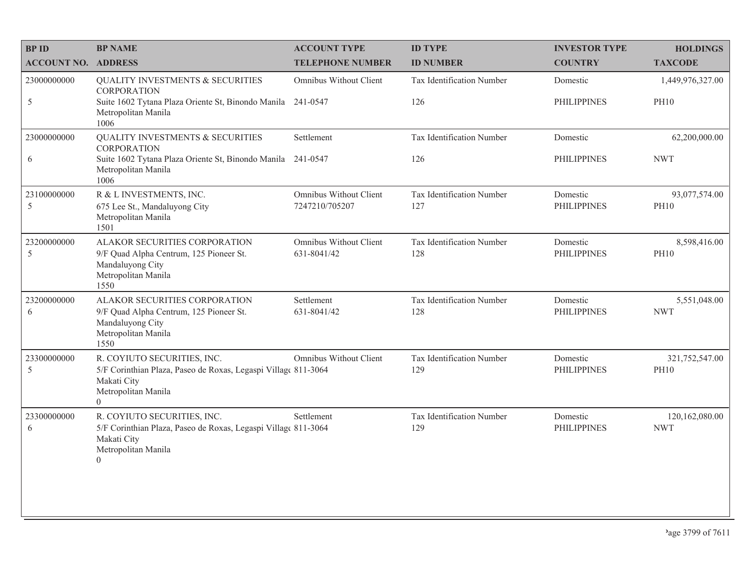| BP ID<br>ACCOUNT NO. | BP NAME<br>ADDRESS | ACCOUNT TYPE<br>TELEPHONE NUMBER | ID TYPE<br>ID NUMBER | INVESTOR TYPE<br>COUNTRY | HOLDINGS<br>TAXCODE |
|---|---|---|---|---|---|
| 23000000000<br>5 | QUALITY INVESTMENTS & SECURITIES CORPORATION<br>Suite 1602 Tytana Plaza Oriente St, Binondo Manila Metropolitan Manila<br>1006 | Omnibus Without Client<br>241-0547 | Tax Identification Number<br>126 | Domestic<br>PHILIPPINES | 1,449,976,327.00<br>PH10 |
| 23000000000<br>6 | QUALITY INVESTMENTS & SECURITIES CORPORATION<br>Suite 1602 Tytana Plaza Oriente St, Binondo Manila Metropolitan Manila<br>1006 | Settlement<br>241-0547 | Tax Identification Number<br>126 | Domestic<br>PHILIPPINES | 62,200,000.00<br>NWT |
| 23100000000<br>5 | R & L INVESTMENTS, INC.<br>675 Lee St., Mandaluyong City<br>Metropolitan Manila<br>1501 | Omnibus Without Client<br>7247210/705207 | Tax Identification Number<br>127 | Domestic<br>PHILIPPINES | 93,077,574.00<br>PH10 |
| 23200000000<br>5 | ALAKOR SECURITIES CORPORATION<br>9/F Quad Alpha Centrum, 125 Pioneer St.<br>Mandaluyong City<br>Metropolitan Manila<br>1550 | Omnibus Without Client<br>631-8041/42 | Tax Identification Number<br>128 | Domestic<br>PHILIPPINES | 8,598,416.00<br>PH10 |
| 23200000000<br>6 | ALAKOR SECURITIES CORPORATION<br>9/F Quad Alpha Centrum, 125 Pioneer St.<br>Mandaluyong City<br>Metropolitan Manila<br>1550 | Settlement<br>631-8041/42 | Tax Identification Number<br>128 | Domestic<br>PHILIPPINES | 5,551,048.00<br>NWT |
| 23300000000<br>5 | R. COYIUTO SECURITIES, INC.<br>5/F Corinthian Plaza, Paseo de Roxas, Legaspi Villag<br>Makati City<br>Metropolitan Manila<br>0 | Omnibus Without Client<br>811-3064 | Tax Identification Number<br>129 | Domestic<br>PHILIPPINES | 321,752,547.00<br>PH10 |
| 23300000000<br>6 | R. COYIUTO SECURITIES, INC.<br>5/F Corinthian Plaza, Paseo de Roxas, Legaspi Villag<br>Makati City<br>Metropolitan Manila<br>0 | Settlement<br>811-3064 | Tax Identification Number<br>129 | Domestic<br>PHILIPPINES | 120,162,080.00<br>NWT |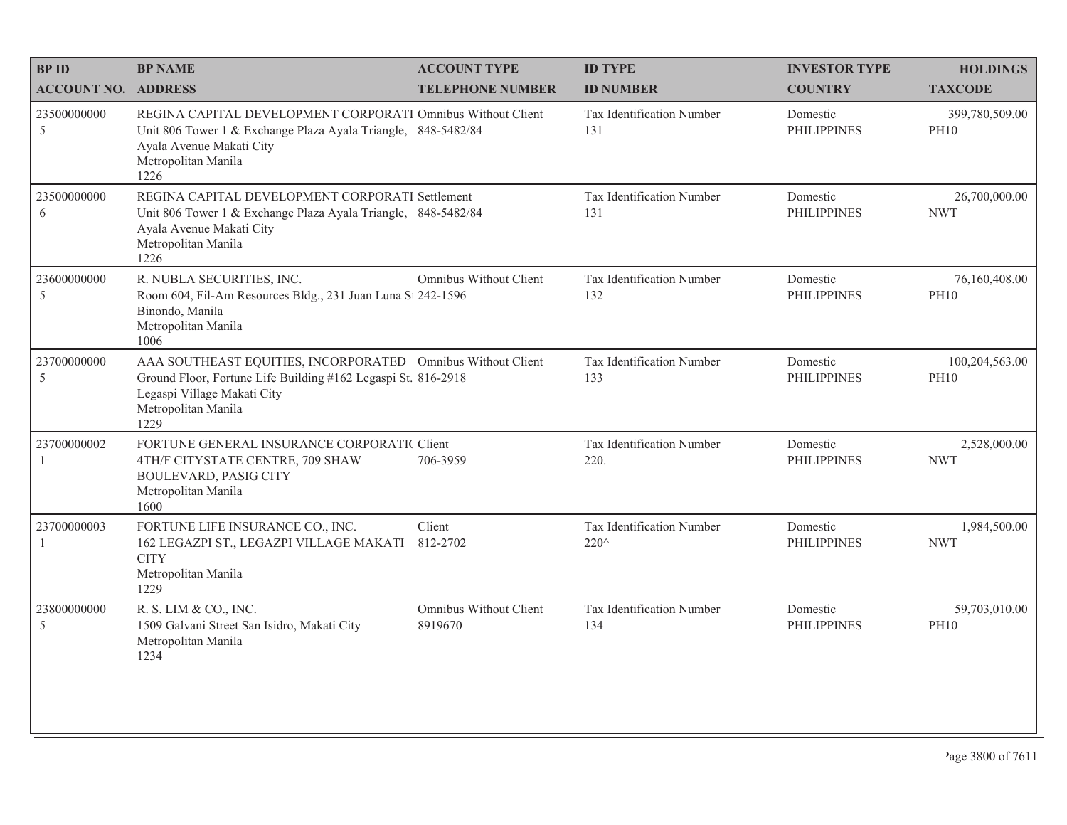| BP ID<br>ACCOUNT NO. | BP NAME<br>ADDRESS | ACCOUNT TYPE<br>TELEPHONE NUMBER | ID TYPE<br>ID NUMBER | INVESTOR TYPE<br>COUNTRY | HOLDINGS<br>TAXCODE |
|---|---|---|---|---|---|
| 23500000000<br>5 | REGINA CAPITAL DEVELOPMENT CORPORATI<br>Unit 806 Tower 1 & Exchange Plaza Ayala Triangle, Ayala Avenue Makati City<br>Metropolitan Manila<br>1226 | Omnibus Without Client<br>848-5482/84 | Tax Identification Number<br>131 | Domestic<br>PHILIPPINES | 399,780,509.00<br>PH10 |
| 23500000000<br>6 | REGINA CAPITAL DEVELOPMENT CORPORATI<br>Unit 806 Tower 1 & Exchange Plaza Ayala Triangle, Ayala Avenue Makati City<br>Metropolitan Manila<br>1226 | Settlement<br>848-5482/84 | Tax Identification Number<br>131 | Domestic<br>PHILIPPINES | 26,700,000.00<br>NWT |
| 23600000000<br>5 | R. NUBLA SECURITIES, INC.<br>Room 604, Fil-Am Resources Bldg., 231 Juan Luna S Binondo, Manila<br>Metropolitan Manila<br>1006 | Omnibus Without Client<br>242-1596 | Tax Identification Number<br>132 | Domestic<br>PHILIPPINES | 76,160,408.00<br>PH10 |
| 23700000000<br>5 | AAA SOUTHEAST EQUITIES, INCORPORATED<br>Ground Floor, Fortune Life Building #162 Legaspi St. Legaspi Village Makati City<br>Metropolitan Manila<br>1229 | Omnibus Without Client<br>816-2918 | Tax Identification Number<br>133 | Domestic<br>PHILIPPINES | 100,204,563.00<br>PH10 |
| 23700000002<br>1 | FORTUNE GENERAL INSURANCE CORPORATI(<br>4TH/F CITYSTATE CENTRE, 709 SHAW BOULEVARD, PASIG CITY<br>Metropolitan Manila<br>1600 | Client<br>706-3959 | Tax Identification Number<br>220. | Domestic<br>PHILIPPINES | 2,528,000.00<br>NWT |
| 23700000003<br>1 | FORTUNE LIFE INSURANCE CO., INC.<br>162 LEGAZPI ST., LEGAZPI VILLAGE MAKATI CITY<br>Metropolitan Manila<br>1229 | Client<br>812-2702 | Tax Identification Number<br>220^ | Domestic<br>PHILIPPINES | 1,984,500.00<br>NWT |
| 23800000000<br>5 | R. S. LIM & CO., INC.<br>1509 Galvani Street San Isidro, Makati City<br>Metropolitan Manila<br>1234 | Omnibus Without Client<br>8919670 | Tax Identification Number<br>134 | Domestic<br>PHILIPPINES | 59,703,010.00<br>PH10 |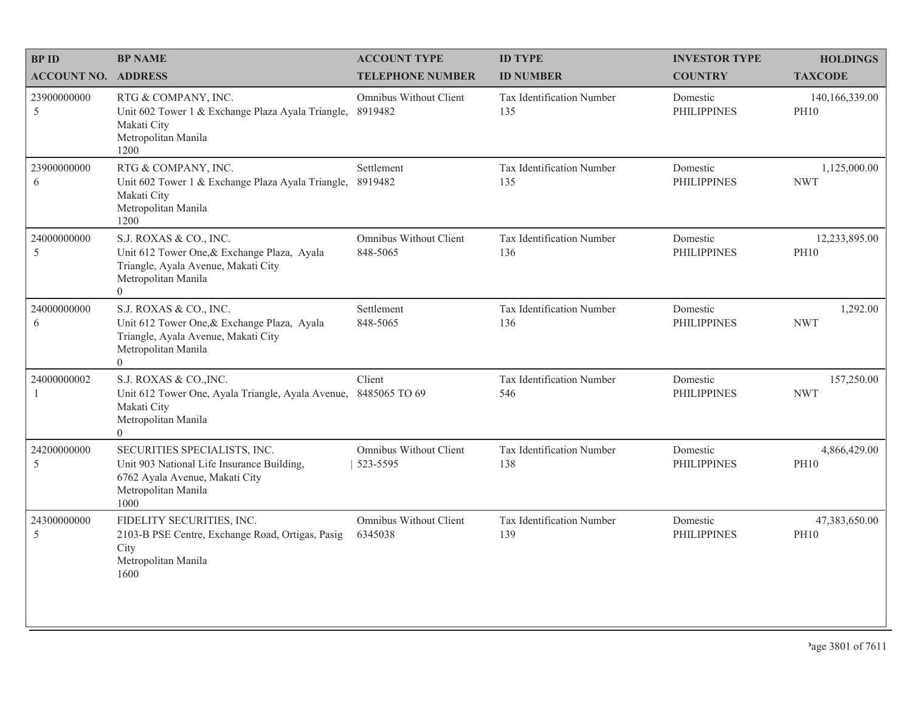| BP ID<br>ACCOUNT NO. | BP NAME<br>ADDRESS | ACCOUNT TYPE<br>TELEPHONE NUMBER | ID TYPE<br>ID NUMBER | INVESTOR TYPE<br>COUNTRY | HOLDINGS<br>TAXCODE |
|---|---|---|---|---|---|
| 23900000000<br>5 | RTG & COMPANY, INC.<br>Unit 602 Tower 1 & Exchange Plaza Ayala Triangle, Makati City<br>Metropolitan Manila<br>1200 | Omnibus Without Client<br>8919482 | Tax Identification Number<br>135 | Domestic<br>PHILIPPINES | 140,166,339.00<br>PH10 |
| 23900000000<br>6 | RTG & COMPANY, INC.<br>Unit 602 Tower 1 & Exchange Plaza Ayala Triangle, Makati City<br>Metropolitan Manila<br>1200 | Settlement<br>8919482 | Tax Identification Number<br>135 | Domestic<br>PHILIPPINES | 1,125,000.00<br>NWT |
| 24000000000<br>5 | S.J. ROXAS & CO., INC.<br>Unit 612 Tower One,& Exchange Plaza, Ayala Triangle, Ayala Avenue, Makati City<br>Metropolitan Manila<br>0 | Omnibus Without Client<br>848-5065 | Tax Identification Number<br>136 | Domestic<br>PHILIPPINES | 12,233,895.00<br>PH10 |
| 24000000000<br>6 | S.J. ROXAS & CO., INC.<br>Unit 612 Tower One,& Exchange Plaza, Ayala Triangle, Ayala Avenue, Makati City<br>Metropolitan Manila<br>0 | Settlement<br>848-5065 | Tax Identification Number<br>136 | Domestic<br>PHILIPPINES | 1,292.00<br>NWT |
| 24000000002<br>1 | S.J. ROXAS & CO.,INC.<br>Unit 612 Tower One, Ayala Triangle, Ayala Avenue, Makati City<br>Metropolitan Manila<br>0 | Client<br>8485065 TO 69 | Tax Identification Number<br>546 | Domestic<br>PHILIPPINES | 157,250.00<br>NWT |
| 24200000000<br>5 | SECURITIES SPECIALISTS, INC.<br>Unit 903 National Life Insurance Building, 6762 Ayala Avenue, Makati City<br>Metropolitan Manila<br>1000 | Omnibus Without Client<br>523-5595 | Tax Identification Number<br>138 | Domestic<br>PHILIPPINES | 4,866,429.00<br>PH10 |
| 24300000000<br>5 | FIDELITY SECURITIES, INC.<br>2103-B PSE Centre, Exchange Road, Ortigas, Pasig City<br>Metropolitan Manila<br>1600 | Omnibus Without Client<br>6345038 | Tax Identification Number<br>139 | Domestic<br>PHILIPPINES | 47,383,650.00<br>PH10 |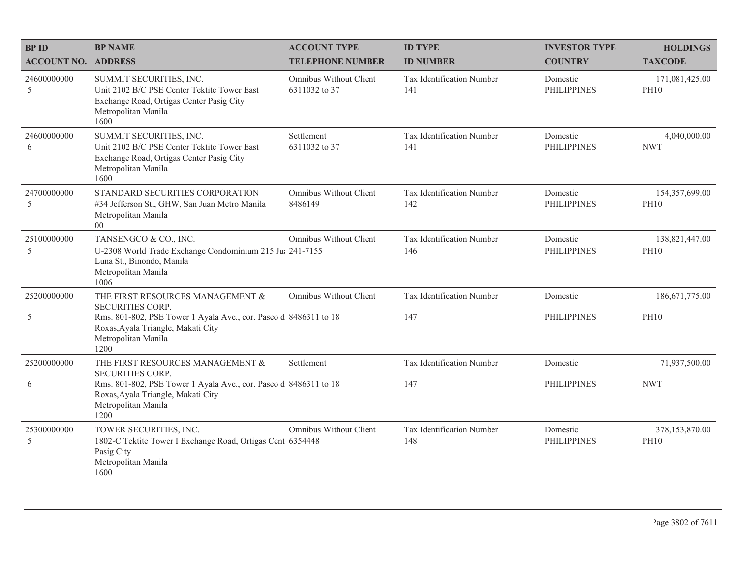| BP ID<br>ACCOUNT NO. | BP NAME<br>ADDRESS | ACCOUNT TYPE<br>TELEPHONE NUMBER | ID TYPE<br>ID NUMBER | INVESTOR TYPE<br>COUNTRY | HOLDINGS<br>TAXCODE |
|---|---|---|---|---|---|
| 24600000000<br>5 | SUMMIT SECURITIES, INC.<br>Unit 2102 B/C PSE Center Tektite Tower East Exchange Road, Ortigas Center Pasig City<br>Metropolitan Manila<br>1600 | Omnibus Without Client<br>6311032 to 37 | Tax Identification Number<br>141 | Domestic<br>PHILIPPINES | 171,081,425.00<br>PH10 |
| 24600000000<br>6 | SUMMIT SECURITIES, INC.<br>Unit 2102 B/C PSE Center Tektite Tower East Exchange Road, Ortigas Center Pasig City<br>Metropolitan Manila<br>1600 | Settlement<br>6311032 to 37 | Tax Identification Number<br>141 | Domestic<br>PHILIPPINES | 4,040,000.00<br>NWT |
| 24700000000<br>5 | STANDARD SECURITIES CORPORATION<br>#34 Jefferson St., GHW, San Juan Metro Manila<br>Metropolitan Manila<br>00 | Omnibus Without Client<br>8486149 | Tax Identification Number<br>142 | Domestic<br>PHILIPPINES | 154,357,699.00<br>PH10 |
| 25100000000<br>5 | TANSENGCO & CO., INC.<br>U-2308 World Trade Exchange Condominium 215 Ju Luna St., Binondo, Manila<br>Metropolitan Manila<br>1006 | Omnibus Without Client<br>241-7155 | Tax Identification Number<br>146 | Domestic<br>PHILIPPINES | 138,821,447.00<br>PH10 |
| 25200000000<br>5 | THE FIRST RESOURCES MANAGEMENT & SECURITIES CORP.<br>Rms. 801-802, PSE Tower 1 Ayala Ave., cor. Paseo d Roxas,Ayala Triangle, Makati City<br>Metropolitan Manila<br>1200 | Omnibus Without Client<br>8486311 to 18 | Tax Identification Number<br>147 | Domestic<br>PHILIPPINES | 186,671,775.00<br>PH10 |
| 25200000000<br>6 | THE FIRST RESOURCES MANAGEMENT & SECURITIES CORP.<br>Rms. 801-802, PSE Tower 1 Ayala Ave., cor. Paseo d Roxas,Ayala Triangle, Makati City<br>Metropolitan Manila<br>1200 | Settlement<br>8486311 to 18 | Tax Identification Number<br>147 | Domestic<br>PHILIPPINES | 71,937,500.00<br>NWT |
| 25300000000<br>5 | TOWER SECURITIES, INC.<br>1802-C Tektite Tower I Exchange Road, Ortigas Cent Pasig City<br>Metropolitan Manila<br>1600 | Omnibus Without Client<br>6354448 | Tax Identification Number<br>148 | Domestic<br>PHILIPPINES | 378,153,870.00<br>PH10 |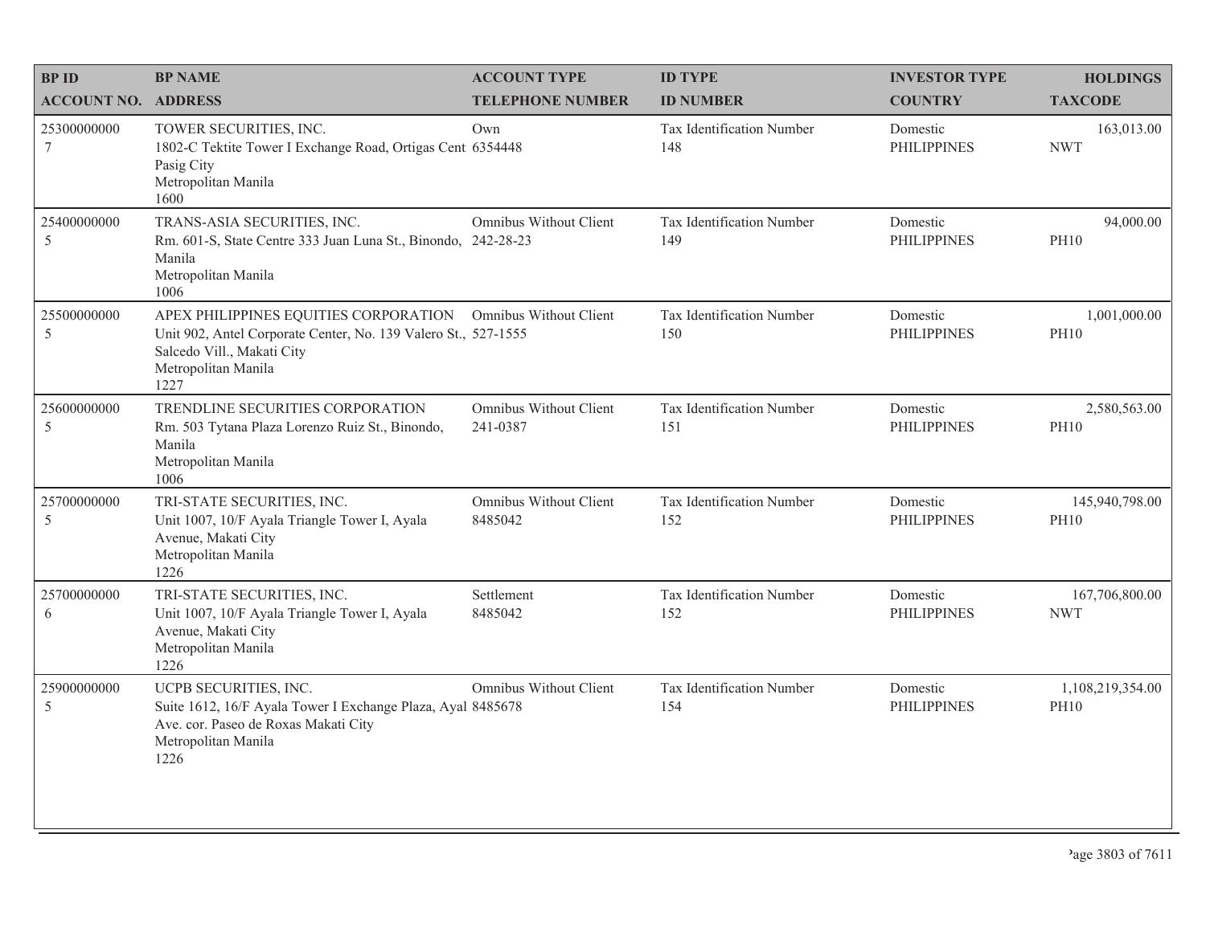| BP ID<br>ACCOUNT NO. | BP NAME<br>ADDRESS | ACCOUNT TYPE<br>TELEPHONE NUMBER | ID TYPE<br>ID NUMBER | INVESTOR TYPE<br>COUNTRY | HOLDINGS<br>TAXCODE |
|---|---|---|---|---|---|
| 25300000000<br>7 | TOWER SECURITIES, INC.<br>1802-C Tektite Tower I Exchange Road, Ortigas Cent<br>Pasig City<br>Metropolitan Manila<br>1600 | Own<br>6354448 | Tax Identification Number<br>148 | Domestic<br>PHILIPPINES | 163,013.00<br>NWT |
| 25400000000<br>5 | TRANS-ASIA SECURITIES, INC.<br>Rm. 601-S, State Centre 333 Juan Luna St., Binondo,<br>Manila<br>Metropolitan Manila<br>1006 | Omnibus Without Client<br>242-28-23 | Tax Identification Number<br>149 | Domestic<br>PHILIPPINES | 94,000.00<br>PH10 |
| 25500000000<br>5 | APEX PHILIPPINES EQUITIES CORPORATION<br>Unit 902, Antel Corporate Center, No. 139 Valero St.,<br>Salcedo Vill., Makati City<br>Metropolitan Manila<br>1227 | Omnibus Without Client<br>527-1555 | Tax Identification Number<br>150 | Domestic<br>PHILIPPINES | 1,001,000.00<br>PH10 |
| 25600000000<br>5 | TRENDLINE SECURITIES CORPORATION<br>Rm. 503 Tytana Plaza Lorenzo Ruiz St., Binondo,<br>Manila<br>Metropolitan Manila<br>1006 | Omnibus Without Client<br>241-0387 | Tax Identification Number<br>151 | Domestic<br>PHILIPPINES | 2,580,563.00<br>PH10 |
| 25700000000<br>5 | TRI-STATE SECURITIES, INC.<br>Unit 1007, 10/F Ayala Triangle Tower I, Ayala<br>Avenue, Makati City<br>Metropolitan Manila<br>1226 | Omnibus Without Client<br>8485042 | Tax Identification Number<br>152 | Domestic<br>PHILIPPINES | 145,940,798.00<br>PH10 |
| 25700000000<br>6 | TRI-STATE SECURITIES, INC.<br>Unit 1007, 10/F Ayala Triangle Tower I, Ayala<br>Avenue, Makati City<br>Metropolitan Manila<br>1226 | Settlement<br>8485042 | Tax Identification Number<br>152 | Domestic<br>PHILIPPINES | 167,706,800.00<br>NWT |
| 25900000000<br>5 | UCPB SECURITIES, INC.<br>Suite 1612, 16/F Ayala Tower I Exchange Plaza, Ayal<br>Ave. cor. Paseo de Roxas Makati City<br>Metropolitan Manila<br>1226 | Omnibus Without Client<br>8485678 | Tax Identification Number<br>154 | Domestic<br>PHILIPPINES | 1,108,219,354.00<br>PH10 |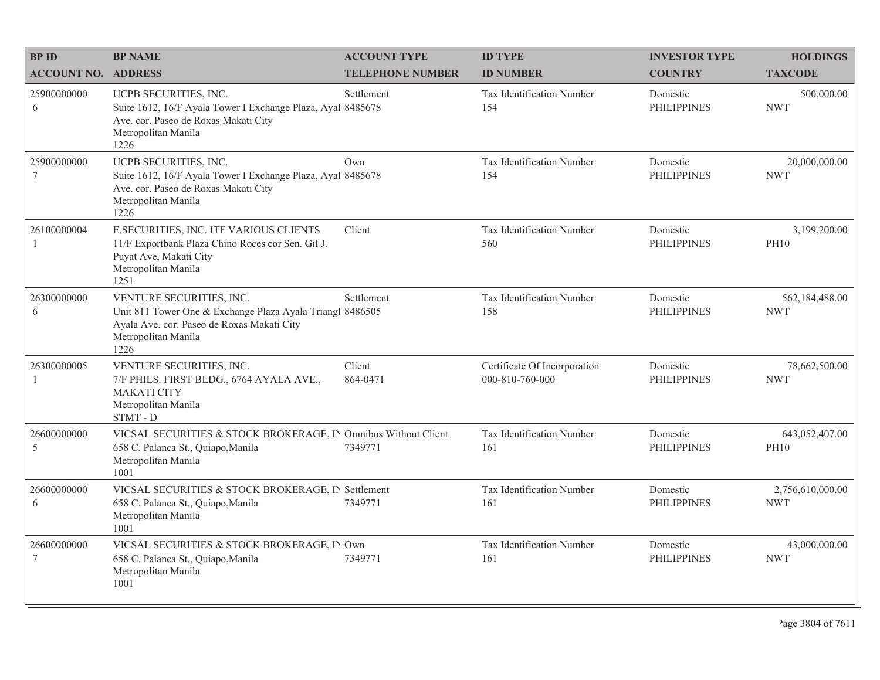| BP ID<br>ACCOUNT NO. | BP NAME<br>ADDRESS | ACCOUNT TYPE<br>TELEPHONE NUMBER | ID TYPE<br>ID NUMBER | INVESTOR TYPE<br>COUNTRY | HOLDINGS<br>TAXCODE |
|---|---|---|---|---|---|
| 25900000000<br>6 | UCPB SECURITIES, INC.<br>Suite 1612, 16/F Ayala Tower I Exchange Plaza, Ayal Ave. cor. Paseo de Roxas Makati City<br>Metropolitan Manila<br>1226 | Settlement<br>8485678 | Tax Identification Number<br>154 | Domestic<br>PHILIPPINES | 500,000.00<br>NWT |
| 25900000000<br>7 | UCPB SECURITIES, INC.<br>Suite 1612, 16/F Ayala Tower I Exchange Plaza, Ayal Ave. cor. Paseo de Roxas Makati City<br>Metropolitan Manila<br>1226 | Own<br>8485678 | Tax Identification Number<br>154 | Domestic<br>PHILIPPINES | 20,000,000.00<br>NWT |
| 26100000004<br>1 | E.SECURITIES, INC. ITF VARIOUS CLIENTS<br>11/F Exportbank Plaza Chino Roces cor Sen. Gil J. Puyat Ave, Makati City<br>Metropolitan Manila<br>1251 | Client | Tax Identification Number<br>560 | Domestic<br>PHILIPPINES | 3,199,200.00<br>PH10 |
| 26300000000<br>6 | VENTURE SECURITIES, INC.<br>Unit 811 Tower One & Exchange Plaza Ayala Triangl Ayala Ave. cor. Paseo de Roxas Makati City<br>Metropolitan Manila<br>1226 | Settlement<br>8486505 | Tax Identification Number<br>158 | Domestic<br>PHILIPPINES | 562,184,488.00<br>NWT |
| 26300000005<br>1 | VENTURE SECURITIES, INC.<br>7/F PHILS. FIRST BLDG., 6764 AYALA AVE., MAKATI CITY<br>Metropolitan Manila<br>STMT - D | Client<br>864-0471 | Certificate Of Incorporation<br>000-810-760-000 | Domestic<br>PHILIPPINES | 78,662,500.00<br>NWT |
| 26600000000<br>5 | VICSAL SECURITIES & STOCK BROKERAGE, IN<br>658 C. Palanca St., Quiapo,Manila<br>Metropolitan Manila<br>1001 | Omnibus Without Client<br>7349771 | Tax Identification Number<br>161 | Domestic<br>PHILIPPINES | 643,052,407.00<br>PH10 |
| 26600000000<br>6 | VICSAL SECURITIES & STOCK BROKERAGE, IN<br>658 C. Palanca St., Quiapo,Manila<br>Metropolitan Manila<br>1001 | Settlement<br>7349771 | Tax Identification Number<br>161 | Domestic<br>PHILIPPINES | 2,756,610,000.00<br>NWT |
| 26600000000<br>7 | VICSAL SECURITIES & STOCK BROKERAGE, IN<br>658 C. Palanca St., Quiapo,Manila<br>Metropolitan Manila<br>1001 | Own<br>7349771 | Tax Identification Number<br>161 | Domestic<br>PHILIPPINES | 43,000,000.00<br>NWT |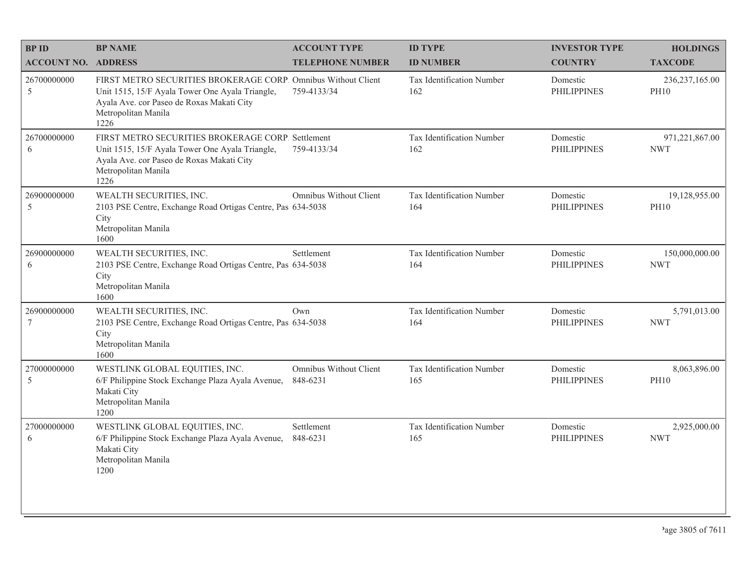| BP ID<br>ACCOUNT NO. | BP NAME<br>ADDRESS | ACCOUNT TYPE<br>TELEPHONE NUMBER | ID TYPE<br>ID NUMBER | INVESTOR TYPE<br>COUNTRY | HOLDINGS<br>TAXCODE |
|---|---|---|---|---|---|
| 26700000000<br>5 | FIRST METRO SECURITIES BROKERAGE CORP.<br>Unit 1515, 15/F Ayala Tower One Ayala Triangle, Ayala Ave. cor Paseo de Roxas Makati City<br>Metropolitan Manila<br>1226 | Omnibus Without Client<br>759-4133/34 | Tax Identification Number<br>162 | Domestic<br>PHILIPPINES | 236,237,165.00<br>PH10 |
| 26700000000<br>6 | FIRST METRO SECURITIES BROKERAGE CORP.<br>Unit 1515, 15/F Ayala Tower One Ayala Triangle, Ayala Ave. cor Paseo de Roxas Makati City<br>Metropolitan Manila<br>1226 | Settlement<br>759-4133/34 | Tax Identification Number<br>162 | Domestic<br>PHILIPPINES | 971,221,867.00<br>NWT |
| 26900000000<br>5 | WEALTH SECURITIES, INC.<br>2103 PSE Centre, Exchange Road Ortigas Centre, Pas City<br>Metropolitan Manila<br>1600 | Omnibus Without Client<br>634-5038 | Tax Identification Number<br>164 | Domestic<br>PHILIPPINES | 19,128,955.00<br>PH10 |
| 26900000000<br>6 | WEALTH SECURITIES, INC.<br>2103 PSE Centre, Exchange Road Ortigas Centre, Pas City<br>Metropolitan Manila<br>1600 | Settlement<br>634-5038 | Tax Identification Number<br>164 | Domestic<br>PHILIPPINES | 150,000,000.00<br>NWT |
| 26900000000<br>7 | WEALTH SECURITIES, INC.<br>2103 PSE Centre, Exchange Road Ortigas Centre, Pas City<br>Metropolitan Manila<br>1600 | Own<br>634-5038 | Tax Identification Number<br>164 | Domestic<br>PHILIPPINES | 5,791,013.00<br>NWT |
| 27000000000<br>5 | WESTLINK GLOBAL EQUITIES, INC.<br>6/F Philippine Stock Exchange Plaza Ayala Avenue, Makati City<br>Metropolitan Manila<br>1200 | Omnibus Without Client<br>848-6231 | Tax Identification Number<br>165 | Domestic<br>PHILIPPINES | 8,063,896.00<br>PH10 |
| 27000000000<br>6 | WESTLINK GLOBAL EQUITIES, INC.<br>6/F Philippine Stock Exchange Plaza Ayala Avenue, Makati City<br>Metropolitan Manila<br>1200 | Settlement<br>848-6231 | Tax Identification Number<br>165 | Domestic<br>PHILIPPINES | 2,925,000.00<br>NWT |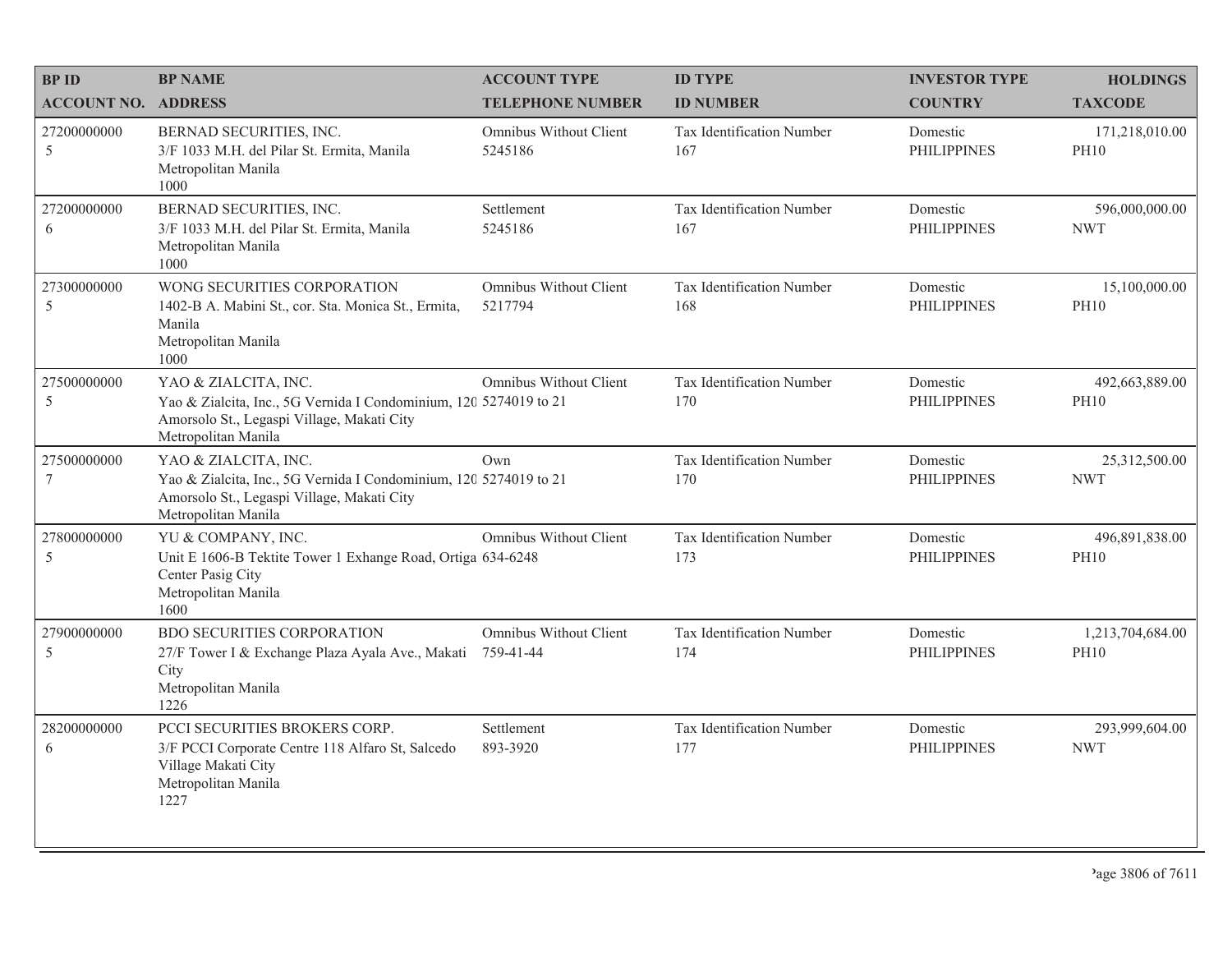| BP ID<br>ACCOUNT NO. | BP NAME<br>ADDRESS | ACCOUNT TYPE<br>TELEPHONE NUMBER | ID TYPE<br>ID NUMBER | INVESTOR TYPE<br>COUNTRY | HOLDINGS<br>TAXCODE |
|---|---|---|---|---|---|
| 27200000000<br>5 | BERNAD SECURITIES, INC.<br>3/F 1033 M.H. del Pilar St. Ermita, Manila<br>Metropolitan Manila<br>1000 | Omnibus Without Client<br>5245186 | Tax Identification Number<br>167 | Domestic<br>PHILIPPINES | 171,218,010.00<br>PH10 |
| 27200000000<br>6 | BERNAD SECURITIES, INC.<br>3/F 1033 M.H. del Pilar St. Ermita, Manila<br>Metropolitan Manila<br>1000 | Settlement<br>5245186 | Tax Identification Number<br>167 | Domestic<br>PHILIPPINES | 596,000,000.00<br>NWT |
| 27300000000<br>5 | WONG SECURITIES CORPORATION<br>1402-B A. Mabini St., cor. Sta. Monica St., Ermita, Manila<br>Metropolitan Manila<br>1000 | Omnibus Without Client<br>5217794 | Tax Identification Number<br>168 | Domestic<br>PHILIPPINES | 15,100,000.00<br>PH10 |
| 27500000000<br>5 | YAO & ZIALCITA, INC.<br>Yao & Zialcita, Inc., 5G Vernida I Condominium, 120 Amorsolo St., Legaspi Village, Makati City<br>Metropolitan Manila | Omnibus Without Client<br>5274019 to 21 | Tax Identification Number<br>170 | Domestic<br>PHILIPPINES | 492,663,889.00<br>PH10 |
| 27500000000<br>7 | YAO & ZIALCITA, INC.<br>Yao & Zialcita, Inc., 5G Vernida I Condominium, 120 Amorsolo St., Legaspi Village, Makati City<br>Metropolitan Manila | Own<br>5274019 to 21 | Tax Identification Number<br>170 | Domestic<br>PHILIPPINES | 25,312,500.00<br>NWT |
| 27800000000<br>5 | YU & COMPANY, INC.<br>Unit E 1606-B Tektite Tower 1 Exhange Road, Ortiga Center Pasig City<br>Metropolitan Manila<br>1600 | Omnibus Without Client<br>634-6248 | Tax Identification Number<br>173 | Domestic<br>PHILIPPINES | 496,891,838.00<br>PH10 |
| 27900000000<br>5 | BDO SECURITIES CORPORATION<br>27/F Tower I & Exchange Plaza Ayala Ave., Makati City<br>Metropolitan Manila<br>1226 | Omnibus Without Client<br>759-41-44 | Tax Identification Number<br>174 | Domestic<br>PHILIPPINES | 1,213,704,684.00<br>PH10 |
| 28200000000<br>6 | PCCI SECURITIES BROKERS CORP.<br>3/F PCCI Corporate Centre 118 Alfaro St, Salcedo Village Makati City<br>Metropolitan Manila<br>1227 | Settlement<br>893-3920 | Tax Identification Number<br>177 | Domestic<br>PHILIPPINES | 293,999,604.00<br>NWT |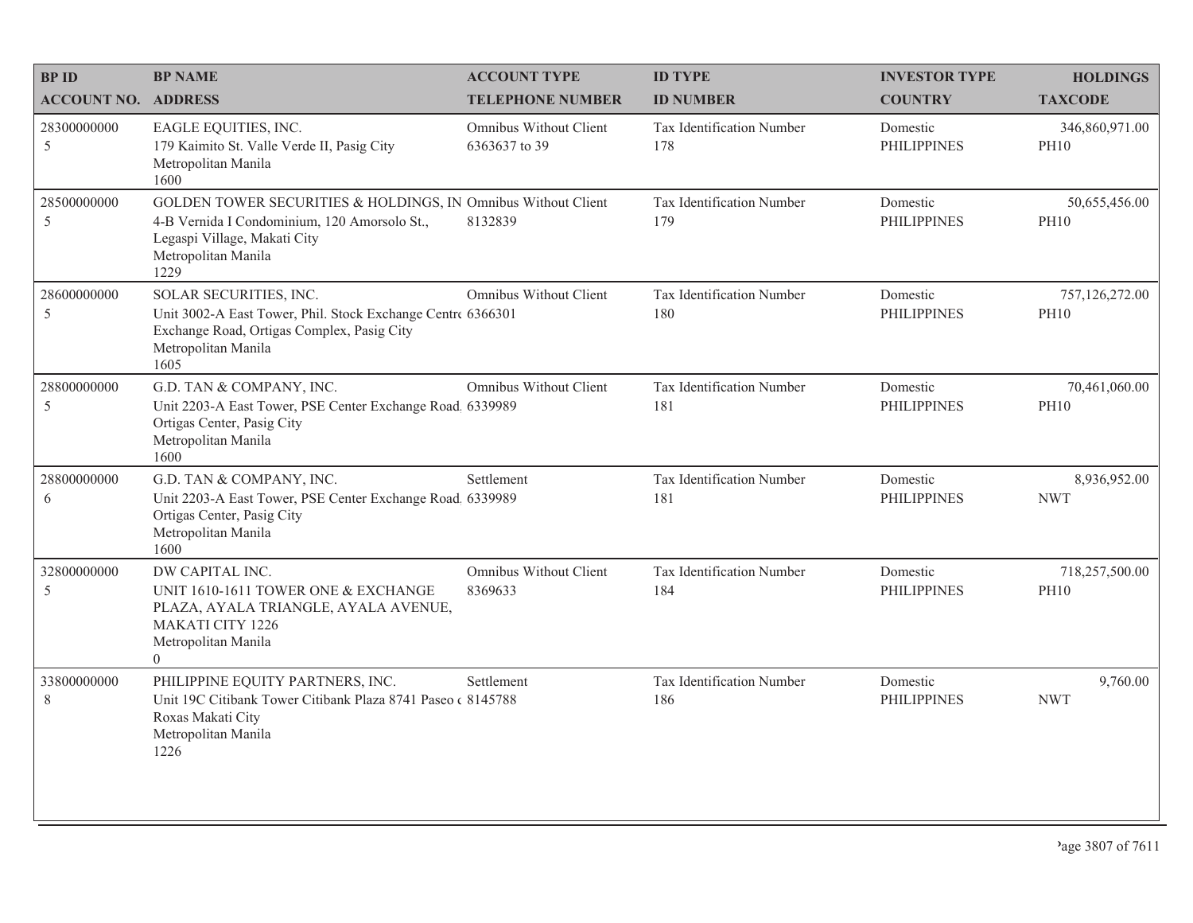| BP ID<br>ACCOUNT NO. | BP NAME<br>ADDRESS | ACCOUNT TYPE<br>TELEPHONE NUMBER | ID TYPE<br>ID NUMBER | INVESTOR TYPE<br>COUNTRY | HOLDINGS<br>TAXCODE |
|---|---|---|---|---|---|
| 28300000000<br>5 | EAGLE EQUITIES, INC.<br>179 Kaimito St. Valle Verde II, Pasig City<br>Metropolitan Manila<br>1600 | Omnibus Without Client<br>6363637 to 39 | Tax Identification Number<br>178 | Domestic<br>PHILIPPINES | 346,860,971.00<br>PH10 |
| 28500000000<br>5 | GOLDEN TOWER SECURITIES & HOLDINGS, IN<br>4-B Vernida I Condominium, 120 Amorsolo St., Legaspi Village, Makati City<br>Metropolitan Manila<br>1229 | Omnibus Without Client<br>8132839 | Tax Identification Number<br>179 | Domestic<br>PHILIPPINES | 50,655,456.00<br>PH10 |
| 28600000000<br>5 | SOLAR SECURITIES, INC.<br>Unit 3002-A East Tower, Phil. Stock Exchange Centre Exchange Road, Ortigas Complex, Pasig City<br>Metropolitan Manila<br>1605 | Omnibus Without Client<br>6366301 | Tax Identification Number<br>180 | Domestic<br>PHILIPPINES | 757,126,272.00<br>PH10 |
| 28800000000<br>5 | G.D. TAN & COMPANY, INC.<br>Unit 2203-A East Tower, PSE Center Exchange Road, Ortigas Center, Pasig City<br>Metropolitan Manila<br>1600 | Omnibus Without Client<br>6339989 | Tax Identification Number<br>181 | Domestic<br>PHILIPPINES | 70,461,060.00<br>PH10 |
| 28800000000<br>6 | G.D. TAN & COMPANY, INC.<br>Unit 2203-A East Tower, PSE Center Exchange Road, Ortigas Center, Pasig City<br>Metropolitan Manila<br>1600 | Settlement<br>6339989 | Tax Identification Number<br>181 | Domestic<br>PHILIPPINES | 8,936,952.00<br>NWT |
| 32800000000<br>5 | DW CAPITAL INC.<br>UNIT 1610-1611 TOWER ONE & EXCHANGE PLAZA, AYALA TRIANGLE, AYALA AVENUE, MAKATI CITY 1226<br>Metropolitan Manila<br>0 | Omnibus Without Client<br>8369633 | Tax Identification Number<br>184 | Domestic<br>PHILIPPINES | 718,257,500.00<br>PH10 |
| 33800000000<br>8 | PHILIPPINE EQUITY PARTNERS, INC.<br>Unit 19C Citibank Tower Citibank Plaza 8741 Paseo de Roxas Makati City<br>Metropolitan Manila<br>1226 | Settlement<br>8145788 | Tax Identification Number<br>186 | Domestic<br>PHILIPPINES | 9,760.00<br>NWT |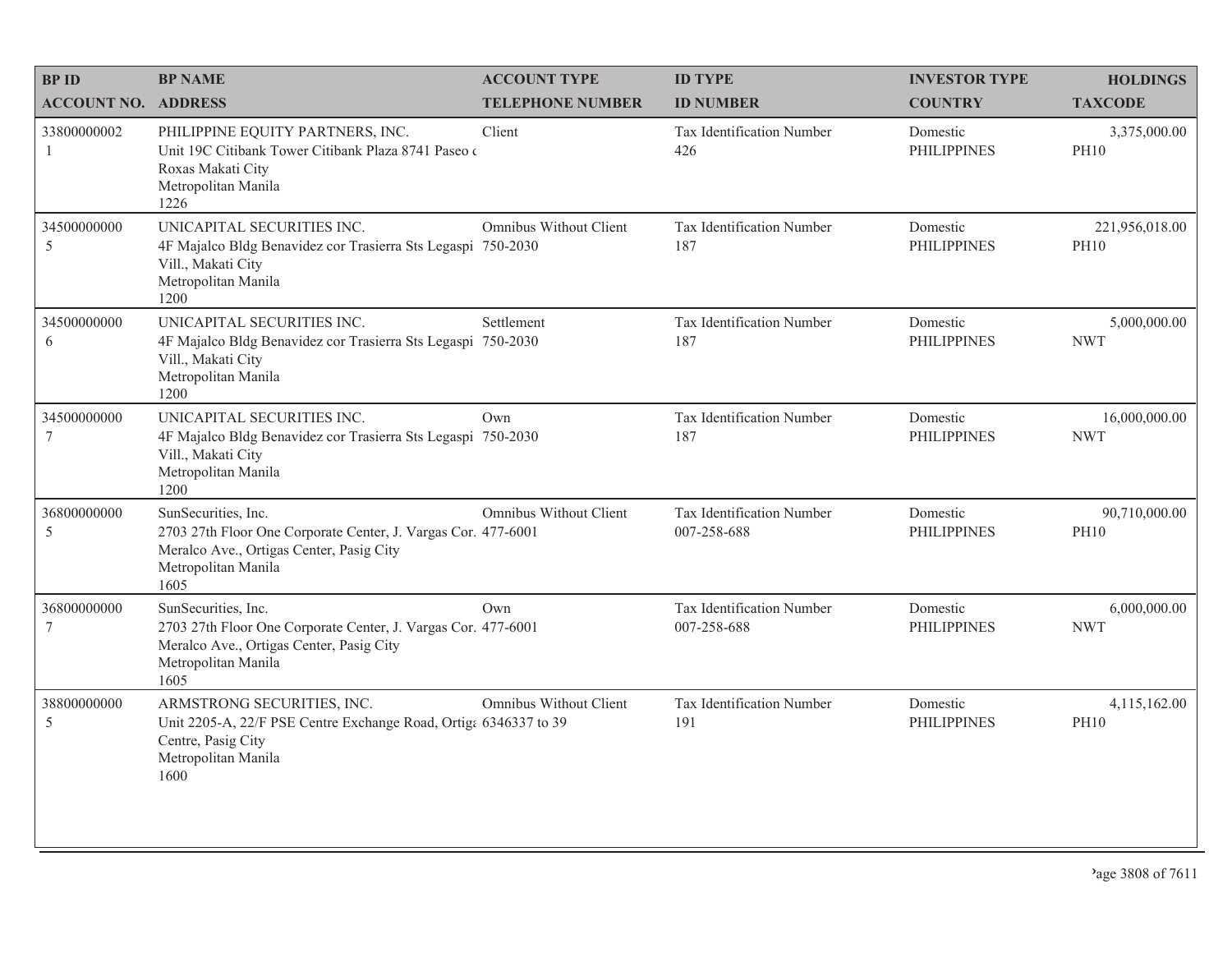| BP ID<br>ACCOUNT NO. | BP NAME<br>ADDRESS | ACCOUNT TYPE<br>TELEPHONE NUMBER | ID TYPE<br>ID NUMBER | INVESTOR TYPE<br>COUNTRY | HOLDINGS<br>TAXCODE |
|---|---|---|---|---|---|
| 33800000002<br>1 | PHILIPPINE EQUITY PARTNERS, INC.<br>Unit 19C Citibank Tower Citibank Plaza 8741 Paseo de Roxas Makati City<br>Metropolitan Manila<br>1226 | Client | Tax Identification Number<br>426 | Domestic<br>PHILIPPINES | 3,375,000.00<br>PH10 |
| 34500000000<br>5 | UNICAPITAL SECURITIES INC.<br>4F Majalco Bldg Benavidez cor Trasierra Sts Legaspi Vill., Makati City<br>Metropolitan Manila<br>1200 | Omnibus Without Client<br>750-2030 | Tax Identification Number<br>187 | Domestic<br>PHILIPPINES | 221,956,018.00<br>PH10 |
| 34500000000<br>6 | UNICAPITAL SECURITIES INC.<br>4F Majalco Bldg Benavidez cor Trasierra Sts Legaspi Vill., Makati City<br>Metropolitan Manila<br>1200 | Settlement<br>750-2030 | Tax Identification Number<br>187 | Domestic<br>PHILIPPINES | 5,000,000.00<br>NWT |
| 34500000000<br>7 | UNICAPITAL SECURITIES INC.<br>4F Majalco Bldg Benavidez cor Trasierra Sts Legaspi Vill., Makati City<br>Metropolitan Manila<br>1200 | Own<br>750-2030 | Tax Identification Number<br>187 | Domestic<br>PHILIPPINES | 16,000,000.00<br>NWT |
| 36800000000<br>5 | SunSecurities, Inc.<br>2703 27th Floor One Corporate Center, J. Vargas Cor. Meralco Ave., Ortigas Center, Pasig City<br>Metropolitan Manila<br>1605 | Omnibus Without Client<br>477-6001 | Tax Identification Number<br>007-258-688 | Domestic<br>PHILIPPINES | 90,710,000.00<br>PH10 |
| 36800000000<br>7 | SunSecurities, Inc.<br>2703 27th Floor One Corporate Center, J. Vargas Cor. Meralco Ave., Ortigas Center, Pasig City<br>Metropolitan Manila<br>1605 | Own<br>477-6001 | Tax Identification Number<br>007-258-688 | Domestic<br>PHILIPPINES | 6,000,000.00<br>NWT |
| 38800000000<br>5 | ARMSTRONG SECURITIES, INC.<br>Unit 2205-A, 22/F PSE Centre Exchange Road, Ortigas Centre, Pasig City<br>Metropolitan Manila<br>1600 | Omnibus Without Client<br>6346337 to 39 | Tax Identification Number<br>191 | Domestic<br>PHILIPPINES | 4,115,162.00<br>PH10 |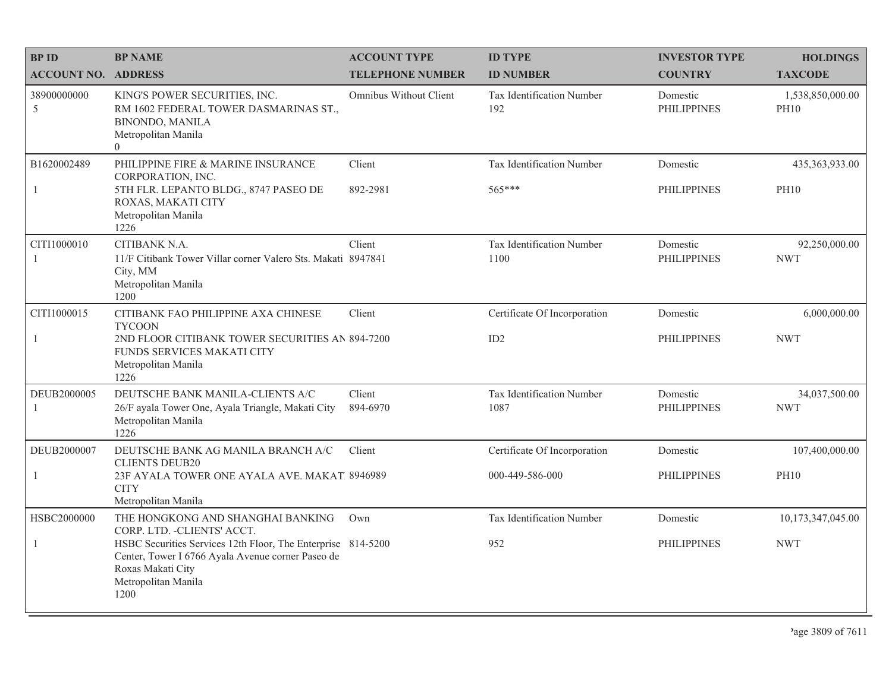| BP ID<br>ACCOUNT NO. | BP NAME<br>ADDRESS | ACCOUNT TYPE<br>TELEPHONE NUMBER | ID TYPE<br>ID NUMBER | INVESTOR TYPE<br>COUNTRY | HOLDINGS<br>TAXCODE |
|---|---|---|---|---|---|
| 38900000000<br>5 | KING'S POWER SECURITIES, INC.<br>RM 1602 FEDERAL TOWER DASMARINAS ST., BINONDO, MANILA<br>Metropolitan Manila<br>0 | Omnibus Without Client | Tax Identification Number<br>192 | Domestic<br>PHILIPPINES | 1,538,850,000.00<br>PH10 |
| B1620002489<br>1 | PHILIPPINE FIRE & MARINE INSURANCE CORPORATION, INC.<br>5TH FLR. LEPANTO BLDG., 8747 PASEO DE ROXAS, MAKATI CITY<br>Metropolitan Manila<br>1226 | Client<br>892-2981 | Tax Identification Number<br>565*** | Domestic<br>PHILIPPINES | 435,363,933.00<br>PH10 |
| CITI1000010<br>1 | CITIBANK N.A.<br>11/F Citibank Tower Villar corner Valero Sts. Makati City, MM<br>Metropolitan Manila<br>1200 | Client<br>8947841 | Tax Identification Number<br>1100 | Domestic<br>PHILIPPINES | 92,250,000.00<br>NWT |
| CITI1000015<br>1 | CITIBANK FAO PHILIPPINE AXA CHINESE TYCOON<br>2ND FLOOR CITIBANK TOWER SECURITIES AN FUNDS SERVICES MAKATI CITY<br>Metropolitan Manila<br>1226 | Client<br>894-7200 | Certificate Of Incorporation<br>ID2 | Domestic<br>PHILIPPINES | 6,000,000.00<br>NWT |
| DEUB2000005<br>1 | DEUTSCHE BANK MANILA-CLIENTS A/C<br>26/F ayala Tower One, Ayala Triangle, Makati City<br>Metropolitan Manila<br>1226 | Client<br>894-6970 | Tax Identification Number<br>1087 | Domestic<br>PHILIPPINES | 34,037,500.00<br>NWT |
| DEUB2000007<br>1 | DEUTSCHE BANK AG MANILA BRANCH A/C CLIENTS DEUB20<br>23F AYALA TOWER ONE AYALA AVE. MAKAT CITY<br>Metropolitan Manila | Client<br>8946989 | Certificate Of Incorporation<br>000-449-586-000 | Domestic<br>PHILIPPINES | 107,400,000.00<br>PH10 |
| HSBC2000000<br>1 | THE HONGKONG AND SHANGHAI BANKING CORP. LTD. -CLIENTS' ACCT.<br>HSBC Securities Services 12th Floor, The Enterprise Center, Tower I 6766 Ayala Avenue corner Paseo de Roxas Makati City<br>Metropolitan Manila<br>1200 | Own<br>814-5200 | Tax Identification Number<br>952 | Domestic<br>PHILIPPINES | 10,173,347,045.00<br>NWT |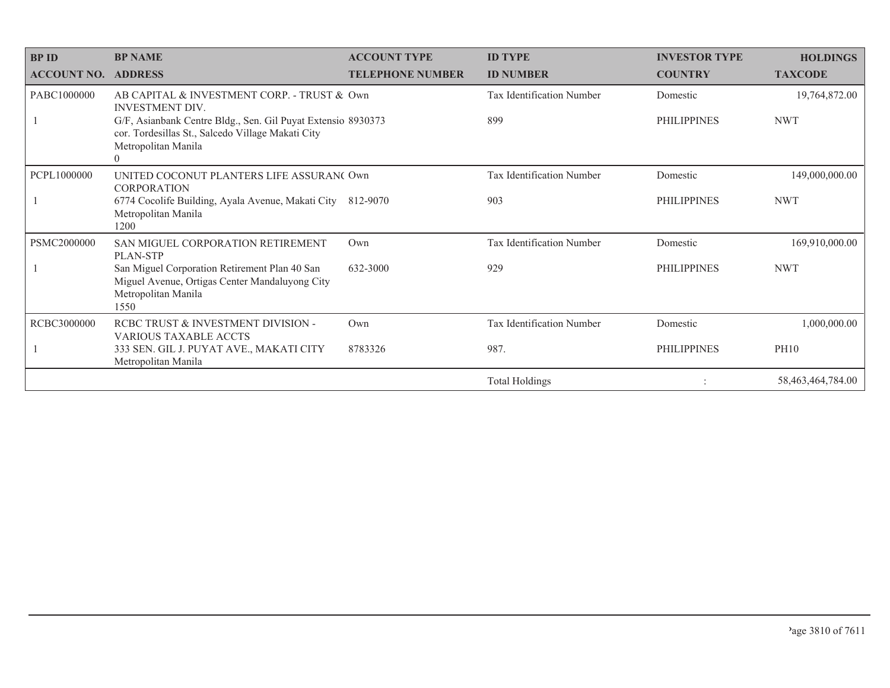| BP ID<br>ACCOUNT NO. | BP NAME<br>ADDRESS | ACCOUNT TYPE<br>TELEPHONE NUMBER | ID TYPE<br>ID NUMBER | INVESTOR TYPE<br>COUNTRY | HOLDINGS<br>TAXCODE |
|---|---|---|---|---|---|
| PABC1000000 | AB CAPITAL & INVESTMENT CORP. - TRUST & INVESTMENT DIV. | Own | Tax Identification Number | Domestic | 19,764,872.00 |
| 1 | G/F, Asianbank Centre Bldg., Sen. Gil Puyat Extensio cor. Tordesillas St., Salcedo Village Makati City Metropolitan Manila 0 | 8930373 | 899 | PHILIPPINES | NWT |
| PCPL1000000 | UNITED COCONUT PLANTERS LIFE ASSURAN( CORPORATION | Own | Tax Identification Number | Domestic | 149,000,000.00 |
| 1 | 6774 Cocolife Building, Ayala Avenue, Makati City Metropolitan Manila 1200 | 812-9070 | 903 | PHILIPPINES | NWT |
| PSMC2000000 | SAN MIGUEL CORPORATION RETIREMENT PLAN-STP | Own | Tax Identification Number | Domestic | 169,910,000.00 |
| 1 | San Miguel Corporation Retirement Plan 40 San Miguel Avenue, Ortigas Center Mandaluyong City Metropolitan Manila 1550 | 632-3000 | 929 | PHILIPPINES | NWT |
| RCBC3000000 | RCBC TRUST & INVESTMENT DIVISION - VARIOUS TAXABLE ACCTS | Own | Tax Identification Number | Domestic | 1,000,000.00 |
| 1 | 333 SEN. GIL J. PUYAT AVE., MAKATI CITY Metropolitan Manila | 8783326 | 987. | PHILIPPINES | PH10 |
| | | | Total Holdings | : | 58,463,464,784.00 |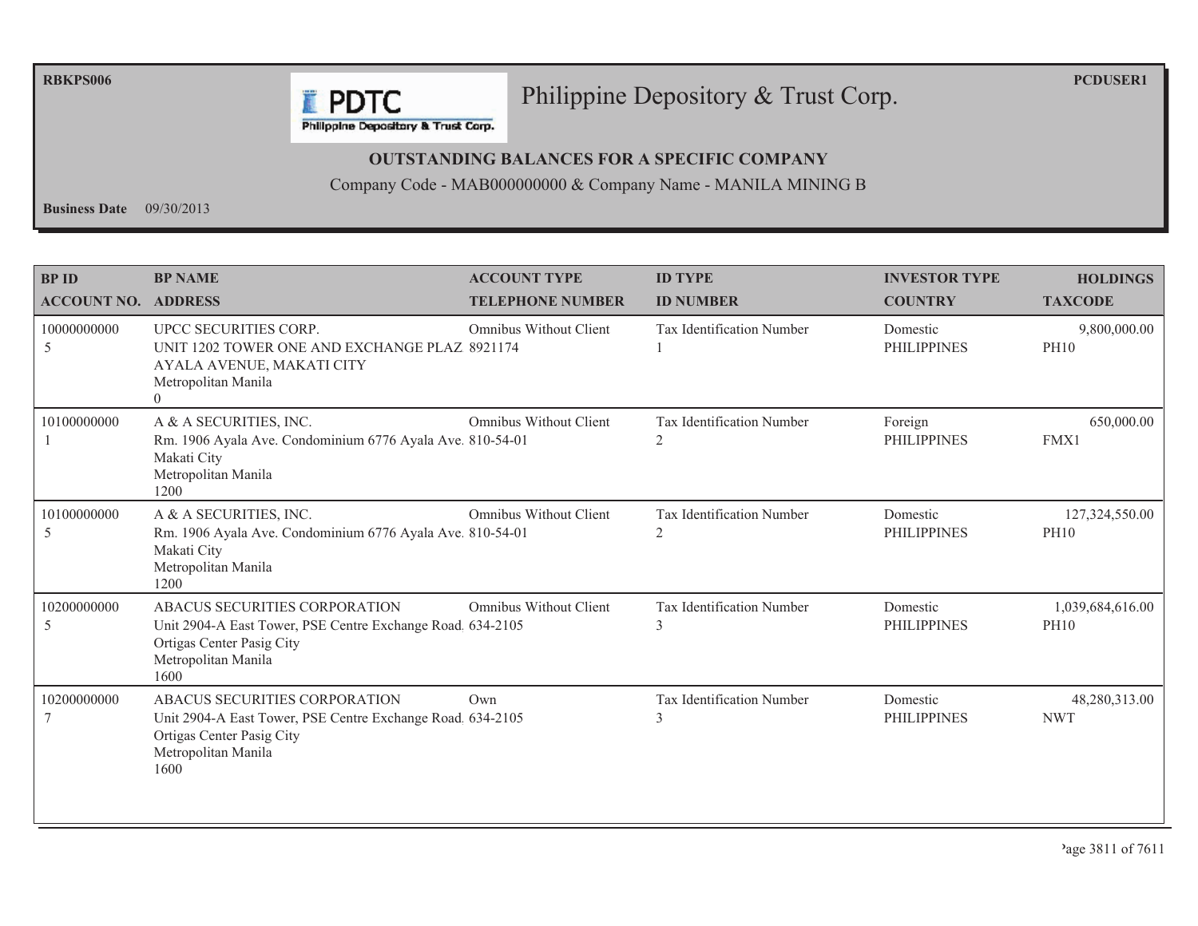RBKPS006

PCDUSER1

# Philippine Depository & Trust Corp.

## OUTSTANDING BALANCES FOR A SPECIFIC COMPANY

Company Code - MAB000000000 & Company Name - MANILA MINING B

**Business Date** 09/30/2013

| BP ID<br>ACCOUNT NO. | BP NAME<br>ADDRESS | ACCOUNT TYPE<br>TELEPHONE NUMBER | ID TYPE<br>ID NUMBER | INVESTOR TYPE<br>COUNTRY | HOLDINGS<br>TAXCODE |
|---|---|---|---|---|---|
| 10000000000<br>5 | UPCC SECURITIES CORP.<br>UNIT 1202 TOWER ONE AND EXCHANGE PLAZ<br>AYALA AVENUE, MAKATI CITY<br>Metropolitan Manila<br>0 | Omnibus Without Client<br>8921174 | Tax Identification Number<br>1 | Domestic<br>PHILIPPINES | 9,800,000.00<br>PH10 |
| 10100000000<br>1 | A & A SECURITIES, INC.<br>Rm. 1906 Ayala Ave. Condominium 6776 Ayala Ave.<br>Makati City<br>Metropolitan Manila<br>1200 | Omnibus Without Client<br>810-54-01 | Tax Identification Number<br>2 | Foreign<br>PHILIPPINES | 650,000.00<br>FMX1 |
| 10100000000<br>5 | A & A SECURITIES, INC.<br>Rm. 1906 Ayala Ave. Condominium 6776 Ayala Ave.<br>Makati City<br>Metropolitan Manila<br>1200 | Omnibus Without Client<br>810-54-01 | Tax Identification Number<br>2 | Domestic<br>PHILIPPINES | 127,324,550.00<br>PH10 |
| 10200000000<br>5 | ABACUS SECURITIES CORPORATION<br>Unit 2904-A East Tower, PSE Centre Exchange Road.<br>Ortigas Center Pasig City<br>Metropolitan Manila<br>1600 | Omnibus Without Client<br>634-2105 | Tax Identification Number<br>3 | Domestic<br>PHILIPPINES | 1,039,684,616.00<br>PH10 |
| 10200000000<br>7 | ABACUS SECURITIES CORPORATION<br>Unit 2904-A East Tower, PSE Centre Exchange Road.<br>Ortigas Center Pasig City<br>Metropolitan Manila<br>1600 | Own<br>634-2105 | Tax Identification Number<br>3 | Domestic<br>PHILIPPINES | 48,280,313.00<br>NWT |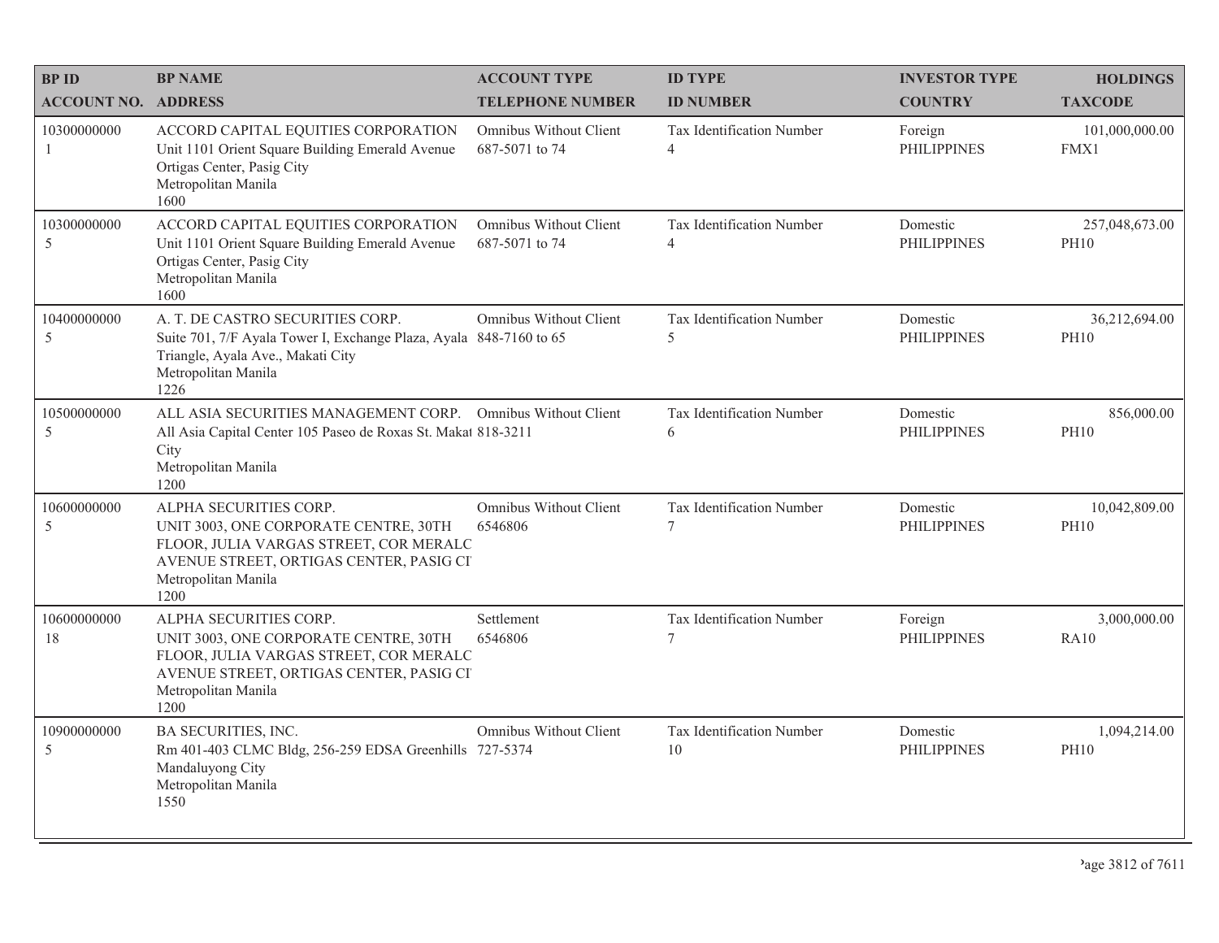| BP ID<br>ACCOUNT NO. | BP NAME<br>ADDRESS | ACCOUNT TYPE<br>TELEPHONE NUMBER | ID TYPE<br>ID NUMBER | INVESTOR TYPE<br>COUNTRY | HOLDINGS<br>TAXCODE |
|---|---|---|---|---|---|
| 10300000000<br>1 | ACCORD CAPITAL EQUITIES CORPORATION<br>Unit 1101 Orient Square Building Emerald Avenue Ortigas Center, Pasig City<br>Metropolitan Manila<br>1600 | Omnibus Without Client<br>687-5071 to 74 | Tax Identification Number<br>4 | Foreign<br>PHILIPPINES | 101,000,000.00<br>FMX1 |
| 10300000000<br>5 | ACCORD CAPITAL EQUITIES CORPORATION<br>Unit 1101 Orient Square Building Emerald Avenue Ortigas Center, Pasig City<br>Metropolitan Manila<br>1600 | Omnibus Without Client<br>687-5071 to 74 | Tax Identification Number<br>4 | Domestic<br>PHILIPPINES | 257,048,673.00<br>PH10 |
| 10400000000<br>5 | A. T. DE CASTRO SECURITIES CORP.<br>Suite 701, 7/F Ayala Tower I, Exchange Plaza, Ayala Triangle, Ayala Ave., Makati City<br>Metropolitan Manila<br>1226 | Omnibus Without Client<br>848-7160 to 65 | Tax Identification Number<br>5 | Domestic<br>PHILIPPINES | 36,212,694.00<br>PH10 |
| 10500000000<br>5 | ALL ASIA SECURITIES MANAGEMENT CORP.<br>All Asia Capital Center 105 Paseo de Roxas St. Makat City<br>Metropolitan Manila<br>1200 | Omnibus Without Client<br>818-3211 | Tax Identification Number<br>6 | Domestic<br>PHILIPPINES | 856,000.00<br>PH10 |
| 10600000000<br>5 | ALPHA SECURITIES CORP.<br>UNIT 3003, ONE CORPORATE CENTRE, 30TH FLOOR, JULIA VARGAS STREET, COR MERALC AVENUE STREET, ORTIGAS CENTER, PASIG CI<br>Metropolitan Manila<br>1200 | Omnibus Without Client<br>6546806 | Tax Identification Number<br>7 | Domestic<br>PHILIPPINES | 10,042,809.00<br>PH10 |
| 10600000000<br>18 | ALPHA SECURITIES CORP.<br>UNIT 3003, ONE CORPORATE CENTRE, 30TH FLOOR, JULIA VARGAS STREET, COR MERALC AVENUE STREET, ORTIGAS CENTER, PASIG CI<br>Metropolitan Manila<br>1200 | Settlement<br>6546806 | Tax Identification Number<br>7 | Foreign<br>PHILIPPINES | 3,000,000.00<br>RA10 |
| 10900000000<br>5 | BA SECURITIES, INC.<br>Rm 401-403 CLMC Bldg, 256-259 EDSA Greenhills Mandaluyong City<br>Metropolitan Manila<br>1550 | Omnibus Without Client<br>727-5374 | Tax Identification Number<br>10 | Domestic<br>PHILIPPINES | 1,094,214.00<br>PH10 |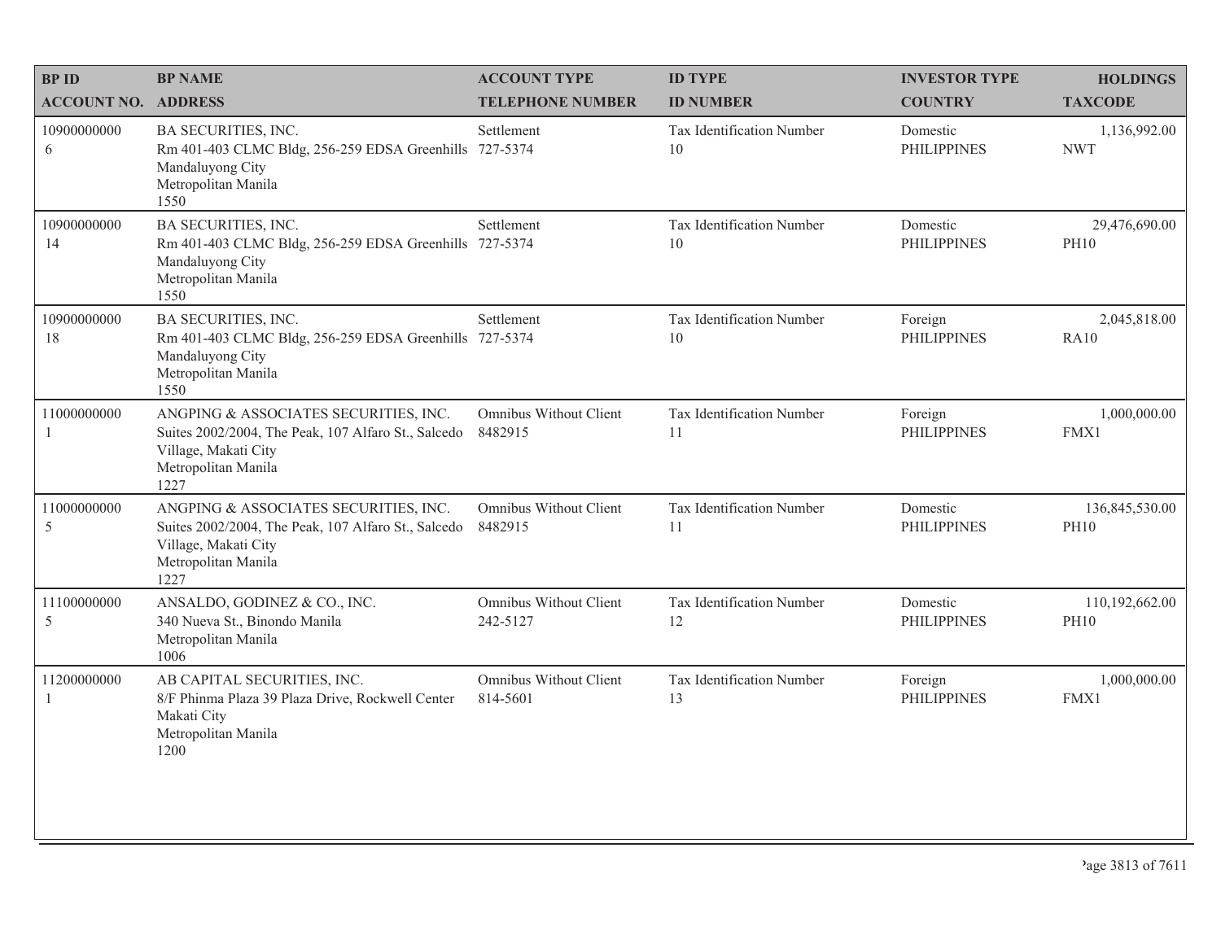| BP ID<br>ACCOUNT NO. | BP NAME<br>ADDRESS | ACCOUNT TYPE<br>TELEPHONE NUMBER | ID TYPE<br>ID NUMBER | INVESTOR TYPE<br>COUNTRY | HOLDINGS<br>TAXCODE |
|---|---|---|---|---|---|
| 10900000000<br>6 | BA SECURITIES, INC.<br>Rm 401-403 CLMC Bldg, 256-259 EDSA Greenhills<br>Mandaluyong City<br>Metropolitan Manila<br>1550 | Settlement<br>727-5374 | Tax Identification Number<br>10 | Domestic<br>PHILIPPINES | 1,136,992.00<br>NWT |
| 10900000000<br>14 | BA SECURITIES, INC.<br>Rm 401-403 CLMC Bldg, 256-259 EDSA Greenhills<br>Mandaluyong City<br>Metropolitan Manila<br>1550 | Settlement<br>727-5374 | Tax Identification Number<br>10 | Domestic<br>PHILIPPINES | 29,476,690.00<br>PH10 |
| 10900000000<br>18 | BA SECURITIES, INC.<br>Rm 401-403 CLMC Bldg, 256-259 EDSA Greenhills<br>Mandaluyong City<br>Metropolitan Manila<br>1550 | Settlement<br>727-5374 | Tax Identification Number<br>10 | Foreign<br>PHILIPPINES | 2,045,818.00<br>RA10 |
| 11000000000<br>1 | ANGPING & ASSOCIATES SECURITIES, INC.<br>Suites 2002/2004, The Peak, 107 Alfaro St., Salcedo<br>Village, Makati City<br>Metropolitan Manila<br>1227 | Omnibus Without Client<br>8482915 | Tax Identification Number<br>11 | Foreign<br>PHILIPPINES | 1,000,000.00<br>FMX1 |
| 11000000000<br>5 | ANGPING & ASSOCIATES SECURITIES, INC.<br>Suites 2002/2004, The Peak, 107 Alfaro St., Salcedo<br>Village, Makati City<br>Metropolitan Manila<br>1227 | Omnibus Without Client<br>8482915 | Tax Identification Number<br>11 | Domestic<br>PHILIPPINES | 136,845,530.00<br>PH10 |
| 11100000000<br>5 | ANSALDO, GODINEZ & CO., INC.<br>340 Nueva St., Binondo Manila<br>Metropolitan Manila<br>1006 | Omnibus Without Client<br>242-5127 | Tax Identification Number<br>12 | Domestic<br>PHILIPPINES | 110,192,662.00<br>PH10 |
| 11200000000<br>1 | AB CAPITAL SECURITIES, INC.<br>8/F Phinma Plaza 39 Plaza Drive, Rockwell Center<br>Makati City<br>Metropolitan Manila<br>1200 | Omnibus Without Client<br>814-5601 | Tax Identification Number<br>13 | Foreign<br>PHILIPPINES | 1,000,000.00<br>FMX1 |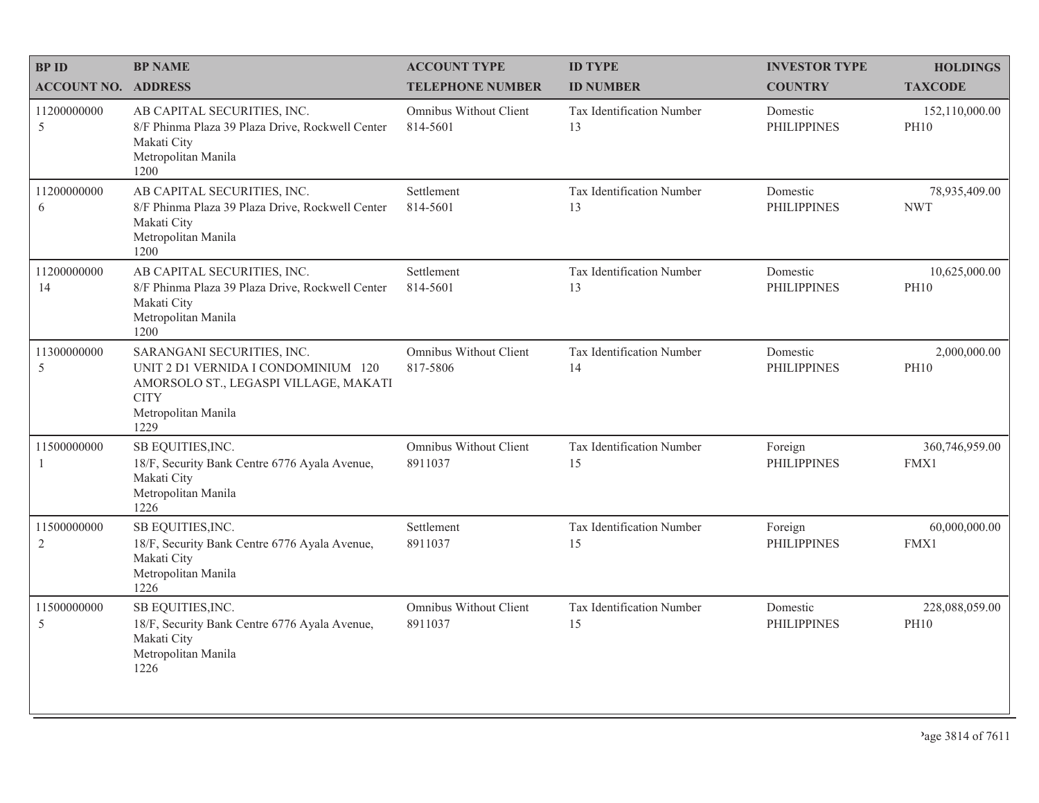| BP ID<br>ACCOUNT NO. | BP NAME<br>ADDRESS | ACCOUNT TYPE<br>TELEPHONE NUMBER | ID TYPE<br>ID NUMBER | INVESTOR TYPE<br>COUNTRY | HOLDINGS<br>TAXCODE |
|---|---|---|---|---|---|
| 11200000000<br>5 | AB CAPITAL SECURITIES, INC.<br>8/F Phinma Plaza 39 Plaza Drive, Rockwell Center<br>Makati City<br>Metropolitan Manila<br>1200 | Omnibus Without Client<br>814-5601 | Tax Identification Number<br>13 | Domestic<br>PHILIPPINES | 152,110,000.00<br>PH10 |
| 11200000000<br>6 | AB CAPITAL SECURITIES, INC.<br>8/F Phinma Plaza 39 Plaza Drive, Rockwell Center<br>Makati City<br>Metropolitan Manila<br>1200 | Settlement<br>814-5601 | Tax Identification Number<br>13 | Domestic<br>PHILIPPINES | 78,935,409.00<br>NWT |
| 11200000000<br>14 | AB CAPITAL SECURITIES, INC.<br>8/F Phinma Plaza 39 Plaza Drive, Rockwell Center<br>Makati City<br>Metropolitan Manila<br>1200 | Settlement<br>814-5601 | Tax Identification Number<br>13 | Domestic<br>PHILIPPINES | 10,625,000.00<br>PH10 |
| 11300000000<br>5 | SARANGANI SECURITIES, INC.<br>UNIT 2 D1 VERNIDA I CONDOMINIUM 120 AMORSOLO ST., LEGASPI VILLAGE, MAKATI CITY<br>Metropolitan Manila<br>1229 | Omnibus Without Client<br>817-5806 | Tax Identification Number<br>14 | Domestic<br>PHILIPPINES | 2,000,000.00<br>PH10 |
| 11500000000<br>1 | SB EQUITIES,INC.<br>18/F, Security Bank Centre 6776 Ayala Avenue,<br>Makati City<br>Metropolitan Manila<br>1226 | Omnibus Without Client<br>8911037 | Tax Identification Number<br>15 | Foreign<br>PHILIPPINES | 360,746,959.00<br>FMX1 |
| 11500000000<br>2 | SB EQUITIES,INC.<br>18/F, Security Bank Centre 6776 Ayala Avenue,<br>Makati City<br>Metropolitan Manila<br>1226 | Settlement<br>8911037 | Tax Identification Number<br>15 | Foreign<br>PHILIPPINES | 60,000,000.00<br>FMX1 |
| 11500000000<br>5 | SB EQUITIES,INC.<br>18/F, Security Bank Centre 6776 Ayala Avenue,<br>Makati City<br>Metropolitan Manila<br>1226 | Omnibus Without Client<br>8911037 | Tax Identification Number<br>15 | Domestic<br>PHILIPPINES | 228,088,059.00<br>PH10 |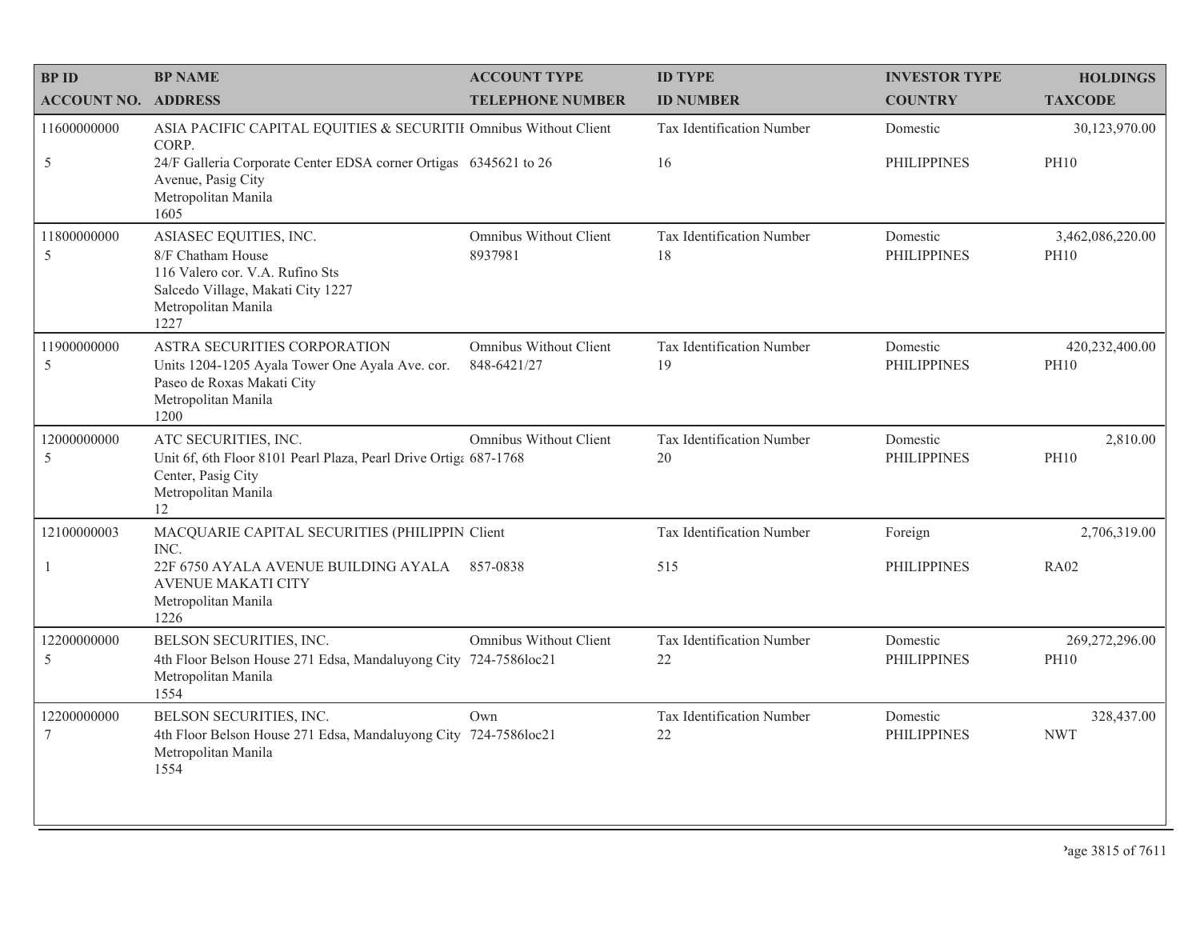| BP ID<br>ACCOUNT NO. | BP NAME<br>ADDRESS | ACCOUNT TYPE<br>TELEPHONE NUMBER | ID TYPE<br>ID NUMBER | INVESTOR TYPE<br>COUNTRY | HOLDINGS<br>TAXCODE |
|---|---|---|---|---|---|
| 11600000000<br>5 | ASIA PACIFIC CAPITAL EQUITIES & SECURITIE CORP.<br>24/F Galleria Corporate Center EDSA corner Ortigas Avenue, Pasig City<br>Metropolitan Manila<br>1605 | Omnibus Without Client<br>6345621 to 26 | Tax Identification Number<br>16 | Domestic<br>PHILIPPINES | 30,123,970.00<br>PH10 |
| 11800000000<br>5 | ASIASEC EQUITIES, INC.<br>8/F Chatham House<br>116 Valero cor. V.A. Rufino Sts<br>Salcedo Village, Makati City 1227<br>Metropolitan Manila<br>1227 | Omnibus Without Client<br>8937981 | Tax Identification Number<br>18 | Domestic<br>PHILIPPINES | 3,462,086,220.00<br>PH10 |
| 11900000000<br>5 | ASTRA SECURITIES CORPORATION<br>Units 1204-1205 Ayala Tower One Ayala Ave. cor. Paseo de Roxas Makati City<br>Metropolitan Manila<br>1200 | Omnibus Without Client<br>848-6421/27 | Tax Identification Number<br>19 | Domestic<br>PHILIPPINES | 420,232,400.00<br>PH10 |
| 12000000000<br>5 | ATC SECURITIES, INC.<br>Unit 6f, 6th Floor 8101 Pearl Plaza, Pearl Drive Ortiga Center, Pasig City<br>Metropolitan Manila<br>12 | Omnibus Without Client<br>687-1768 | Tax Identification Number<br>20 | Domestic<br>PHILIPPINES | 2,810.00<br>PH10 |
| 12100000003<br>1 | MACQUARIE CAPITAL SECURITIES (PHILIPPIN INC.<br>22F 6750 AYALA AVENUE BUILDING AYALA AVENUE MAKATI CITY<br>Metropolitan Manila<br>1226 | Client<br>857-0838 | Tax Identification Number<br>515 | Foreign<br>PHILIPPINES | 2,706,319.00<br>RA02 |
| 12200000000<br>5 | BELSON SECURITIES, INC.<br>4th Floor Belson House 271 Edsa, Mandaluyong City<br>Metropolitan Manila<br>1554 | Omnibus Without Client<br>724-7586loc21 | Tax Identification Number<br>22 | Domestic<br>PHILIPPINES | 269,272,296.00<br>PH10 |
| 12200000000<br>7 | BELSON SECURITIES, INC.<br>4th Floor Belson House 271 Edsa, Mandaluyong City<br>Metropolitan Manila<br>1554 | Own<br>724-7586loc21 | Tax Identification Number<br>22 | Domestic<br>PHILIPPINES | 328,437.00<br>NWT |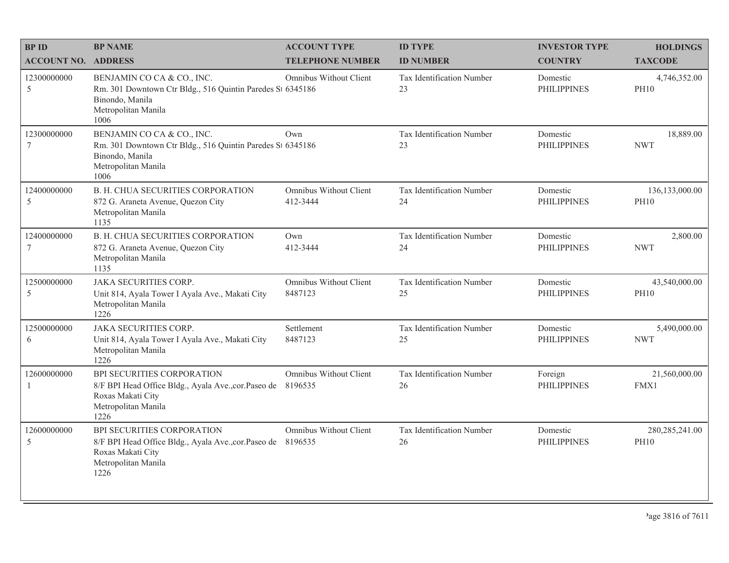| BP ID<br>ACCOUNT NO. | BP NAME<br>ADDRESS | ACCOUNT TYPE<br>TELEPHONE NUMBER | ID TYPE<br>ID NUMBER | INVESTOR TYPE<br>COUNTRY | HOLDINGS<br>TAXCODE |
|---|---|---|---|---|---|
| 12300000000<br>5 | BENJAMIN CO CA & CO., INC.<br>Rm. 301 Downtown Ctr Bldg., 516 Quintin Paredes St<br>Binondo, Manila<br>Metropolitan Manila<br>1006 | Omnibus Without Client<br>6345186 | Tax Identification Number<br>23 | Domestic<br>PHILIPPINES | 4,746,352.00<br>PH10 |
| 12300000000<br>7 | BENJAMIN CO CA & CO., INC.<br>Rm. 301 Downtown Ctr Bldg., 516 Quintin Paredes St<br>Binondo, Manila<br>Metropolitan Manila<br>1006 | Own<br>6345186 | Tax Identification Number<br>23 | Domestic<br>PHILIPPINES | 18,889.00<br>NWT |
| 12400000000<br>5 | B. H. CHUA SECURITIES CORPORATION<br>872 G. Araneta Avenue, Quezon City<br>Metropolitan Manila<br>1135 | Omnibus Without Client<br>412-3444 | Tax Identification Number<br>24 | Domestic<br>PHILIPPINES | 136,133,000.00<br>PH10 |
| 12400000000<br>7 | B. H. CHUA SECURITIES CORPORATION<br>872 G. Araneta Avenue, Quezon City<br>Metropolitan Manila<br>1135 | Own<br>412-3444 | Tax Identification Number<br>24 | Domestic<br>PHILIPPINES | 2,800.00<br>NWT |
| 12500000000<br>5 | JAKA SECURITIES CORP.<br>Unit 814, Ayala Tower I Ayala Ave., Makati City<br>Metropolitan Manila<br>1226 | Omnibus Without Client<br>8487123 | Tax Identification Number<br>25 | Domestic<br>PHILIPPINES | 43,540,000.00<br>PH10 |
| 12500000000<br>6 | JAKA SECURITIES CORP.<br>Unit 814, Ayala Tower I Ayala Ave., Makati City<br>Metropolitan Manila<br>1226 | Settlement<br>8487123 | Tax Identification Number<br>25 | Domestic<br>PHILIPPINES | 5,490,000.00<br>NWT |
| 12600000000<br>1 | BPI SECURITIES CORPORATION<br>8/F BPI Head Office Bldg., Ayala Ave.,cor.Paseo de Roxas Makati City<br>Metropolitan Manila<br>1226 | Omnibus Without Client<br>8196535 | Tax Identification Number<br>26 | Foreign<br>PHILIPPINES | 21,560,000.00<br>FMX1 |
| 12600000000<br>5 | BPI SECURITIES CORPORATION<br>8/F BPI Head Office Bldg., Ayala Ave.,cor.Paseo de Roxas Makati City<br>Metropolitan Manila<br>1226 | Omnibus Without Client<br>8196535 | Tax Identification Number<br>26 | Domestic<br>PHILIPPINES | 280,285,241.00<br>PH10 |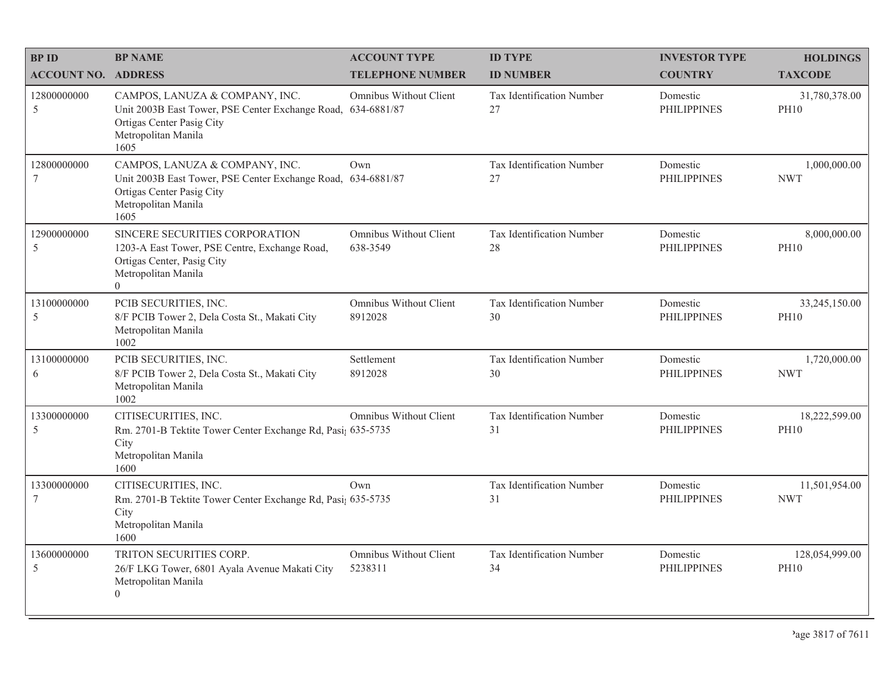| BP ID<br>ACCOUNT NO. | BP NAME<br>ADDRESS | ACCOUNT TYPE<br>TELEPHONE NUMBER | ID TYPE<br>ID NUMBER | INVESTOR TYPE<br>COUNTRY | HOLDINGS<br>TAXCODE |
|---|---|---|---|---|---|
| 12800000000<br>5 | CAMPOS, LANUZA & COMPANY, INC.<br>Unit 2003B East Tower, PSE Center Exchange Road, Ortigas Center Pasig City<br>Metropolitan Manila<br>1605 | Omnibus Without Client<br>634-6881/87 | Tax Identification Number<br>27 | Domestic<br>PHILIPPINES | 31,780,378.00<br>PH10 |
| 12800000000<br>7 | CAMPOS, LANUZA & COMPANY, INC.<br>Unit 2003B East Tower, PSE Center Exchange Road, Ortigas Center Pasig City<br>Metropolitan Manila<br>1605 | Own<br>634-6881/87 | Tax Identification Number<br>27 | Domestic<br>PHILIPPINES | 1,000,000.00<br>NWT |
| 12900000000<br>5 | SINCERE SECURITIES CORPORATION<br>1203-A East Tower, PSE Centre, Exchange Road, Ortigas Center, Pasig City<br>Metropolitan Manila<br>0 | Omnibus Without Client<br>638-3549 | Tax Identification Number<br>28 | Domestic<br>PHILIPPINES | 8,000,000.00<br>PH10 |
| 13100000000<br>5 | PCIB SECURITIES, INC.<br>8/F PCIB Tower 2, Dela Costa St., Makati City<br>Metropolitan Manila<br>1002 | Omnibus Without Client<br>8912028 | Tax Identification Number<br>30 | Domestic<br>PHILIPPINES | 33,245,150.00<br>PH10 |
| 13100000000<br>6 | PCIB SECURITIES, INC.<br>8/F PCIB Tower 2, Dela Costa St., Makati City<br>Metropolitan Manila<br>1002 | Settlement<br>8912028 | Tax Identification Number<br>30 | Domestic<br>PHILIPPINES | 1,720,000.00<br>NWT |
| 13300000000<br>5 | CITISECURITIES, INC.<br>Rm. 2701-B Tektite Tower Center Exchange Rd, Pasig City<br>Metropolitan Manila<br>1600 | Omnibus Without Client<br>635-5735 | Tax Identification Number<br>31 | Domestic<br>PHILIPPINES | 18,222,599.00<br>PH10 |
| 13300000000<br>7 | CITISECURITIES, INC.<br>Rm. 2701-B Tektite Tower Center Exchange Rd, Pasig City<br>Metropolitan Manila<br>1600 | Own<br>635-5735 | Tax Identification Number<br>31 | Domestic<br>PHILIPPINES | 11,501,954.00<br>NWT |
| 13600000000<br>5 | TRITON SECURITIES CORP.<br>26/F LKG Tower, 6801 Ayala Avenue Makati City<br>Metropolitan Manila<br>0 | Omnibus Without Client<br>5238311 | Tax Identification Number<br>34 | Domestic<br>PHILIPPINES | 128,054,999.00<br>PH10 |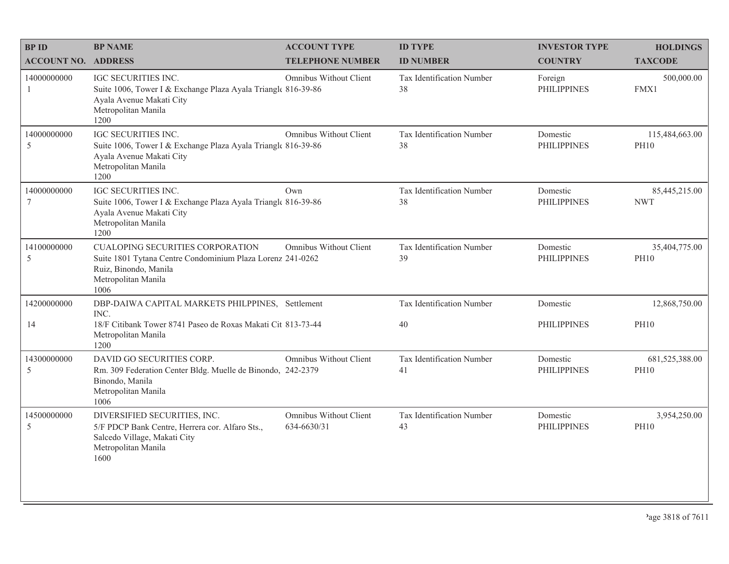| BP ID<br>ACCOUNT NO. | BP NAME<br>ADDRESS | ACCOUNT TYPE<br>TELEPHONE NUMBER | ID TYPE<br>ID NUMBER | INVESTOR TYPE<br>COUNTRY | HOLDINGS<br>TAXCODE |
|---|---|---|---|---|---|
| 14000000000<br>1 | IGC SECURITIES INC.<br>Suite 1006, Tower I & Exchange Plaza Ayala Triangle Ayala Avenue Makati City<br>Metropolitan Manila<br>1200 | Omnibus Without Client<br>816-39-86 | Tax Identification Number<br>38 | Foreign<br>PHILIPPINES | 500,000.00<br>FMX1 |
| 14000000000<br>5 | IGC SECURITIES INC.<br>Suite 1006, Tower I & Exchange Plaza Ayala Triangle Ayala Avenue Makati City<br>Metropolitan Manila<br>1200 | Omnibus Without Client<br>816-39-86 | Tax Identification Number<br>38 | Domestic<br>PHILIPPINES | 115,484,663.00<br>PH10 |
| 14000000000<br>7 | IGC SECURITIES INC.<br>Suite 1006, Tower I & Exchange Plaza Ayala Triangle Ayala Avenue Makati City<br>Metropolitan Manila<br>1200 | Own<br>816-39-86 | Tax Identification Number<br>38 | Domestic<br>PHILIPPINES | 85,445,215.00<br>NWT |
| 14100000000<br>5 | CUALOPING SECURITIES CORPORATION<br>Suite 1801 Tytana Centre Condominium Plaza Lorenzo Ruiz, Binondo, Manila<br>Metropolitan Manila<br>1006 | Omnibus Without Client<br>241-0262 | Tax Identification Number<br>39 | Domestic<br>PHILIPPINES | 35,404,775.00<br>PH10 |
| 14200000000<br>14 | DBP-DAIWA CAPITAL MARKETS PHILPPINES, INC.<br>18/F Citibank Tower 8741 Paseo de Roxas Makati City<br>Metropolitan Manila<br>1200 | Settlement<br>813-73-44 | Tax Identification Number<br>40 | Domestic<br>PHILIPPINES | 12,868,750.00<br>PH10 |
| 14300000000<br>5 | DAVID GO SECURITIES CORP.<br>Rm. 309 Federation Center Bldg. Muelle de Binondo, Binondo, Manila<br>Metropolitan Manila<br>1006 | Omnibus Without Client<br>242-2379 | Tax Identification Number<br>41 | Domestic<br>PHILIPPINES | 681,525,388.00<br>PH10 |
| 14500000000<br>5 | DIVERSIFIED SECURITIES, INC.<br>5/F PDCP Bank Centre, Herrera cor. Alfaro Sts., Salcedo Village, Makati City<br>Metropolitan Manila<br>1600 | Omnibus Without Client<br>634-6630/31 | Tax Identification Number<br>43 | Domestic<br>PHILIPPINES | 3,954,250.00<br>PH10 |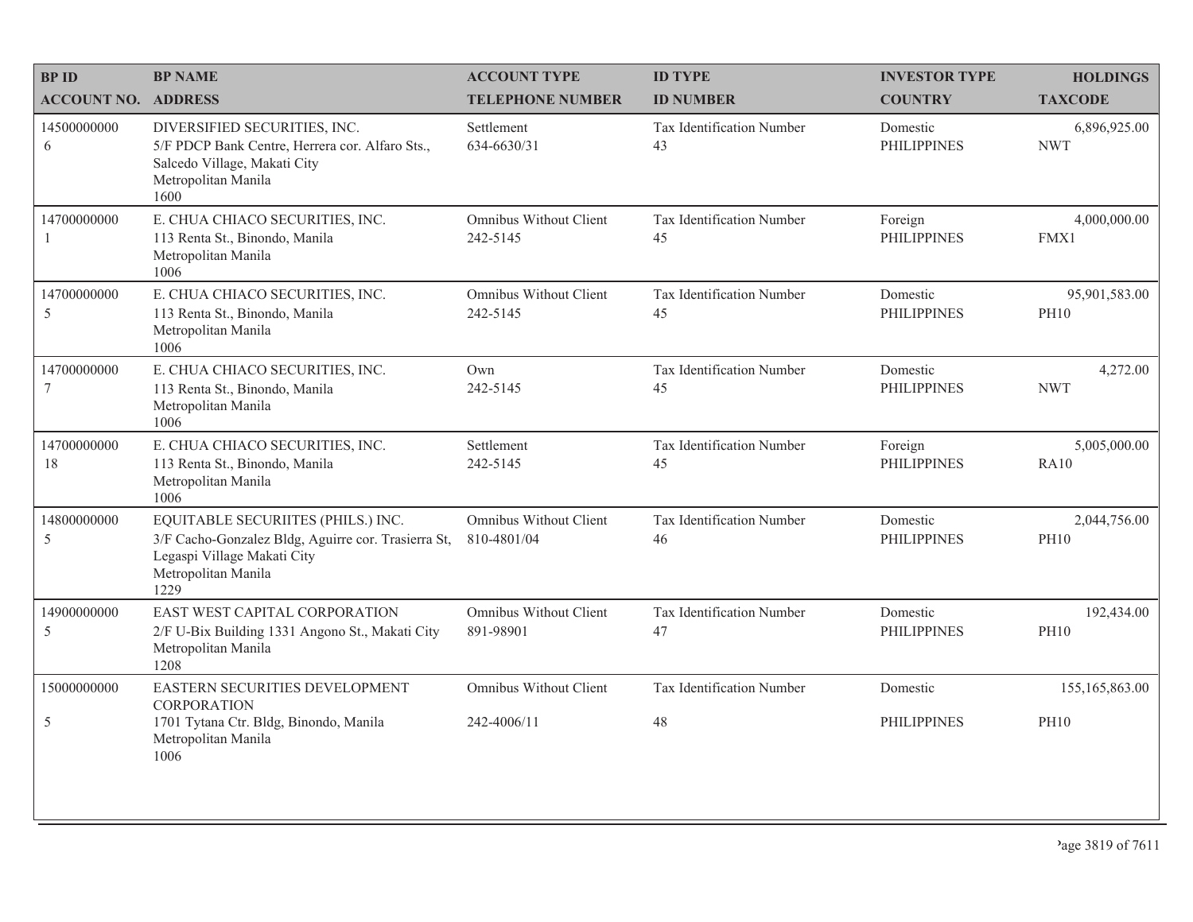| BP ID<br>ACCOUNT NO. | BP NAME<br>ADDRESS | ACCOUNT TYPE<br>TELEPHONE NUMBER | ID TYPE<br>ID NUMBER | INVESTOR TYPE<br>COUNTRY | HOLDINGS<br>TAXCODE |
|---|---|---|---|---|---|
| 14500000000<br>6 | DIVERSIFIED SECURITIES, INC.<br>5/F PDCP Bank Centre, Herrera cor. Alfaro Sts., Salcedo Village, Makati City<br>Metropolitan Manila<br>1600 | Settlement<br>634-6630/31 | Tax Identification Number<br>43 | Domestic<br>PHILIPPINES | 6,896,925.00<br>NWT |
| 14700000000<br>1 | E. CHUA CHIACO SECURITIES, INC.<br>113 Renta St., Binondo, Manila<br>Metropolitan Manila<br>1006 | Omnibus Without Client<br>242-5145 | Tax Identification Number<br>45 | Foreign<br>PHILIPPINES | 4,000,000.00<br>FMX1 |
| 14700000000<br>5 | E. CHUA CHIACO SECURITIES, INC.<br>113 Renta St., Binondo, Manila<br>Metropolitan Manila<br>1006 | Omnibus Without Client<br>242-5145 | Tax Identification Number<br>45 | Domestic<br>PHILIPPINES | 95,901,583.00<br>PH10 |
| 14700000000<br>7 | E. CHUA CHIACO SECURITIES, INC.<br>113 Renta St., Binondo, Manila<br>Metropolitan Manila<br>1006 | Own<br>242-5145 | Tax Identification Number<br>45 | Domestic<br>PHILIPPINES | 4,272.00<br>NWT |
| 14700000000<br>18 | E. CHUA CHIACO SECURITIES, INC.<br>113 Renta St., Binondo, Manila<br>Metropolitan Manila<br>1006 | Settlement<br>242-5145 | Tax Identification Number<br>45 | Foreign<br>PHILIPPINES | 5,005,000.00<br>RA10 |
| 14800000000<br>5 | EQUITABLE SECURIITES (PHILS.) INC.<br>3/F Cacho-Gonzalez Bldg, Aguirre cor. Trasierra St, Legaspi Village Makati City<br>Metropolitan Manila<br>1229 | Omnibus Without Client<br>810-4801/04 | Tax Identification Number<br>46 | Domestic<br>PHILIPPINES | 2,044,756.00<br>PH10 |
| 14900000000<br>5 | EAST WEST CAPITAL CORPORATION<br>2/F U-Bix Building 1331 Angono St., Makati City<br>Metropolitan Manila<br>1208 | Omnibus Without Client<br>891-98901 | Tax Identification Number<br>47 | Domestic<br>PHILIPPINES | 192,434.00<br>PH10 |
| 15000000000<br>5 | EASTERN SECURITIES DEVELOPMENT CORPORATION<br>1701 Tytana Ctr. Bldg, Binondo, Manila<br>Metropolitan Manila<br>1006 | Omnibus Without Client<br>242-4006/11 | Tax Identification Number<br>48 | Domestic<br>PHILIPPINES | 155,165,863.00<br>PH10 |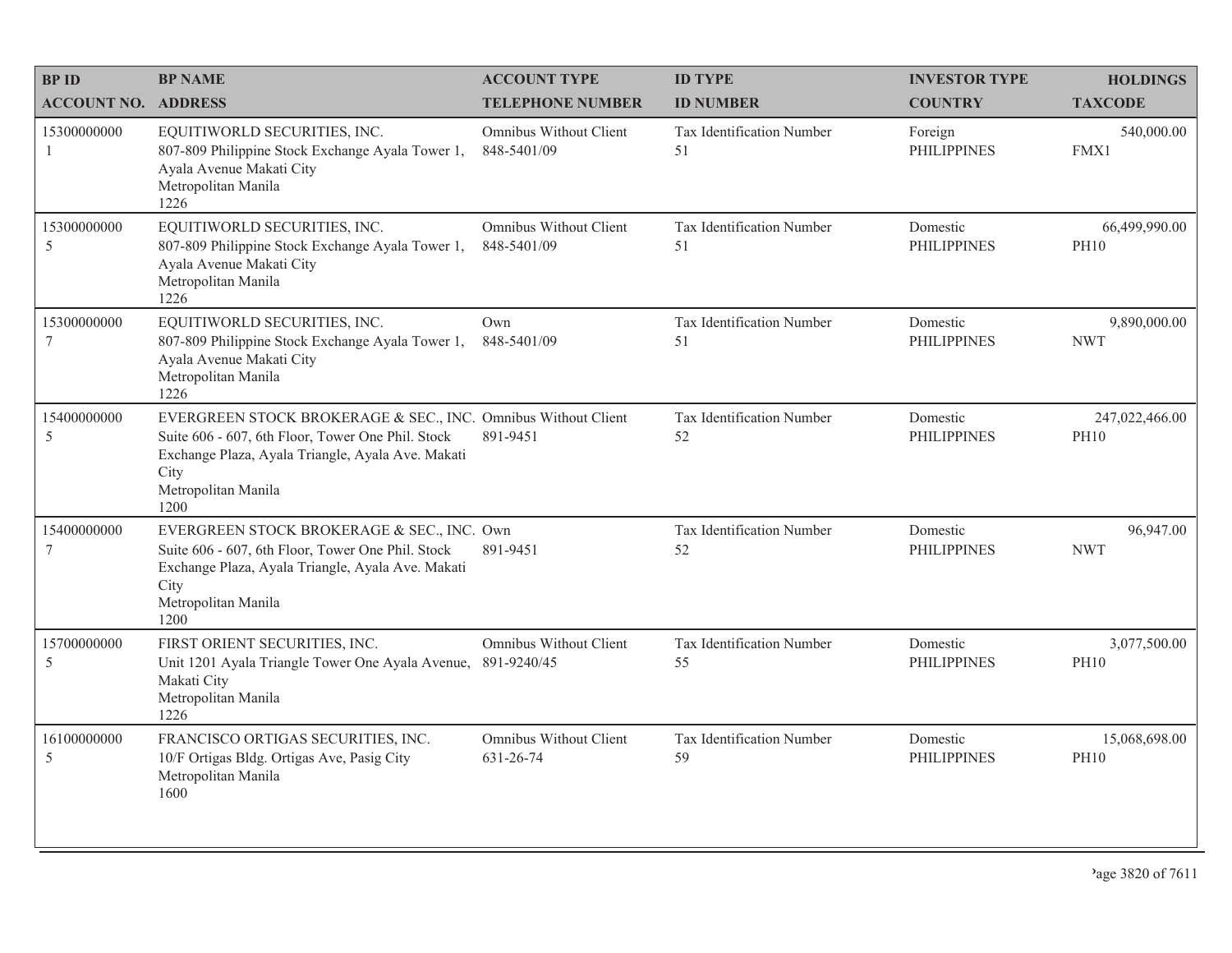| BP ID<br>ACCOUNT NO. | BP NAME<br>ADDRESS | ACCOUNT TYPE<br>TELEPHONE NUMBER | ID TYPE<br>ID NUMBER | INVESTOR TYPE<br>COUNTRY | HOLDINGS<br>TAXCODE |
|---|---|---|---|---|---|
| 15300000000<br>1 | EQUITIWORLD SECURITIES, INC.<br>807-809 Philippine Stock Exchange Ayala Tower 1, Ayala Avenue Makati City<br>Metropolitan Manila<br>1226 | Omnibus Without Client<br>848-5401/09 | Tax Identification Number<br>51 | Foreign<br>PHILIPPINES | 540,000.00<br>FMX1 |
| 15300000000<br>5 | EQUITIWORLD SECURITIES, INC.<br>807-809 Philippine Stock Exchange Ayala Tower 1, Ayala Avenue Makati City<br>Metropolitan Manila<br>1226 | Omnibus Without Client<br>848-5401/09 | Tax Identification Number<br>51 | Domestic<br>PHILIPPINES | 66,499,990.00<br>PH10 |
| 15300000000<br>7 | EQUITIWORLD SECURITIES, INC.<br>807-809 Philippine Stock Exchange Ayala Tower 1, Ayala Avenue Makati City<br>Metropolitan Manila<br>1226 | Own<br>848-5401/09 | Tax Identification Number<br>51 | Domestic<br>PHILIPPINES | 9,890,000.00<br>NWT |
| 15400000000<br>5 | EVERGREEN STOCK BROKERAGE & SEC., INC.<br>Suite 606 - 607, 6th Floor, Tower One Phil. Stock Exchange Plaza, Ayala Triangle, Ayala Ave. Makati City<br>Metropolitan Manila<br>1200 | Omnibus Without Client<br>891-9451 | Tax Identification Number<br>52 | Domestic<br>PHILIPPINES | 247,022,466.00<br>PH10 |
| 15400000000<br>7 | EVERGREEN STOCK BROKERAGE & SEC., INC.<br>Suite 606 - 607, 6th Floor, Tower One Phil. Stock Exchange Plaza, Ayala Triangle, Ayala Ave. Makati City<br>Metropolitan Manila<br>1200 | Own<br>891-9451 | Tax Identification Number<br>52 | Domestic<br>PHILIPPINES | 96,947.00<br>NWT |
| 15700000000<br>5 | FIRST ORIENT SECURITIES, INC.<br>Unit 1201 Ayala Triangle Tower One Ayala Avenue, Makati City<br>Metropolitan Manila<br>1226 | Omnibus Without Client<br>891-9240/45 | Tax Identification Number<br>55 | Domestic<br>PHILIPPINES | 3,077,500.00<br>PH10 |
| 16100000000<br>5 | FRANCISCO ORTIGAS SECURITIES, INC.<br>10/F Ortigas Bldg. Ortigas Ave, Pasig City<br>Metropolitan Manila<br>1600 | Omnibus Without Client<br>631-26-74 | Tax Identification Number<br>59 | Domestic<br>PHILIPPINES | 15,068,698.00<br>PH10 |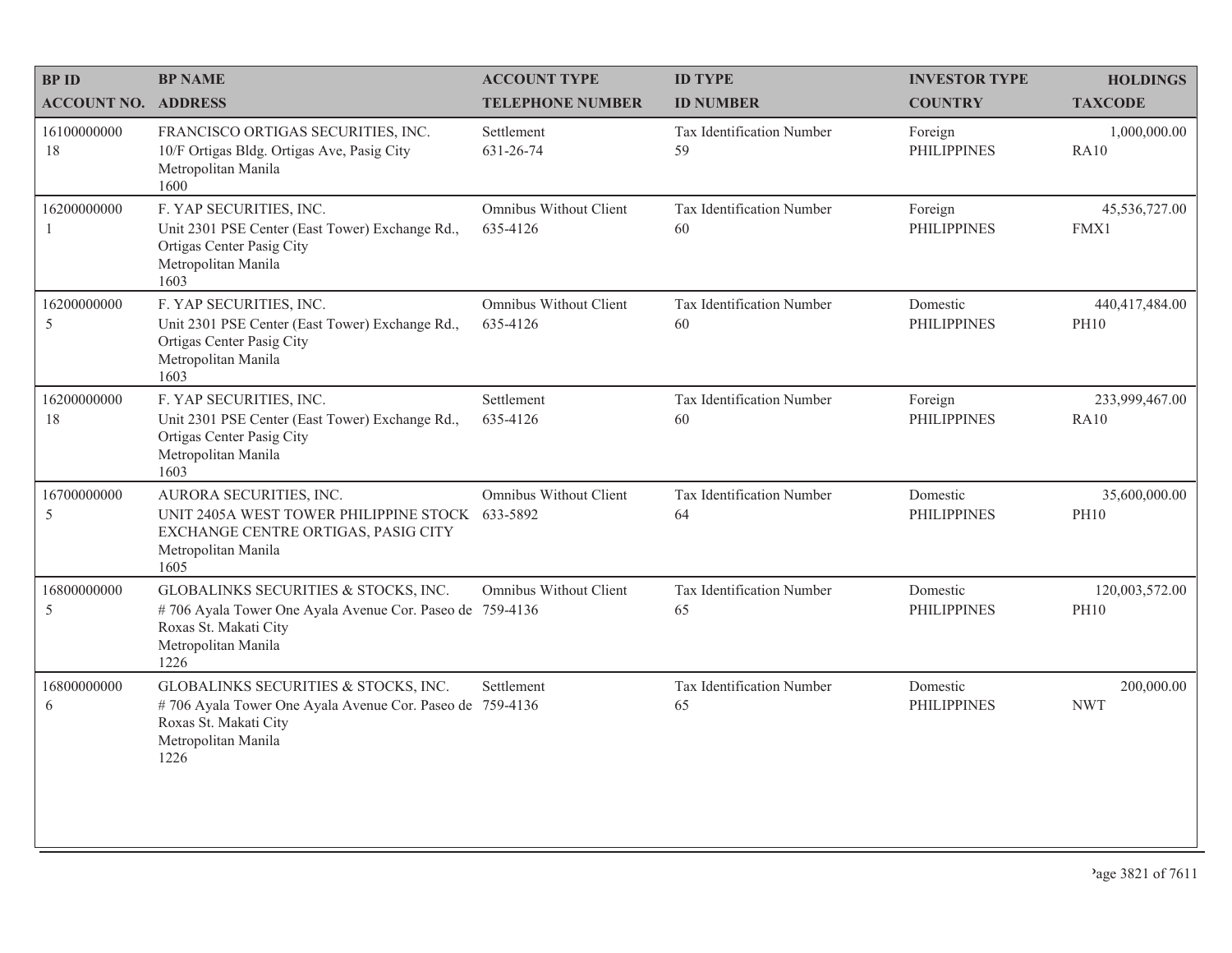| BP ID<br>ACCOUNT NO. | BP NAME<br>ADDRESS | ACCOUNT TYPE<br>TELEPHONE NUMBER | ID TYPE<br>ID NUMBER | INVESTOR TYPE<br>COUNTRY | HOLDINGS<br>TAXCODE |
|---|---|---|---|---|---|
| 16100000000<br>18 | FRANCISCO ORTIGAS SECURITIES, INC.<br>10/F Ortigas Bldg. Ortigas Ave, Pasig City<br>Metropolitan Manila<br>1600 | Settlement<br>631-26-74 | Tax Identification Number<br>59 | Foreign<br>PHILIPPINES | 1,000,000.00<br>RA10 |
| 16200000000<br>1 | F. YAP SECURITIES, INC.<br>Unit 2301 PSE Center (East Tower) Exchange Rd., Ortigas Center Pasig City<br>Metropolitan Manila<br>1603 | Omnibus Without Client<br>635-4126 | Tax Identification Number<br>60 | Foreign<br>PHILIPPINES | 45,536,727.00<br>FMX1 |
| 16200000000<br>5 | F. YAP SECURITIES, INC.<br>Unit 2301 PSE Center (East Tower) Exchange Rd., Ortigas Center Pasig City<br>Metropolitan Manila<br>1603 | Omnibus Without Client<br>635-4126 | Tax Identification Number<br>60 | Domestic<br>PHILIPPINES | 440,417,484.00<br>PH10 |
| 16200000000<br>18 | F. YAP SECURITIES, INC.<br>Unit 2301 PSE Center (East Tower) Exchange Rd., Ortigas Center Pasig City<br>Metropolitan Manila<br>1603 | Settlement<br>635-4126 | Tax Identification Number<br>60 | Foreign<br>PHILIPPINES | 233,999,467.00<br>RA10 |
| 16700000000<br>5 | AURORA SECURITIES, INC.<br>UNIT 2405A WEST TOWER PHILIPPINE STOCK EXCHANGE CENTRE ORTIGAS, PASIG CITY<br>Metropolitan Manila<br>1605 | Omnibus Without Client<br>633-5892 | Tax Identification Number<br>64 | Domestic<br>PHILIPPINES | 35,600,000.00<br>PH10 |
| 16800000000<br>5 | GLOBALINKS SECURITIES & STOCKS, INC.<br># 706 Ayala Tower One Ayala Avenue Cor. Paseo de Roxas St. Makati City<br>Metropolitan Manila<br>1226 | Omnibus Without Client<br>759-4136 | Tax Identification Number<br>65 | Domestic<br>PHILIPPINES | 120,003,572.00<br>PH10 |
| 16800000000<br>6 | GLOBALINKS SECURITIES & STOCKS, INC.<br># 706 Ayala Tower One Ayala Avenue Cor. Paseo de Roxas St. Makati City<br>Metropolitan Manila<br>1226 | Settlement<br>759-4136 | Tax Identification Number<br>65 | Domestic<br>PHILIPPINES | 200,000.00<br>NWT |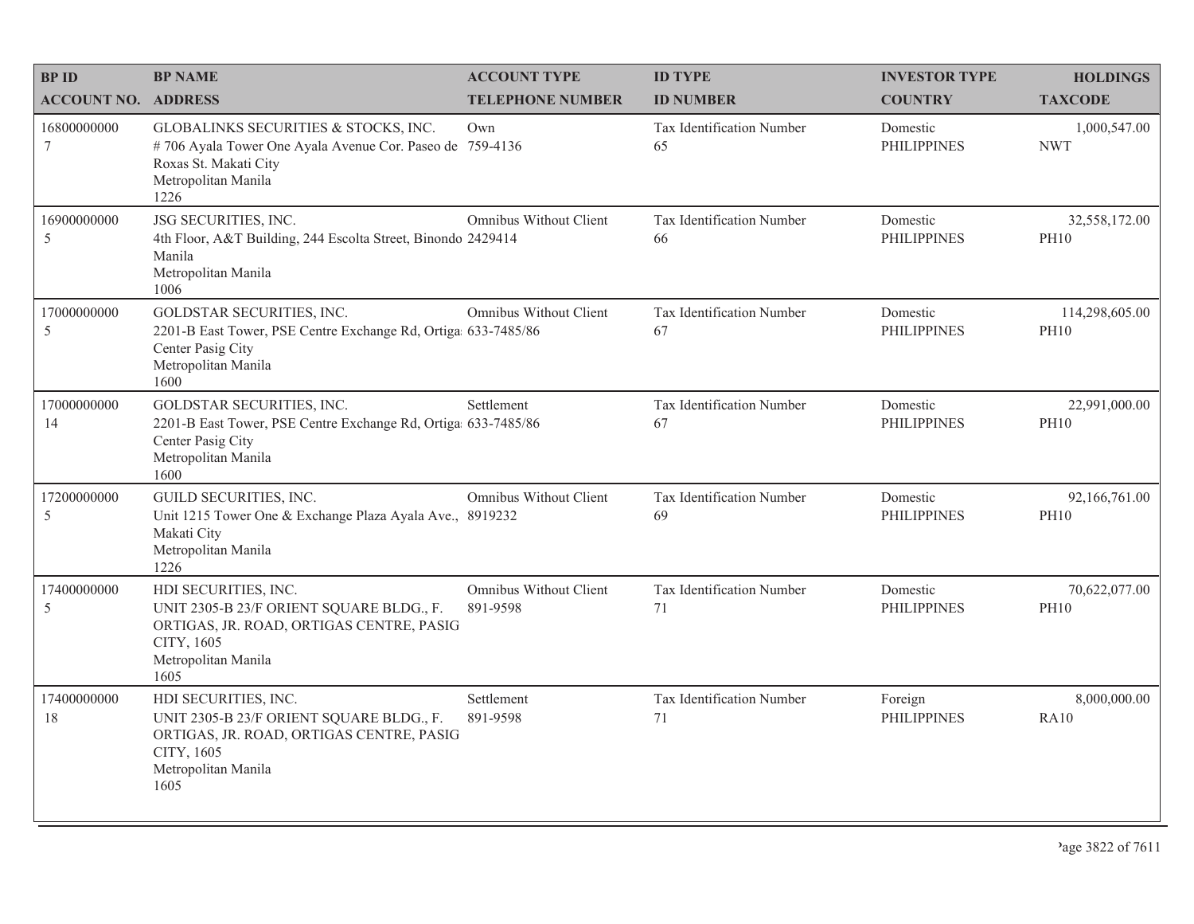| BP ID<br>ACCOUNT NO. | BP NAME<br>ADDRESS | ACCOUNT TYPE<br>TELEPHONE NUMBER | ID TYPE<br>ID NUMBER | INVESTOR TYPE<br>COUNTRY | HOLDINGS<br>TAXCODE |
|---|---|---|---|---|---|
| 16800000000<br>7 | GLOBALINKS SECURITIES & STOCKS, INC.<br># 706 Ayala Tower One Ayala Avenue Cor. Paseo de Roxas St. Makati City<br>Metropolitan Manila<br>1226 | Own<br>759-4136 | Tax Identification Number<br>65 | Domestic<br>PHILIPPINES | 1,000,547.00<br>NWT |
| 16900000000<br>5 | JSG SECURITIES, INC.<br>4th Floor, A&T Building, 244 Escolta Street, Binondo Manila<br>Metropolitan Manila<br>1006 | Omnibus Without Client<br>2429414 | Tax Identification Number<br>66 | Domestic<br>PHILIPPINES | 32,558,172.00<br>PH10 |
| 17000000000<br>5 | GOLDSTAR SECURITIES, INC.<br>2201-B East Tower, PSE Centre Exchange Rd, Ortiga Center Pasig City<br>Metropolitan Manila<br>1600 | Omnibus Without Client<br>633-7485/86 | Tax Identification Number<br>67 | Domestic<br>PHILIPPINES | 114,298,605.00<br>PH10 |
| 17000000000<br>14 | GOLDSTAR SECURITIES, INC.<br>2201-B East Tower, PSE Centre Exchange Rd, Ortiga Center Pasig City<br>Metropolitan Manila<br>1600 | Settlement<br>633-7485/86 | Tax Identification Number<br>67 | Domestic<br>PHILIPPINES | 22,991,000.00<br>PH10 |
| 17200000000<br>5 | GUILD SECURITIES, INC.<br>Unit 1215 Tower One & Exchange Plaza Ayala Ave., Makati City<br>Metropolitan Manila<br>1226 | Omnibus Without Client<br>8919232 | Tax Identification Number<br>69 | Domestic<br>PHILIPPINES | 92,166,761.00<br>PH10 |
| 17400000000<br>5 | HDI SECURITIES, INC.<br>UNIT 2305-B 23/F ORIENT SQUARE BLDG., F. ORTIGAS, JR. ROAD, ORTIGAS CENTRE, PASIG CITY, 1605<br>Metropolitan Manila<br>1605 | Omnibus Without Client<br>891-9598 | Tax Identification Number<br>71 | Domestic<br>PHILIPPINES | 70,622,077.00<br>PH10 |
| 17400000000<br>18 | HDI SECURITIES, INC.<br>UNIT 2305-B 23/F ORIENT SQUARE BLDG., F. ORTIGAS, JR. ROAD, ORTIGAS CENTRE, PASIG CITY, 1605<br>Metropolitan Manila<br>1605 | Settlement<br>891-9598 | Tax Identification Number<br>71 | Foreign<br>PHILIPPINES | 8,000,000.00<br>RA10 |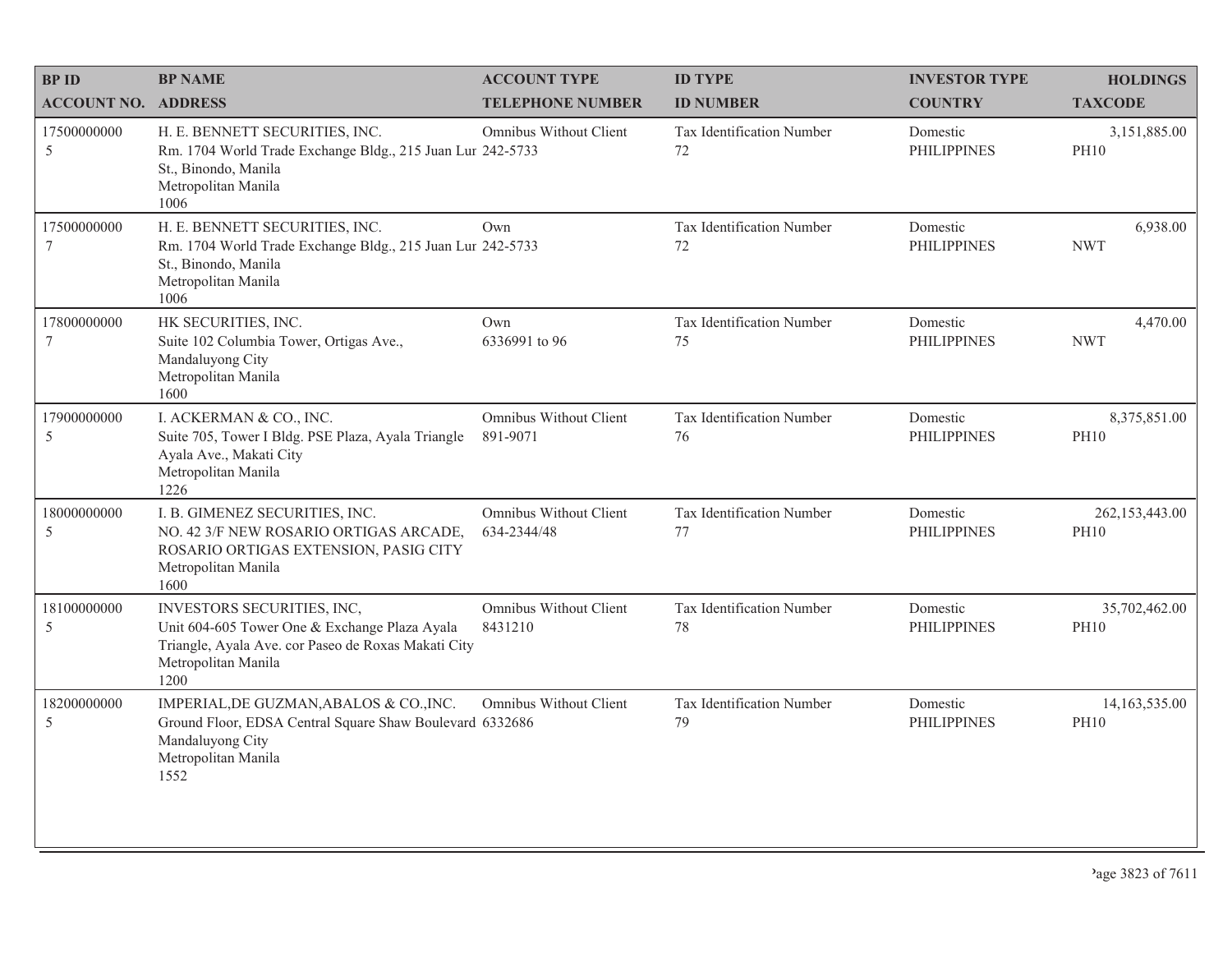| BP ID<br>ACCOUNT NO. | BP NAME<br>ADDRESS | ACCOUNT TYPE<br>TELEPHONE NUMBER | ID TYPE<br>ID NUMBER | INVESTOR TYPE<br>COUNTRY | HOLDINGS<br>TAXCODE |
|---|---|---|---|---|---|
| 17500000000<br>5 | H. E. BENNETT SECURITIES, INC.<br>Rm. 1704 World Trade Exchange Bldg., 215 Juan Lur St., Binondo, Manila<br>Metropolitan Manila<br>1006 | Omnibus Without Client<br>242-5733 | Tax Identification Number<br>72 | Domestic<br>PHILIPPINES | 3,151,885.00<br>PH10 |
| 17500000000<br>7 | H. E. BENNETT SECURITIES, INC.<br>Rm. 1704 World Trade Exchange Bldg., 215 Juan Lur St., Binondo, Manila<br>Metropolitan Manila<br>1006 | Own<br>242-5733 | Tax Identification Number<br>72 | Domestic<br>PHILIPPINES | 6,938.00<br>NWT |
| 17800000000<br>7 | HK SECURITIES, INC.<br>Suite 102 Columbia Tower, Ortigas Ave., Mandaluyong City<br>Metropolitan Manila<br>1600 | Own<br>6336991 to 96 | Tax Identification Number<br>75 | Domestic<br>PHILIPPINES | 4,470.00<br>NWT |
| 17900000000<br>5 | I. ACKERMAN & CO., INC.<br>Suite 705, Tower I Bldg. PSE Plaza, Ayala Triangle Ayala Ave., Makati City<br>Metropolitan Manila<br>1226 | Omnibus Without Client<br>891-9071 | Tax Identification Number<br>76 | Domestic<br>PHILIPPINES | 8,375,851.00<br>PH10 |
| 18000000000<br>5 | I. B. GIMENEZ SECURITIES, INC.<br>NO. 42 3/F NEW ROSARIO ORTIGAS ARCADE, ROSARIO ORTIGAS EXTENSION, PASIG CITY<br>Metropolitan Manila<br>1600 | Omnibus Without Client<br>634-2344/48 | Tax Identification Number<br>77 | Domestic<br>PHILIPPINES | 262,153,443.00<br>PH10 |
| 18100000000<br>5 | INVESTORS SECURITIES, INC,<br>Unit 604-605 Tower One & Exchange Plaza Ayala Triangle, Ayala Ave. cor Paseo de Roxas Makati City<br>Metropolitan Manila<br>1200 | Omnibus Without Client<br>8431210 | Tax Identification Number<br>78 | Domestic<br>PHILIPPINES | 35,702,462.00<br>PH10 |
| 18200000000<br>5 | IMPERIAL,DE GUZMAN,ABALOS & CO.,INC.<br>Ground Floor, EDSA Central Square Shaw Boulevard Mandaluyong City<br>Metropolitan Manila<br>1552 | Omnibus Without Client<br>6332686 | Tax Identification Number<br>79 | Domestic<br>PHILIPPINES | 14,163,535.00<br>PH10 |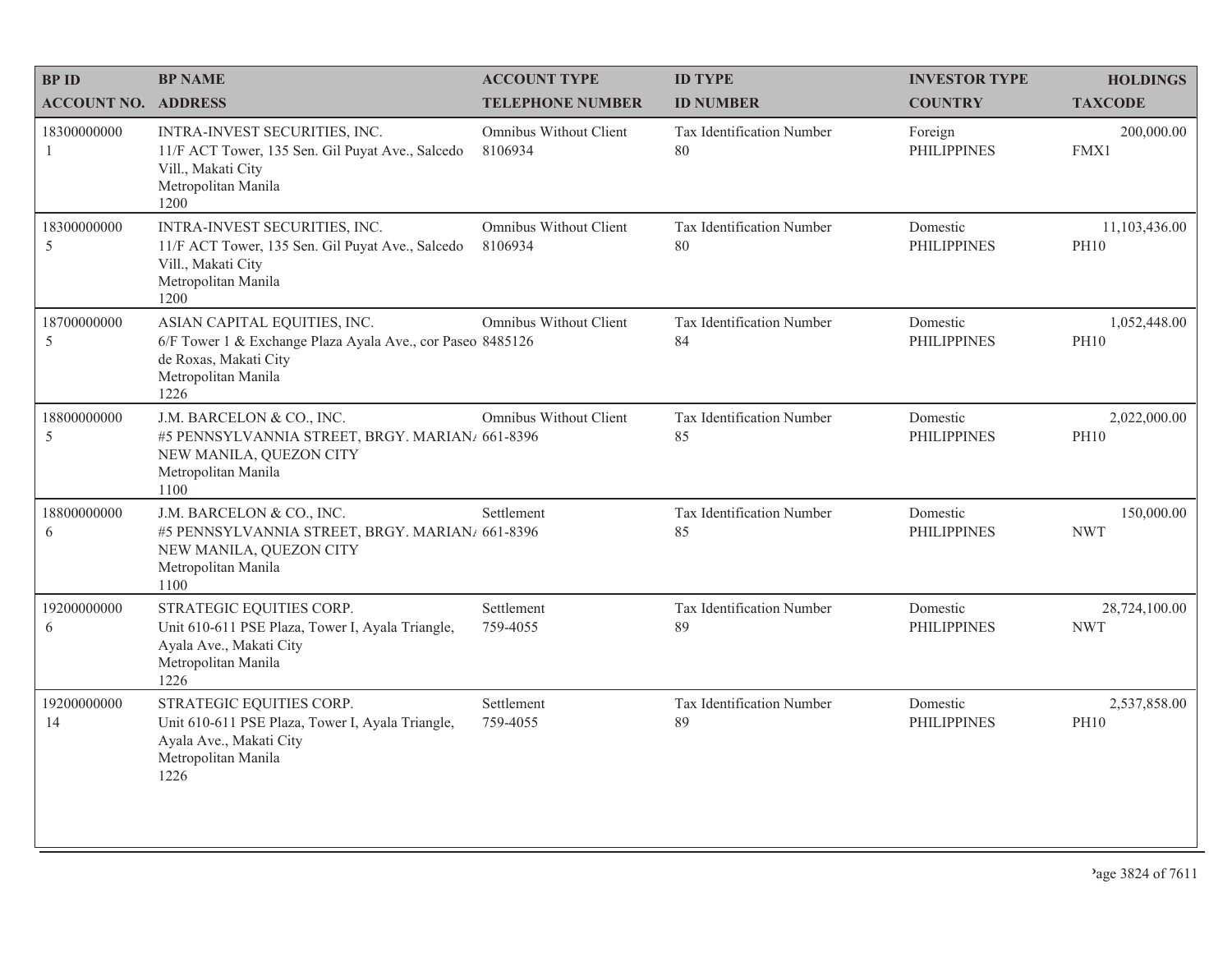| BP ID<br>ACCOUNT NO. | BP NAME<br>ADDRESS | ACCOUNT TYPE<br>TELEPHONE NUMBER | ID TYPE<br>ID NUMBER | INVESTOR TYPE<br>COUNTRY | HOLDINGS<br>TAXCODE |
|---|---|---|---|---|---|
| 18300000000<br>1 | INTRA-INVEST SECURITIES, INC.<br>11/F ACT Tower, 135 Sen. Gil Puyat Ave., Salcedo Vill., Makati City<br>Metropolitan Manila<br>1200 | Omnibus Without Client<br>8106934 | Tax Identification Number<br>80 | Foreign<br>PHILIPPINES | 200,000.00<br>FMX1 |
| 18300000000<br>5 | INTRA-INVEST SECURITIES, INC.<br>11/F ACT Tower, 135 Sen. Gil Puyat Ave., Salcedo Vill., Makati City<br>Metropolitan Manila<br>1200 | Omnibus Without Client<br>8106934 | Tax Identification Number<br>80 | Domestic<br>PHILIPPINES | 11,103,436.00<br>PH10 |
| 18700000000<br>5 | ASIAN CAPITAL EQUITIES, INC.<br>6/F Tower 1 & Exchange Plaza Ayala Ave., cor Paseo de Roxas, Makati City<br>Metropolitan Manila<br>1226 | Omnibus Without Client<br>8485126 | Tax Identification Number<br>84 | Domestic<br>PHILIPPINES | 1,052,448.00<br>PH10 |
| 18800000000<br>5 | J.M. BARCELON & CO., INC.<br>#5 PENNSYLVANNIA STREET, BRGY. MARIANA NEW MANILA, QUEZON CITY<br>Metropolitan Manila<br>1100 | Omnibus Without Client<br>661-8396 | Tax Identification Number<br>85 | Domestic<br>PHILIPPINES | 2,022,000.00<br>PH10 |
| 18800000000<br>6 | J.M. BARCELON & CO., INC.<br>#5 PENNSYLVANNIA STREET, BRGY. MARIANA NEW MANILA, QUEZON CITY<br>Metropolitan Manila<br>1100 | Settlement<br>661-8396 | Tax Identification Number<br>85 | Domestic<br>PHILIPPINES | 150,000.00<br>NWT |
| 19200000000<br>6 | STRATEGIC EQUITIES CORP.<br>Unit 610-611 PSE Plaza, Tower I, Ayala Triangle, Ayala Ave., Makati City<br>Metropolitan Manila<br>1226 | Settlement<br>759-4055 | Tax Identification Number<br>89 | Domestic<br>PHILIPPINES | 28,724,100.00<br>NWT |
| 19200000000<br>14 | STRATEGIC EQUITIES CORP.<br>Unit 610-611 PSE Plaza, Tower I, Ayala Triangle, Ayala Ave., Makati City<br>Metropolitan Manila<br>1226 | Settlement<br>759-4055 | Tax Identification Number<br>89 | Domestic<br>PHILIPPINES | 2,537,858.00<br>PH10 |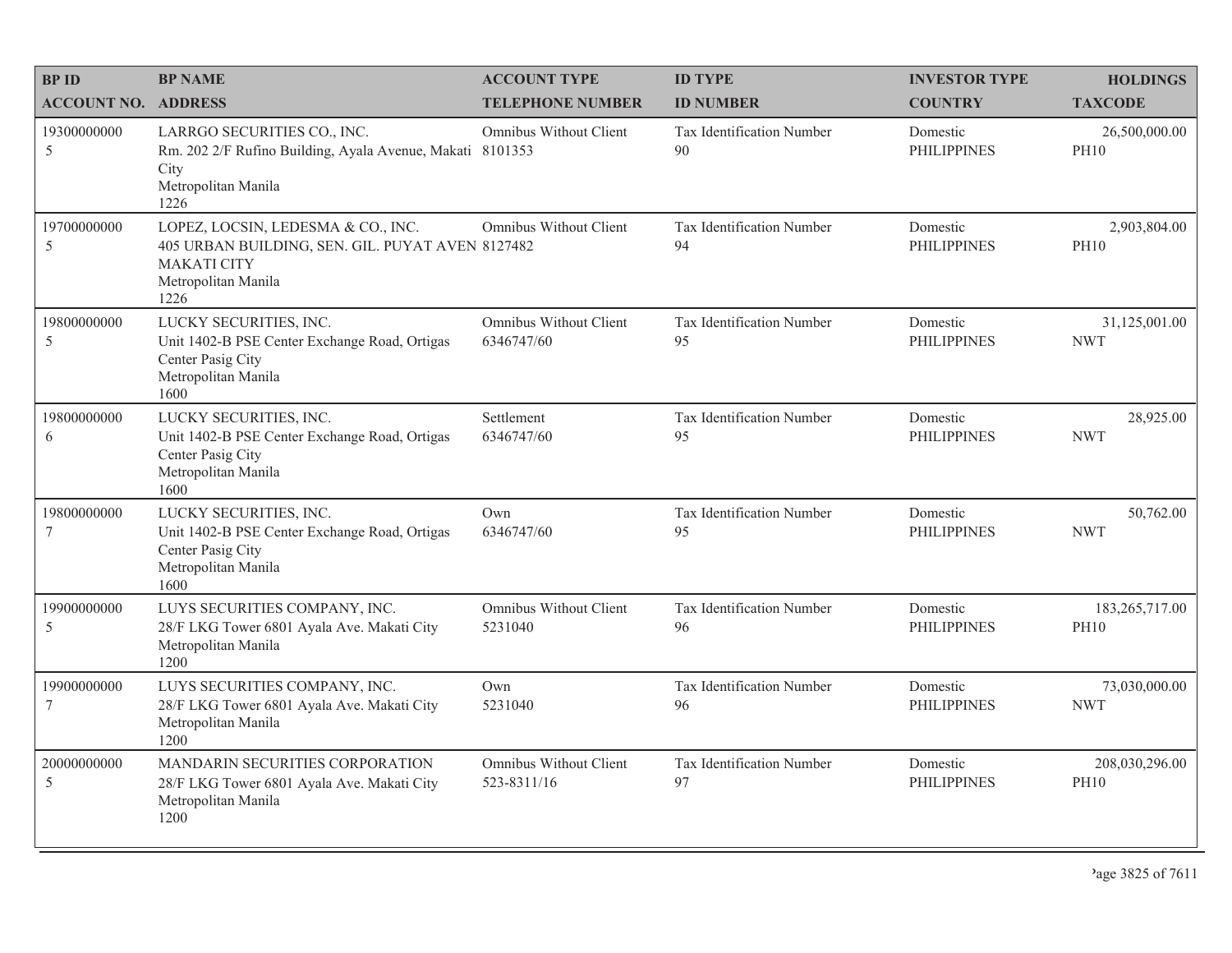| BP ID<br>ACCOUNT NO. | BP NAME<br>ADDRESS | ACCOUNT TYPE<br>TELEPHONE NUMBER | ID TYPE<br>ID NUMBER | INVESTOR TYPE<br>COUNTRY | HOLDINGS<br>TAXCODE |
|---|---|---|---|---|---|
| 19300000000<br>5 | LARRGO SECURITIES CO., INC.<br>Rm. 202 2/F Rufino Building, Ayala Avenue, Makati City<br>Metropolitan Manila<br>1226 | Omnibus Without Client<br>8101353 | Tax Identification Number<br>90 | Domestic<br>PHILIPPINES | 26,500,000.00<br>PH10 |
| 19700000000<br>5 | LOPEZ, LOCSIN, LEDESMA & CO., INC.<br>405 URBAN BUILDING, SEN. GIL. PUYAT AVEN MAKATI CITY<br>Metropolitan Manila<br>1226 | Omnibus Without Client<br>8127482 | Tax Identification Number<br>94 | Domestic<br>PHILIPPINES | 2,903,804.00<br>PH10 |
| 19800000000<br>5 | LUCKY SECURITIES, INC.<br>Unit 1402-B PSE Center Exchange Road, Ortigas Center Pasig City<br>Metropolitan Manila<br>1600 | Omnibus Without Client<br>6346747/60 | Tax Identification Number<br>95 | Domestic<br>PHILIPPINES | 31,125,001.00<br>NWT |
| 19800000000<br>6 | LUCKY SECURITIES, INC.<br>Unit 1402-B PSE Center Exchange Road, Ortigas Center Pasig City<br>Metropolitan Manila<br>1600 | Settlement<br>6346747/60 | Tax Identification Number<br>95 | Domestic<br>PHILIPPINES | 28,925.00<br>NWT |
| 19800000000<br>7 | LUCKY SECURITIES, INC.<br>Unit 1402-B PSE Center Exchange Road, Ortigas Center Pasig City<br>Metropolitan Manila<br>1600 | Own<br>6346747/60 | Tax Identification Number<br>95 | Domestic<br>PHILIPPINES | 50,762.00<br>NWT |
| 19900000000<br>5 | LUYS SECURITIES COMPANY, INC.<br>28/F LKG Tower 6801 Ayala Ave. Makati City<br>Metropolitan Manila<br>1200 | Omnibus Without Client<br>5231040 | Tax Identification Number<br>96 | Domestic<br>PHILIPPINES | 183,265,717.00<br>PH10 |
| 19900000000<br>7 | LUYS SECURITIES COMPANY, INC.<br>28/F LKG Tower 6801 Ayala Ave. Makati City<br>Metropolitan Manila<br>1200 | Own<br>5231040 | Tax Identification Number<br>96 | Domestic<br>PHILIPPINES | 73,030,000.00<br>NWT |
| 20000000000<br>5 | MANDARIN SECURITIES CORPORATION<br>28/F LKG Tower 6801 Ayala Ave. Makati City<br>Metropolitan Manila<br>1200 | Omnibus Without Client<br>523-8311/16 | Tax Identification Number<br>97 | Domestic<br>PHILIPPINES | 208,030,296.00<br>PH10 |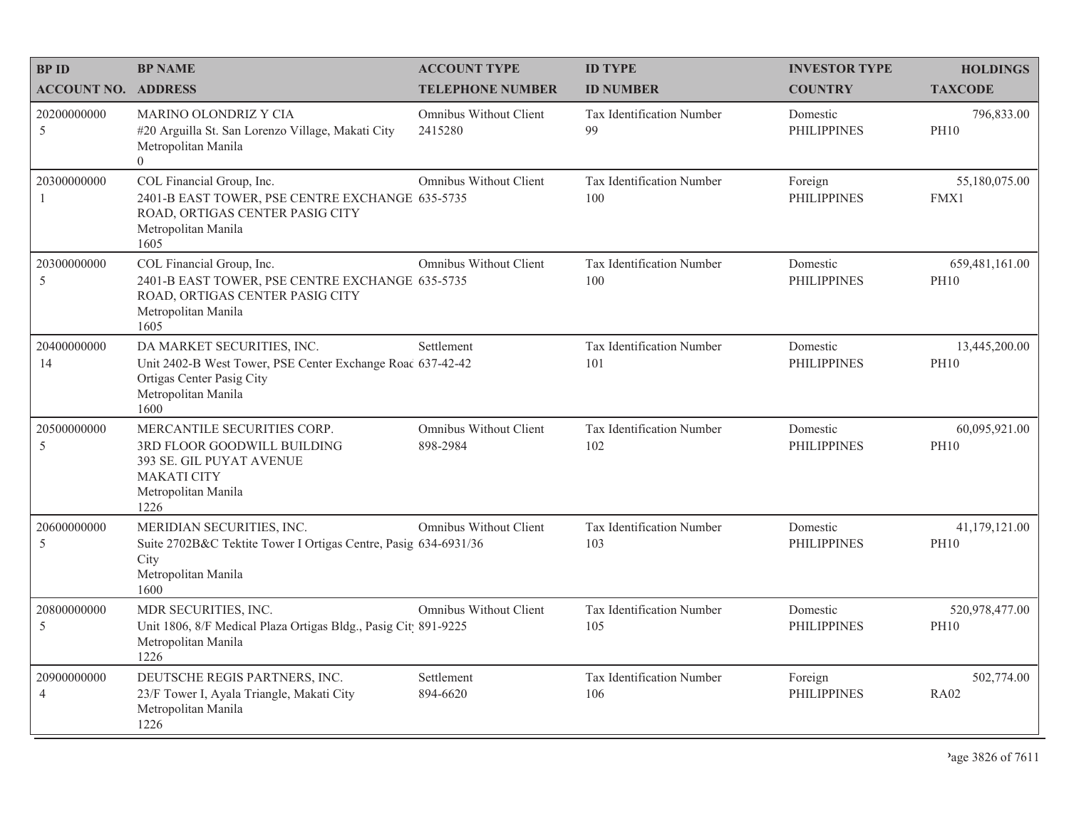| BP ID<br>ACCOUNT NO. | BP NAME<br>ADDRESS | ACCOUNT TYPE<br>TELEPHONE NUMBER | ID TYPE<br>ID NUMBER | INVESTOR TYPE<br>COUNTRY | HOLDINGS<br>TAXCODE |
|---|---|---|---|---|---|
| 20200000000<br>5 | MARINO OLONDRIZ Y CIA<br>#20 Arguilla St. San Lorenzo Village, Makati City<br>Metropolitan Manila<br>0 | Omnibus Without Client<br>2415280 | Tax Identification Number<br>99 | Domestic<br>PHILIPPINES | 796,833.00<br>PH10 |
| 20300000000<br>1 | COL Financial Group, Inc.<br>2401-B EAST TOWER, PSE CENTRE EXCHANGE ROAD, ORTIGAS CENTER PASIG CITY<br>Metropolitan Manila<br>1605 | Omnibus Without Client<br>635-5735 | Tax Identification Number<br>100 | Foreign<br>PHILIPPINES | 55,180,075.00<br>FMX1 |
| 20300000000<br>5 | COL Financial Group, Inc.<br>2401-B EAST TOWER, PSE CENTRE EXCHANGE ROAD, ORTIGAS CENTER PASIG CITY<br>Metropolitan Manila<br>1605 | Omnibus Without Client<br>635-5735 | Tax Identification Number<br>100 | Domestic<br>PHILIPPINES | 659,481,161.00<br>PH10 |
| 20400000000<br>14 | DA MARKET SECURITIES, INC.<br>Unit 2402-B West Tower, PSE Center Exchange Roac Ortigas Center Pasig City<br>Metropolitan Manila<br>1600 | Settlement<br>637-42-42 | Tax Identification Number<br>101 | Domestic<br>PHILIPPINES | 13,445,200.00<br>PH10 |
| 20500000000<br>5 | MERCANTILE SECURITIES CORP.<br>3RD FLOOR GOODWILL BUILDING<br>393 SE. GIL PUYAT AVENUE<br>MAKATI CITY<br>Metropolitan Manila<br>1226 | Omnibus Without Client<br>898-2984 | Tax Identification Number<br>102 | Domestic<br>PHILIPPINES | 60,095,921.00<br>PH10 |
| 20600000000<br>5 | MERIDIAN SECURITIES, INC.<br>Suite 2702B&C Tektite Tower I Ortigas Centre, Pasig City<br>Metropolitan Manila<br>1600 | Omnibus Without Client<br>634-6931/36 | Tax Identification Number<br>103 | Domestic<br>PHILIPPINES | 41,179,121.00<br>PH10 |
| 20800000000<br>5 | MDR SECURITIES, INC.<br>Unit 1806, 8/F Medical Plaza Ortigas Bldg., Pasig Cit<br>Metropolitan Manila<br>1226 | Omnibus Without Client<br>891-9225 | Tax Identification Number<br>105 | Domestic<br>PHILIPPINES | 520,978,477.00<br>PH10 |
| 20900000000<br>4 | DEUTSCHE REGIS PARTNERS, INC.<br>23/F Tower I, Ayala Triangle, Makati City<br>Metropolitan Manila<br>1226 | Settlement<br>894-6620 | Tax Identification Number<br>106 | Foreign<br>PHILIPPINES | 502,774.00<br>RA02 |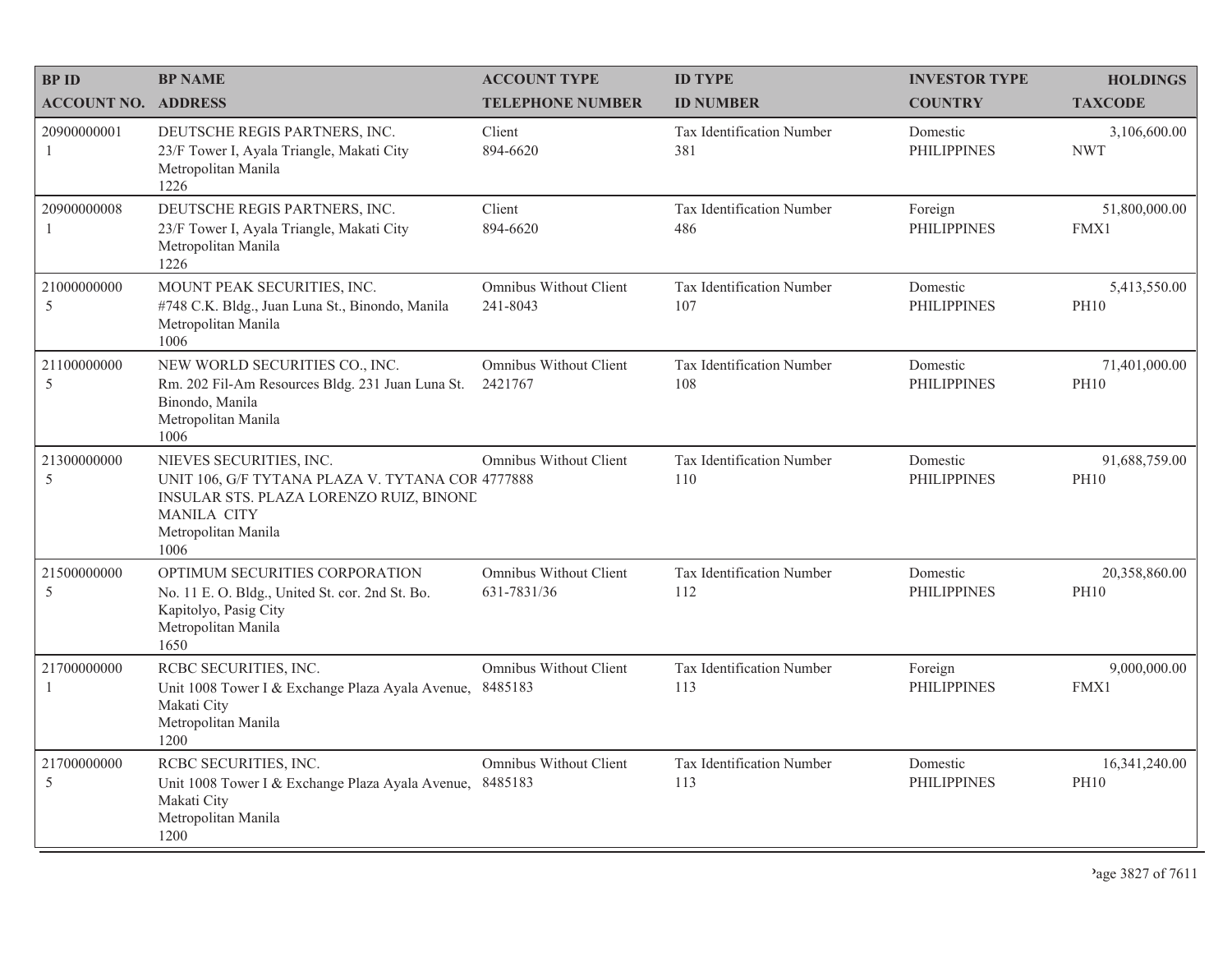| BP ID<br>ACCOUNT NO. | BP NAME<br>ADDRESS | ACCOUNT TYPE<br>TELEPHONE NUMBER | ID TYPE<br>ID NUMBER | INVESTOR TYPE<br>COUNTRY | HOLDINGS<br>TAXCODE |
|---|---|---|---|---|---|
| 20900000001<br>1 | DEUTSCHE REGIS PARTNERS, INC.<br>23/F Tower I, Ayala Triangle, Makati City<br>Metropolitan Manila<br>1226 | Client<br>894-6620 | Tax Identification Number<br>381 | Domestic<br>PHILIPPINES | 3,106,600.00<br>NWT |
| 20900000008<br>1 | DEUTSCHE REGIS PARTNERS, INC.<br>23/F Tower I, Ayala Triangle, Makati City<br>Metropolitan Manila<br>1226 | Client<br>894-6620 | Tax Identification Number<br>486 | Foreign<br>PHILIPPINES | 51,800,000.00<br>FMX1 |
| 21000000000<br>5 | MOUNT PEAK SECURITIES, INC.<br>#748 C.K. Bldg., Juan Luna St., Binondo, Manila<br>Metropolitan Manila<br>1006 | Omnibus Without Client<br>241-8043 | Tax Identification Number<br>107 | Domestic<br>PHILIPPINES | 5,413,550.00<br>PH10 |
| 21100000000<br>5 | NEW WORLD SECURITIES CO., INC.<br>Rm. 202 Fil-Am Resources Bldg. 231 Juan Luna St.<br>Binondo, Manila<br>Metropolitan Manila<br>1006 | Omnibus Without Client<br>2421767 | Tax Identification Number<br>108 | Domestic<br>PHILIPPINES | 71,401,000.00<br>PH10 |
| 21300000000<br>5 | NIEVES SECURITIES, INC.<br>UNIT 106, G/F TYTANA PLAZA V. TYTANA COR<br>INSULAR STS. PLAZA LORENZO RUIZ, BINONE<br>MANILA CITY<br>Metropolitan Manila<br>1006 | Omnibus Without Client<br>4777888 | Tax Identification Number<br>110 | Domestic<br>PHILIPPINES | 91,688,759.00<br>PH10 |
| 21500000000<br>5 | OPTIMUM SECURITIES CORPORATION<br>No. 11 E. O. Bldg., United St. cor. 2nd St. Bo.<br>Kapitolyo, Pasig City<br>Metropolitan Manila<br>1650 | Omnibus Without Client<br>631-7831/36 | Tax Identification Number<br>112 | Domestic<br>PHILIPPINES | 20,358,860.00<br>PH10 |
| 21700000000<br>1 | RCBC SECURITIES, INC.<br>Unit 1008 Tower I & Exchange Plaza Ayala Avenue,<br>Makati City<br>Metropolitan Manila<br>1200 | Omnibus Without Client<br>8485183 | Tax Identification Number<br>113 | Foreign<br>PHILIPPINES | 9,000,000.00<br>FMX1 |
| 21700000000<br>5 | RCBC SECURITIES, INC.<br>Unit 1008 Tower I & Exchange Plaza Ayala Avenue,<br>Makati City<br>Metropolitan Manila<br>1200 | Omnibus Without Client<br>8485183 | Tax Identification Number<br>113 | Domestic<br>PHILIPPINES | 16,341,240.00<br>PH10 |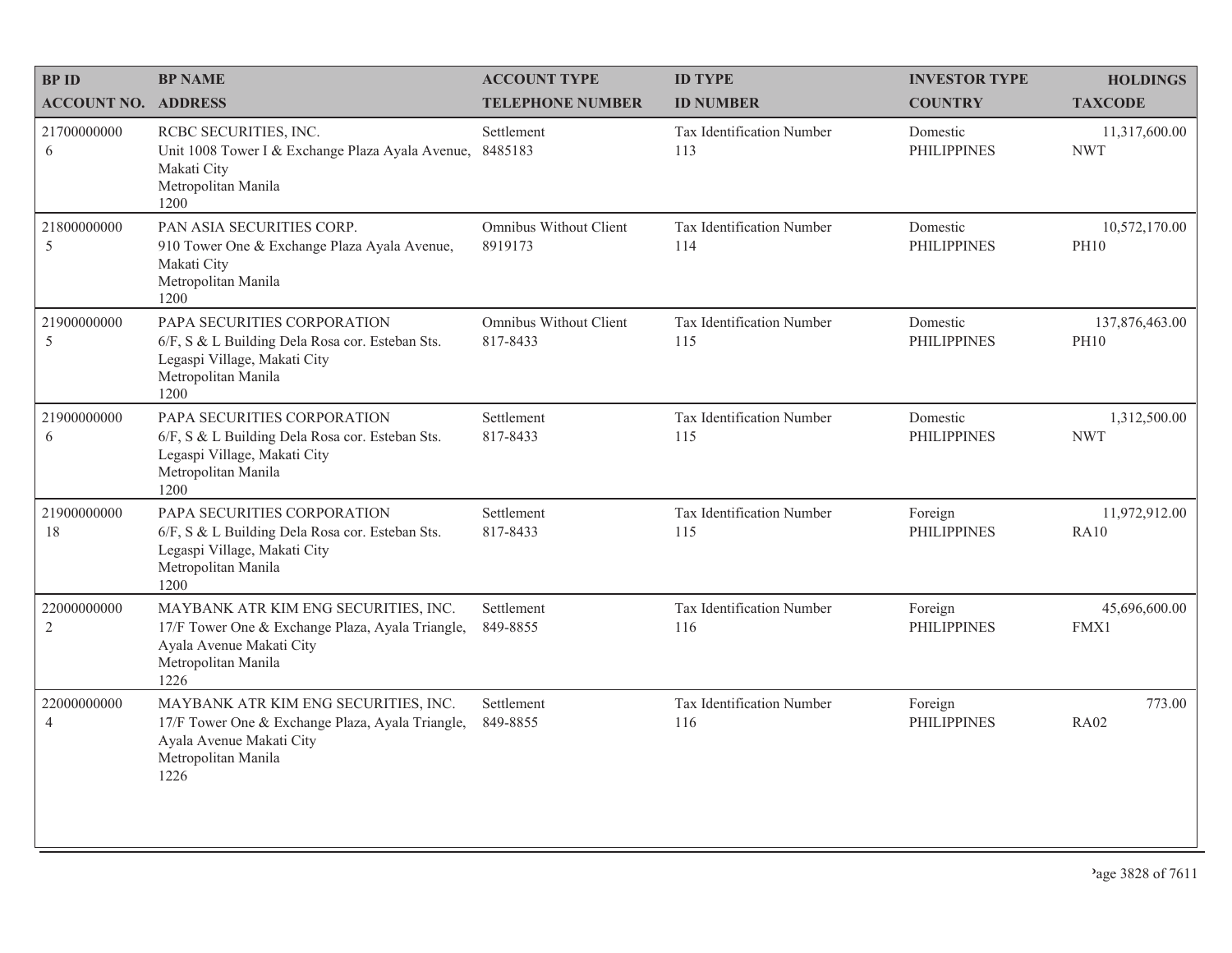| BP ID<br>ACCOUNT NO. | BP NAME<br>ADDRESS | ACCOUNT TYPE<br>TELEPHONE NUMBER | ID TYPE<br>ID NUMBER | INVESTOR TYPE<br>COUNTRY | HOLDINGS<br>TAXCODE |
|---|---|---|---|---|---|
| 21700000000<br>6 | RCBC SECURITIES, INC.<br>Unit 1008 Tower I & Exchange Plaza Ayala Avenue, Makati City<br>Metropolitan Manila<br>1200 | Settlement<br>8485183 | Tax Identification Number<br>113 | Domestic<br>PHILIPPINES | 11,317,600.00<br>NWT |
| 21800000000<br>5 | PAN ASIA SECURITIES CORP.<br>910 Tower One & Exchange Plaza Ayala Avenue, Makati City<br>Metropolitan Manila<br>1200 | Omnibus Without Client<br>8919173 | Tax Identification Number<br>114 | Domestic<br>PHILIPPINES | 10,572,170.00<br>PH10 |
| 21900000000<br>5 | PAPA SECURITIES CORPORATION<br>6/F, S & L Building Dela Rosa cor. Esteban Sts. Legaspi Village, Makati City<br>Metropolitan Manila<br>1200 | Omnibus Without Client<br>817-8433 | Tax Identification Number<br>115 | Domestic<br>PHILIPPINES | 137,876,463.00<br>PH10 |
| 21900000000<br>6 | PAPA SECURITIES CORPORATION<br>6/F, S & L Building Dela Rosa cor. Esteban Sts. Legaspi Village, Makati City<br>Metropolitan Manila<br>1200 | Settlement<br>817-8433 | Tax Identification Number<br>115 | Domestic<br>PHILIPPINES | 1,312,500.00<br>NWT |
| 21900000000<br>18 | PAPA SECURITIES CORPORATION<br>6/F, S & L Building Dela Rosa cor. Esteban Sts. Legaspi Village, Makati City<br>Metropolitan Manila<br>1200 | Settlement<br>817-8433 | Tax Identification Number<br>115 | Foreign<br>PHILIPPINES | 11,972,912.00<br>RA10 |
| 22000000000<br>2 | MAYBANK ATR KIM ENG SECURITIES, INC.<br>17/F Tower One & Exchange Plaza, Ayala Triangle, Ayala Avenue Makati City<br>Metropolitan Manila<br>1226 | Settlement<br>849-8855 | Tax Identification Number<br>116 | Foreign<br>PHILIPPINES | 45,696,600.00<br>FMX1 |
| 22000000000<br>4 | MAYBANK ATR KIM ENG SECURITIES, INC.<br>17/F Tower One & Exchange Plaza, Ayala Triangle, Ayala Avenue Makati City<br>Metropolitan Manila<br>1226 | Settlement<br>849-8855 | Tax Identification Number<br>116 | Foreign<br>PHILIPPINES | 773.00<br>RA02 |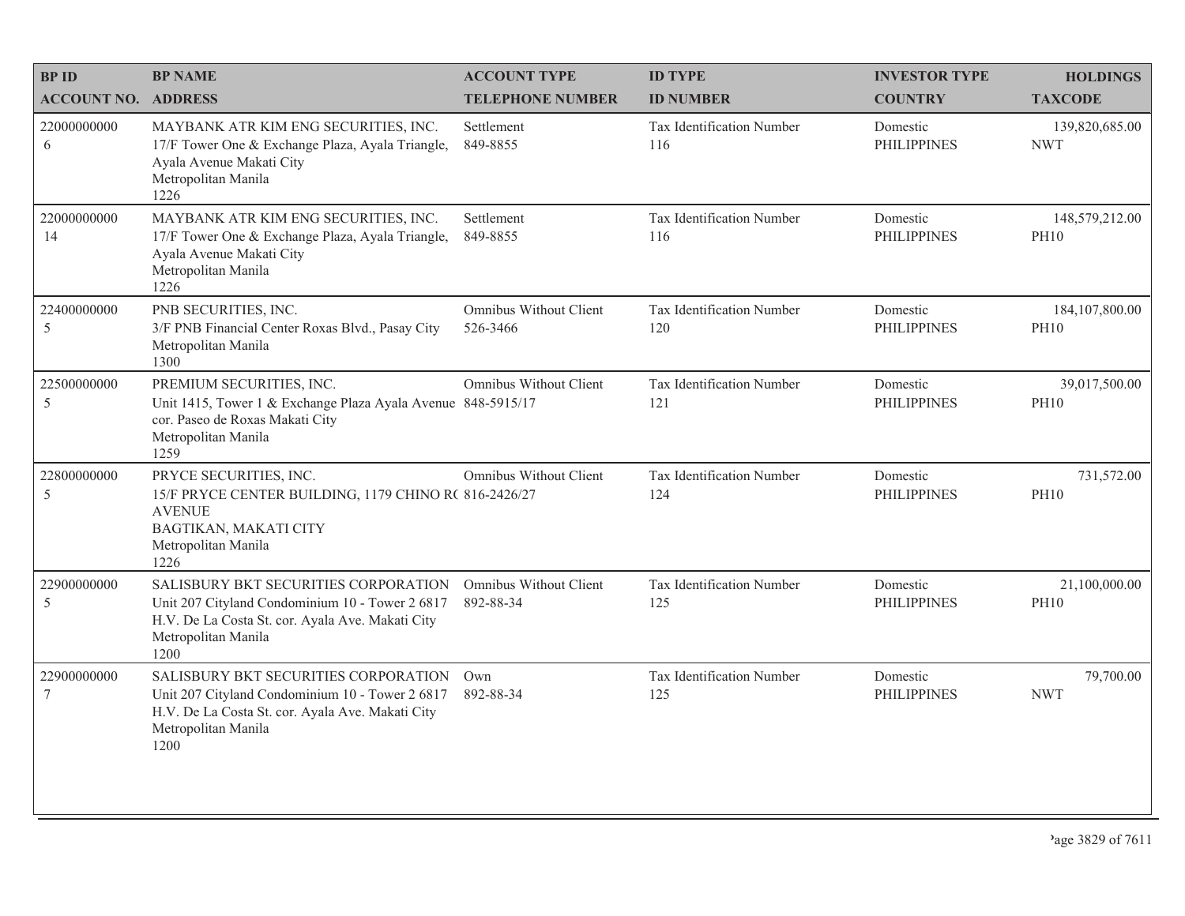| BP ID<br>ACCOUNT NO. | BP NAME<br>ADDRESS | ACCOUNT TYPE<br>TELEPHONE NUMBER | ID TYPE<br>ID NUMBER | INVESTOR TYPE<br>COUNTRY | HOLDINGS<br>TAXCODE |
|---|---|---|---|---|---|
| 22000000000<br>6 | MAYBANK ATR KIM ENG SECURITIES, INC.<br>17/F Tower One & Exchange Plaza, Ayala Triangle, Ayala Avenue Makati City<br>Metropolitan Manila<br>1226 | Settlement<br>849-8855 | Tax Identification Number<br>116 | Domestic<br>PHILIPPINES | 139,820,685.00<br>NWT |
| 22000000000<br>14 | MAYBANK ATR KIM ENG SECURITIES, INC.<br>17/F Tower One & Exchange Plaza, Ayala Triangle, Ayala Avenue Makati City<br>Metropolitan Manila<br>1226 | Settlement<br>849-8855 | Tax Identification Number<br>116 | Domestic<br>PHILIPPINES | 148,579,212.00<br>PH10 |
| 22400000000<br>5 | PNB SECURITIES, INC.<br>3/F PNB Financial Center Roxas Blvd., Pasay City<br>Metropolitan Manila<br>1300 | Omnibus Without Client<br>526-3466 | Tax Identification Number<br>120 | Domestic<br>PHILIPPINES | 184,107,800.00<br>PH10 |
| 22500000000<br>5 | PREMIUM SECURITIES, INC.<br>Unit 1415, Tower 1 & Exchange Plaza Ayala Avenue cor. Paseo de Roxas Makati City<br>Metropolitan Manila<br>1259 | Omnibus Without Client<br>848-5915/17 | Tax Identification Number<br>121 | Domestic<br>PHILIPPINES | 39,017,500.00<br>PH10 |
| 22800000000<br>5 | PRYCE SECURITIES, INC.<br>15/F PRYCE CENTER BUILDING, 1179 CHINO R( AVENUE<br>BAGTIKAN, MAKATI CITY<br>Metropolitan Manila<br>1226 | Omnibus Without Client<br>816-2426/27 | Tax Identification Number<br>124 | Domestic<br>PHILIPPINES | 731,572.00<br>PH10 |
| 22900000000<br>5 | SALISBURY BKT SECURITIES CORPORATION<br>Unit 207 Cityland Condominium 10 - Tower 2 6817 H.V. De La Costa St. cor. Ayala Ave. Makati City<br>Metropolitan Manila<br>1200 | Omnibus Without Client<br>892-88-34 | Tax Identification Number<br>125 | Domestic<br>PHILIPPINES | 21,100,000.00<br>PH10 |
| 22900000000<br>7 | SALISBURY BKT SECURITIES CORPORATION<br>Unit 207 Cityland Condominium 10 - Tower 2 6817 H.V. De La Costa St. cor. Ayala Ave. Makati City<br>Metropolitan Manila<br>1200 | Own<br>892-88-34 | Tax Identification Number<br>125 | Domestic<br>PHILIPPINES | 79,700.00<br>NWT |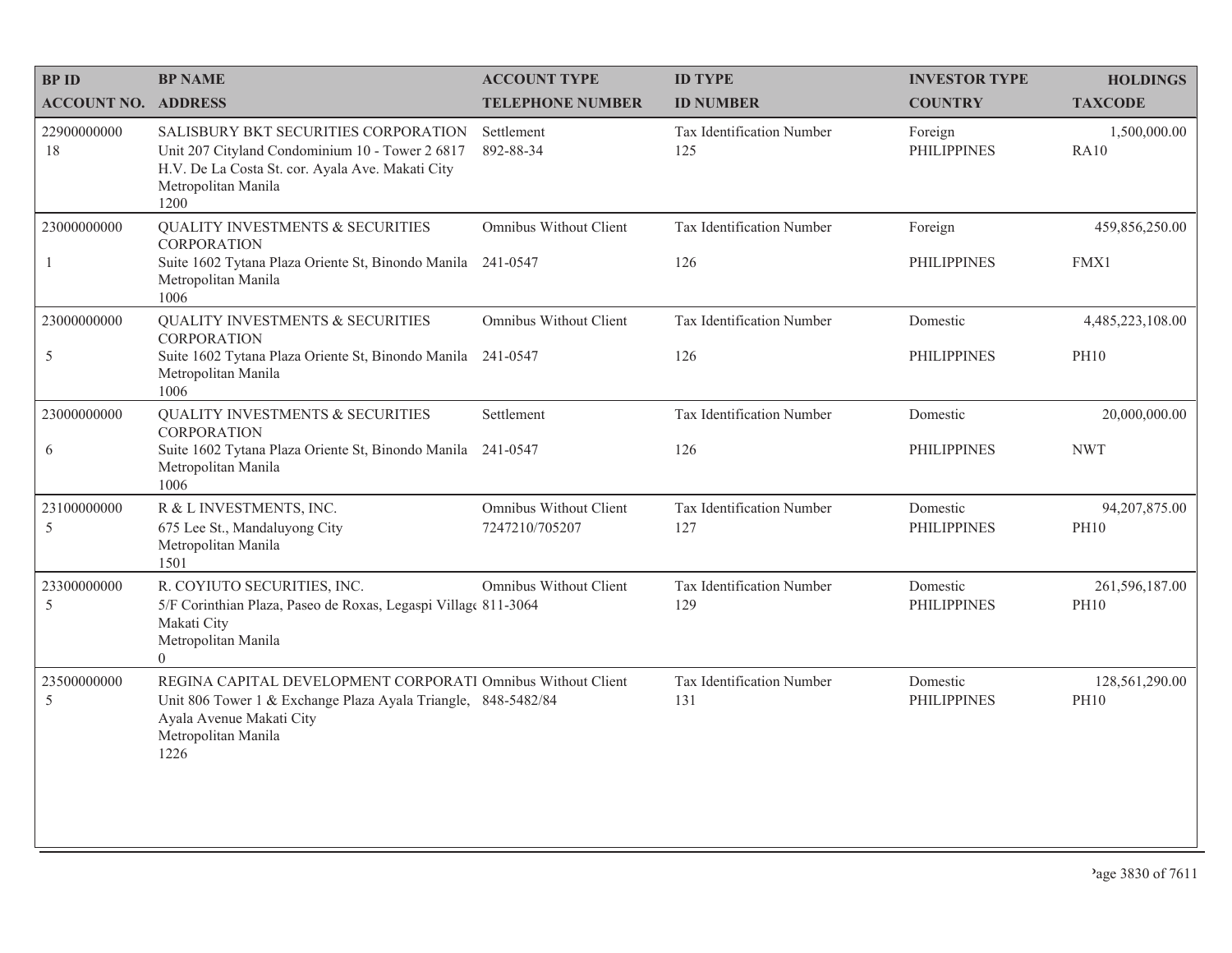| BP ID<br>ACCOUNT NO. | BP NAME<br>ADDRESS | ACCOUNT TYPE<br>TELEPHONE NUMBER | ID TYPE<br>ID NUMBER | INVESTOR TYPE<br>COUNTRY | HOLDINGS<br>TAXCODE |
|---|---|---|---|---|---|
| 22900000000<br>18 | SALISBURY BKT SECURITIES CORPORATION<br>Unit 207 Cityland Condominium 10 - Tower 2 6817 H.V. De La Costa St. cor. Ayala Ave. Makati City<br>Metropolitan Manila<br>1200 | Settlement<br>892-88-34 | Tax Identification Number<br>125 | Foreign<br>PHILIPPINES | 1,500,000.00<br>RA10 |
| 23000000000<br>1 | QUALITY INVESTMENTS & SECURITIES CORPORATION<br>Suite 1602 Tytana Plaza Oriente St, Binondo Manila<br>Metropolitan Manila<br>1006 | Omnibus Without Client<br>241-0547 | Tax Identification Number<br>126 | Foreign<br>PHILIPPINES | 459,856,250.00<br>FMX1 |
| 23000000000<br>5 | QUALITY INVESTMENTS & SECURITIES CORPORATION<br>Suite 1602 Tytana Plaza Oriente St, Binondo Manila<br>Metropolitan Manila<br>1006 | Omnibus Without Client<br>241-0547 | Tax Identification Number<br>126 | Domestic<br>PHILIPPINES | 4,485,223,108.00<br>PH10 |
| 23000000000<br>6 | QUALITY INVESTMENTS & SECURITIES CORPORATION<br>Suite 1602 Tytana Plaza Oriente St, Binondo Manila<br>Metropolitan Manila<br>1006 | Settlement<br>241-0547 | Tax Identification Number<br>126 | Domestic<br>PHILIPPINES | 20,000,000.00<br>NWT |
| 23100000000<br>5 | R & L INVESTMENTS, INC.<br>675 Lee St., Mandaluyong City<br>Metropolitan Manila<br>1501 | Omnibus Without Client<br>7247210/705207 | Tax Identification Number<br>127 | Domestic<br>PHILIPPINES | 94,207,875.00<br>PH10 |
| 23300000000<br>5 | R. COYIUTO SECURITIES, INC.<br>5/F Corinthian Plaza, Paseo de Roxas, Legaspi Villag<br>Makati City<br>Metropolitan Manila<br>0 | Omnibus Without Client<br>811-3064 | Tax Identification Number<br>129 | Domestic<br>PHILIPPINES | 261,596,187.00<br>PH10 |
| 23500000000<br>5 | REGINA CAPITAL DEVELOPMENT CORPORATI<br>Unit 806 Tower 1 & Exchange Plaza Ayala Triangle, Ayala Avenue Makati City<br>Metropolitan Manila<br>1226 | Omnibus Without Client<br>848-5482/84 | Tax Identification Number<br>131 | Domestic<br>PHILIPPINES | 128,561,290.00<br>PH10 |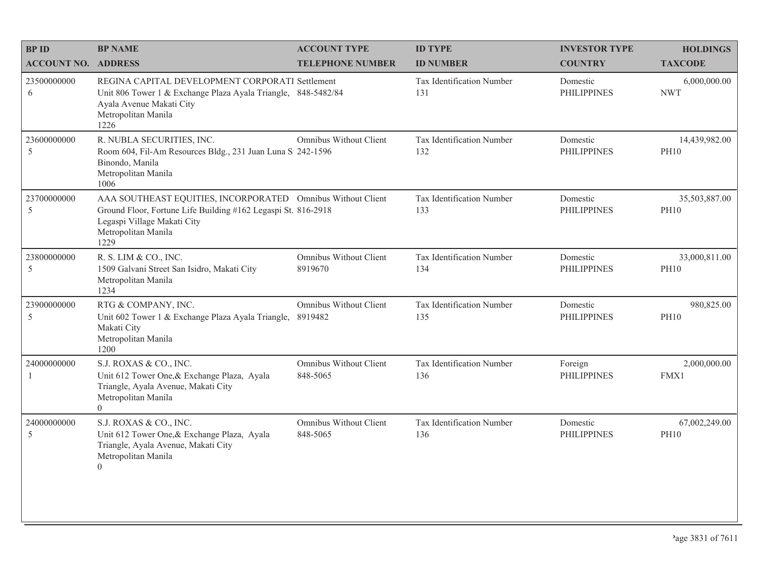| BP ID<br>ACCOUNT NO. | BP NAME<br>ADDRESS | ACCOUNT TYPE<br>TELEPHONE NUMBER | ID TYPE<br>ID NUMBER | INVESTOR TYPE<br>COUNTRY | HOLDINGS<br>TAXCODE |
|---|---|---|---|---|---|
| 23500000000<br>6 | REGINA CAPITAL DEVELOPMENT CORPORATI<br>Unit 806 Tower 1 & Exchange Plaza Ayala Triangle, Ayala Avenue Makati City<br>Metropolitan Manila<br>1226 | Settlement<br>848-5482/84 | Tax Identification Number<br>131 | Domestic<br>PHILIPPINES | 6,000,000.00<br>NWT |
| 23600000000<br>5 | R. NUBLA SECURITIES, INC.<br>Room 604, Fil-Am Resources Bldg., 231 Juan Luna S Binondo, Manila<br>Metropolitan Manila<br>1006 | Omnibus Without Client<br>242-1596 | Tax Identification Number<br>132 | Domestic<br>PHILIPPINES | 14,439,982.00<br>PH10 |
| 23700000000<br>5 | AAA SOUTHEAST EQUITIES, INCORPORATED<br>Ground Floor, Fortune Life Building #162 Legaspi St. Legaspi Village Makati City<br>Metropolitan Manila<br>1229 | Omnibus Without Client<br>816-2918 | Tax Identification Number<br>133 | Domestic<br>PHILIPPINES | 35,503,887.00<br>PH10 |
| 23800000000<br>5 | R. S. LIM & CO., INC.<br>1509 Galvani Street San Isidro, Makati City<br>Metropolitan Manila<br>1234 | Omnibus Without Client<br>8919670 | Tax Identification Number<br>134 | Domestic<br>PHILIPPINES | 33,000,811.00<br>PH10 |
| 23900000000<br>5 | RTG & COMPANY, INC.<br>Unit 602 Tower 1 & Exchange Plaza Ayala Triangle, Makati City<br>Metropolitan Manila<br>1200 | Omnibus Without Client<br>8919482 | Tax Identification Number<br>135 | Domestic<br>PHILIPPINES | 980,825.00<br>PH10 |
| 24000000000<br>1 | S.J. ROXAS & CO., INC.<br>Unit 612 Tower One,& Exchange Plaza, Ayala Triangle, Ayala Avenue, Makati City<br>Metropolitan Manila<br>0 | Omnibus Without Client<br>848-5065 | Tax Identification Number<br>136 | Foreign<br>PHILIPPINES | 2,000,000.00<br>FMX1 |
| 24000000000<br>5 | S.J. ROXAS & CO., INC.<br>Unit 612 Tower One,& Exchange Plaza, Ayala Triangle, Ayala Avenue, Makati City<br>Metropolitan Manila<br>0 | Omnibus Without Client<br>848-5065 | Tax Identification Number<br>136 | Domestic<br>PHILIPPINES | 67,002,249.00<br>PH10 |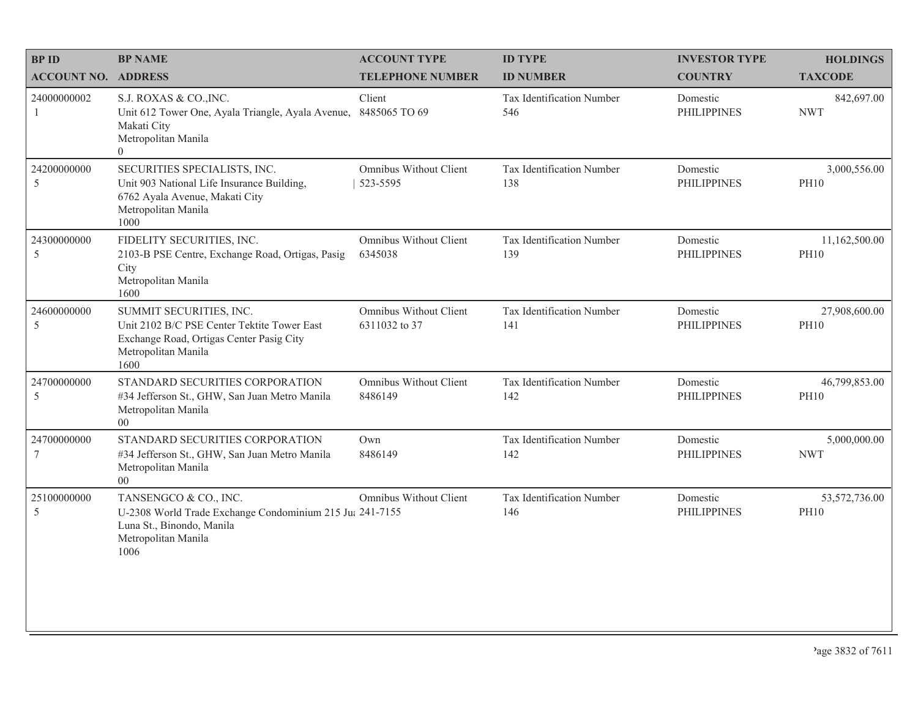| BP ID<br>ACCOUNT NO. | BP NAME<br>ADDRESS | ACCOUNT TYPE<br>TELEPHONE NUMBER | ID TYPE<br>ID NUMBER | INVESTOR TYPE<br>COUNTRY | HOLDINGS<br>TAXCODE |
|---|---|---|---|---|---|
| 24000000002<br>1 | S.J. ROXAS & CO.,INC.<br>Unit 612 Tower One, Ayala Triangle, Ayala Avenue, Makati City<br>Metropolitan Manila<br>0 | Client<br>8485065 TO 69 | Tax Identification Number<br>546 | Domestic<br>PHILIPPINES | 842,697.00<br>NWT |
| 24200000000<br>5 | SECURITIES SPECIALISTS, INC.<br>Unit 903 National Life Insurance Building, 6762 Ayala Avenue, Makati City<br>Metropolitan Manila<br>1000 | Omnibus Without Client<br>523-5595 | Tax Identification Number<br>138 | Domestic<br>PHILIPPINES | 3,000,556.00<br>PH10 |
| 24300000000<br>5 | FIDELITY SECURITIES, INC.<br>2103-B PSE Centre, Exchange Road, Ortigas, Pasig City<br>Metropolitan Manila<br>1600 | Omnibus Without Client<br>6345038 | Tax Identification Number<br>139 | Domestic<br>PHILIPPINES | 11,162,500.00<br>PH10 |
| 24600000000<br>5 | SUMMIT SECURITIES, INC.<br>Unit 2102 B/C PSE Center Tektite Tower East Exchange Road, Ortigas Center Pasig City<br>Metropolitan Manila<br>1600 | Omnibus Without Client<br>6311032 to 37 | Tax Identification Number<br>141 | Domestic<br>PHILIPPINES | 27,908,600.00<br>PH10 |
| 24700000000<br>5 | STANDARD SECURITIES CORPORATION<br>#34 Jefferson St., GHW, San Juan Metro Manila<br>Metropolitan Manila<br>00 | Omnibus Without Client<br>8486149 | Tax Identification Number<br>142 | Domestic<br>PHILIPPINES | 46,799,853.00<br>PH10 |
| 24700000000<br>7 | STANDARD SECURITIES CORPORATION<br>#34 Jefferson St., GHW, San Juan Metro Manila<br>Metropolitan Manila<br>00 | Own<br>8486149 | Tax Identification Number<br>142 | Domestic<br>PHILIPPINES | 5,000,000.00<br>NWT |
| 25100000000<br>5 | TANSENGCO & CO., INC.<br>U-2308 World Trade Exchange Condominium 215 Juan Luna St., Binondo, Manila<br>Metropolitan Manila<br>1006 | Omnibus Without Client<br>241-7155 | Tax Identification Number<br>146 | Domestic<br>PHILIPPINES | 53,572,736.00<br>PH10 |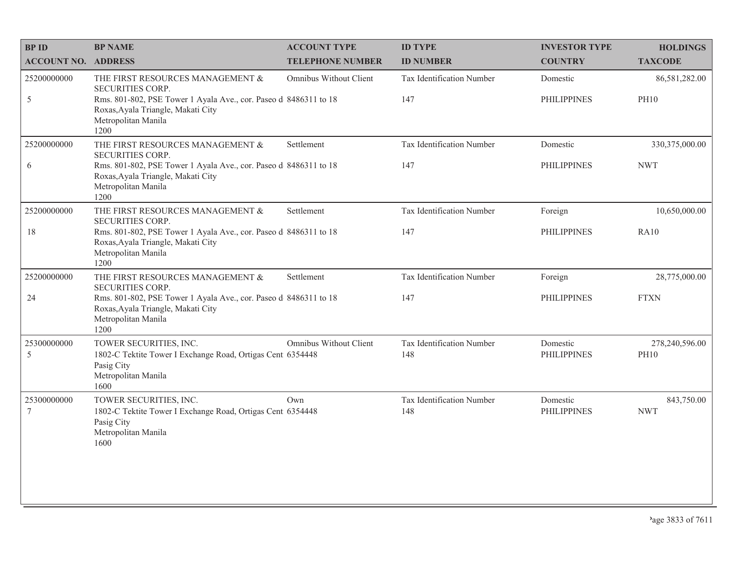| BP ID<br>ACCOUNT NO. | BP NAME<br>ADDRESS | ACCOUNT TYPE<br>TELEPHONE NUMBER | ID TYPE<br>ID NUMBER | INVESTOR TYPE<br>COUNTRY | HOLDINGS<br>TAXCODE |
|---|---|---|---|---|---|
| 25200000000<br>5 | THE FIRST RESOURCES MANAGEMENT & SECURITIES CORP.<br>Rms. 801-802, PSE Tower 1 Ayala Ave., cor. Paseo d Roxas,Ayala Triangle, Makati City<br>Metropolitan Manila<br>1200 | Omnibus Without Client<br>8486311 to 18 | Tax Identification Number<br>147 | Domestic<br>PHILIPPINES | 86,581,282.00<br>PH10 |
| 25200000000<br>6 | THE FIRST RESOURCES MANAGEMENT & SECURITIES CORP.<br>Rms. 801-802, PSE Tower 1 Ayala Ave., cor. Paseo d Roxas,Ayala Triangle, Makati City<br>Metropolitan Manila<br>1200 | Settlement<br>8486311 to 18 | Tax Identification Number<br>147 | Domestic<br>PHILIPPINES | 330,375,000.00<br>NWT |
| 25200000000<br>18 | THE FIRST RESOURCES MANAGEMENT & SECURITIES CORP.<br>Rms. 801-802, PSE Tower 1 Ayala Ave., cor. Paseo d Roxas,Ayala Triangle, Makati City<br>Metropolitan Manila<br>1200 | Settlement<br>8486311 to 18 | Tax Identification Number<br>147 | Foreign<br>PHILIPPINES | 10,650,000.00<br>RA10 |
| 25200000000<br>24 | THE FIRST RESOURCES MANAGEMENT & SECURITIES CORP.<br>Rms. 801-802, PSE Tower 1 Ayala Ave., cor. Paseo d Roxas,Ayala Triangle, Makati City<br>Metropolitan Manila<br>1200 | Settlement<br>8486311 to 18 | Tax Identification Number<br>147 | Foreign<br>PHILIPPINES | 28,775,000.00<br>FTXN |
| 25300000000<br>5 | TOWER SECURITIES, INC.<br>1802-C Tektite Tower I Exchange Road, Ortigas Cent Pasig City<br>Metropolitan Manila<br>1600 | Omnibus Without Client<br>6354448 | Tax Identification Number<br>148 | Domestic<br>PHILIPPINES | 278,240,596.00<br>PH10 |
| 25300000000<br>7 | TOWER SECURITIES, INC.<br>1802-C Tektite Tower I Exchange Road, Ortigas Cent Pasig City<br>Metropolitan Manila<br>1600 | Own<br>6354448 | Tax Identification Number<br>148 | Domestic<br>PHILIPPINES | 843,750.00<br>NWT |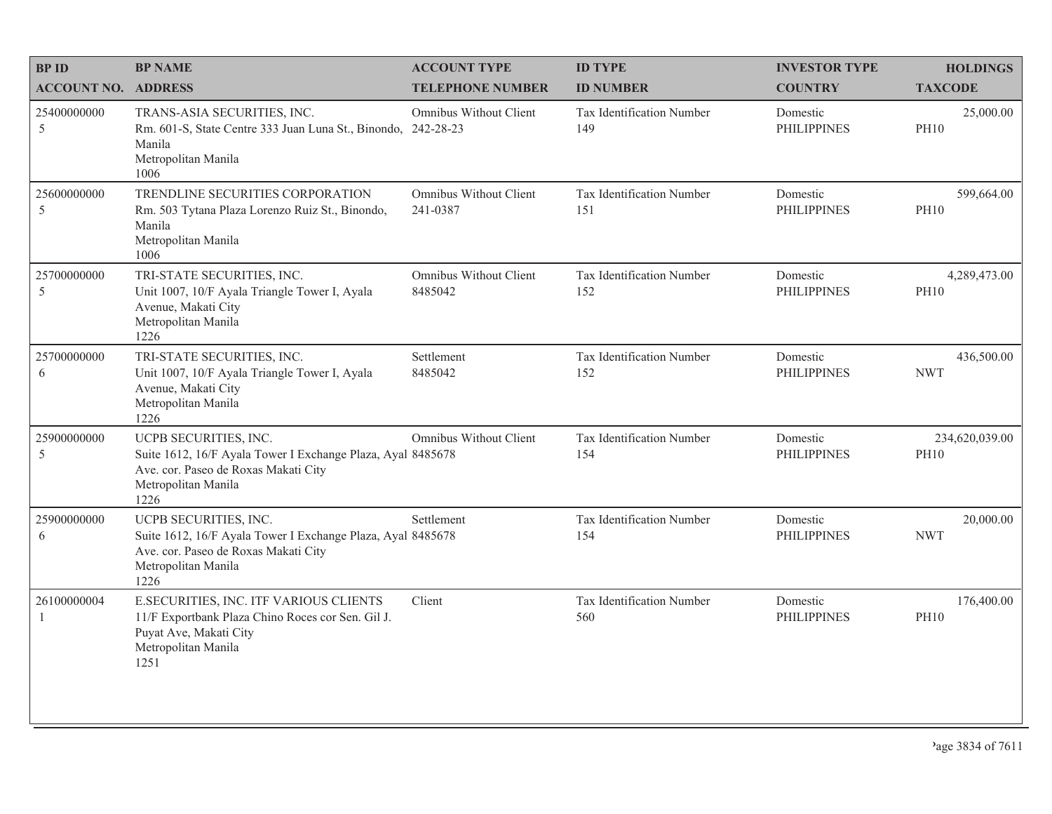| BP ID<br>ACCOUNT NO. | BP NAME<br>ADDRESS | ACCOUNT TYPE<br>TELEPHONE NUMBER | ID TYPE<br>ID NUMBER | INVESTOR TYPE<br>COUNTRY | HOLDINGS<br>TAXCODE |
|---|---|---|---|---|---|
| 25400000000<br>5 | TRANS-ASIA SECURITIES, INC.<br>Rm. 601-S, State Centre 333 Juan Luna St., Binondo, Manila<br>Metropolitan Manila<br>1006 | Omnibus Without Client<br>242-28-23 | Tax Identification Number<br>149 | Domestic<br>PHILIPPINES | 25,000.00<br>PH10 |
| 25600000000<br>5 | TRENDLINE SECURITIES CORPORATION<br>Rm. 503 Tytana Plaza Lorenzo Ruiz St., Binondo, Manila<br>Metropolitan Manila<br>1006 | Omnibus Without Client<br>241-0387 | Tax Identification Number<br>151 | Domestic<br>PHILIPPINES | 599,664.00<br>PH10 |
| 25700000000<br>5 | TRI-STATE SECURITIES, INC.<br>Unit 1007, 10/F Ayala Triangle Tower I, Ayala Avenue, Makati City<br>Metropolitan Manila<br>1226 | Omnibus Without Client<br>8485042 | Tax Identification Number<br>152 | Domestic<br>PHILIPPINES | 4,289,473.00<br>PH10 |
| 25700000000<br>6 | TRI-STATE SECURITIES, INC.<br>Unit 1007, 10/F Ayala Triangle Tower I, Ayala Avenue, Makati City<br>Metropolitan Manila<br>1226 | Settlement<br>8485042 | Tax Identification Number<br>152 | Domestic<br>PHILIPPINES | 436,500.00<br>NWT |
| 25900000000<br>5 | UCPB SECURITIES, INC.<br>Suite 1612, 16/F Ayala Tower I Exchange Plaza, Ayal Ave. cor. Paseo de Roxas Makati City<br>Metropolitan Manila<br>1226 | Omnibus Without Client<br>8485678 | Tax Identification Number<br>154 | Domestic<br>PHILIPPINES | 234,620,039.00<br>PH10 |
| 25900000000<br>6 | UCPB SECURITIES, INC.<br>Suite 1612, 16/F Ayala Tower I Exchange Plaza, Ayal Ave. cor. Paseo de Roxas Makati City<br>Metropolitan Manila<br>1226 | Settlement<br>8485678 | Tax Identification Number<br>154 | Domestic<br>PHILIPPINES | 20,000.00<br>NWT |
| 26100000004<br>1 | E.SECURITIES, INC. ITF VARIOUS CLIENTS<br>11/F Exportbank Plaza Chino Roces cor Sen. Gil J. Puyat Ave, Makati City<br>Metropolitan Manila<br>1251 | Client | Tax Identification Number<br>560 | Domestic<br>PHILIPPINES | 176,400.00<br>PH10 |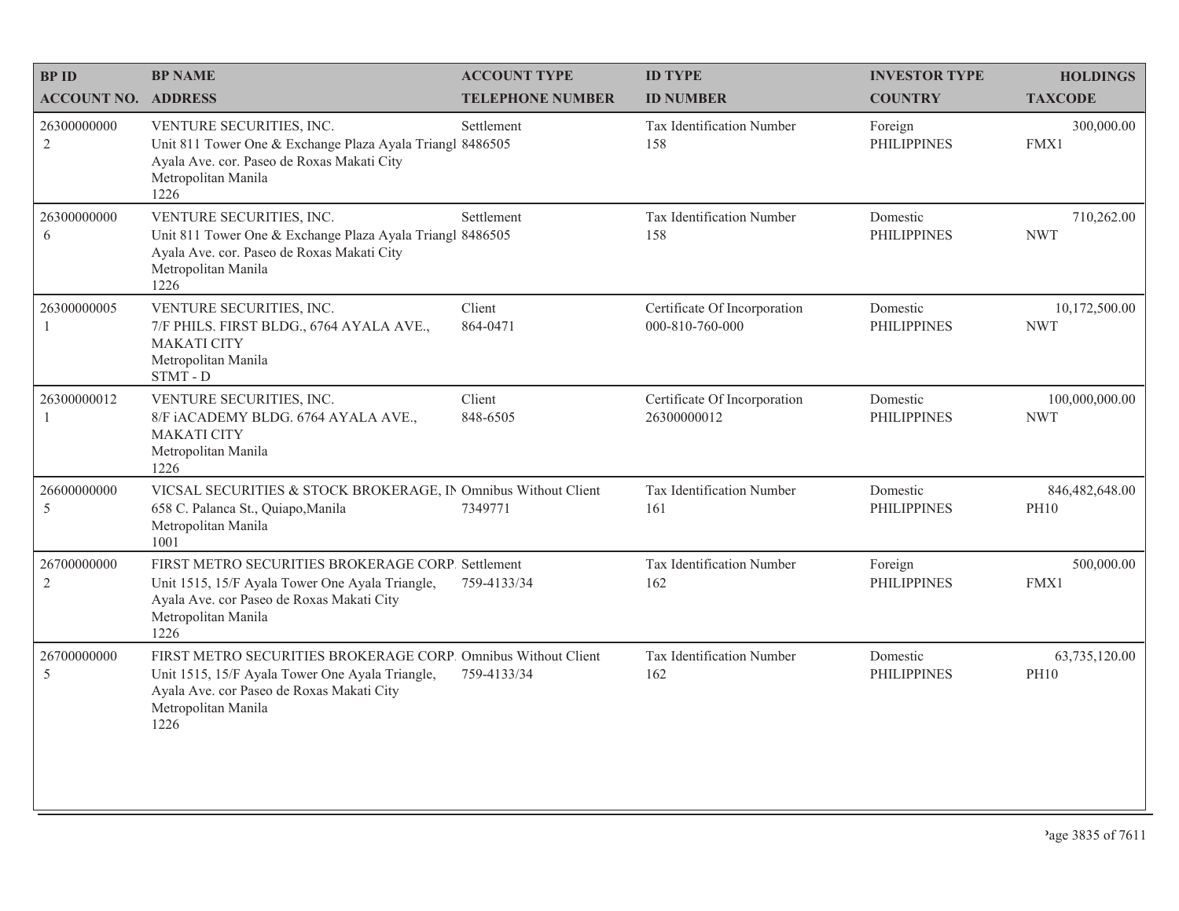| BP ID<br>ACCOUNT NO. | BP NAME<br>ADDRESS | ACCOUNT TYPE<br>TELEPHONE NUMBER | ID TYPE<br>ID NUMBER | INVESTOR TYPE<br>COUNTRY | HOLDINGS<br>TAXCODE |
|---|---|---|---|---|---|
| 26300000000<br>2 | VENTURE SECURITIES, INC.<br>Unit 811 Tower One & Exchange Plaza Ayala Triangl<br>Ayala Ave. cor. Paseo de Roxas Makati City<br>Metropolitan Manila<br>1226 | Settlement<br>8486505 | Tax Identification Number<br>158 | Foreign<br>PHILIPPINES | 300,000.00<br>FMX1 |
| 26300000000<br>6 | VENTURE SECURITIES, INC.<br>Unit 811 Tower One & Exchange Plaza Ayala Triangl<br>Ayala Ave. cor. Paseo de Roxas Makati City<br>Metropolitan Manila<br>1226 | Settlement<br>8486505 | Tax Identification Number<br>158 | Domestic<br>PHILIPPINES | 710,262.00<br>NWT |
| 26300000005<br>1 | VENTURE SECURITIES, INC.<br>7/F PHILS. FIRST BLDG., 6764 AYALA AVE.,<br>MAKATI CITY<br>Metropolitan Manila<br>STMT - D | Client<br>864-0471 | Certificate Of Incorporation<br>000-810-760-000 | Domestic<br>PHILIPPINES | 10,172,500.00<br>NWT |
| 26300000012<br>1 | VENTURE SECURITIES, INC.<br>8/F iACADEMY BLDG. 6764 AYALA AVE.,<br>MAKATI CITY<br>Metropolitan Manila<br>1226 | Client<br>848-6505 | Certificate Of Incorporation<br>26300000012 | Domestic<br>PHILIPPINES | 100,000,000.00<br>NWT |
| 26600000000<br>5 | VICSAL SECURITIES & STOCK BROKERAGE, IN<br>658 C. Palanca St., Quiapo,Manila<br>Metropolitan Manila<br>1001 | Omnibus Without Client<br>7349771 | Tax Identification Number<br>161 | Domestic<br>PHILIPPINES | 846,482,648.00<br>PH10 |
| 26700000000<br>2 | FIRST METRO SECURITIES BROKERAGE CORP.<br>Unit 1515, 15/F Ayala Tower One Ayala Triangle,<br>Ayala Ave. cor Paseo de Roxas Makati City<br>Metropolitan Manila<br>1226 | Settlement<br>759-4133/34 | Tax Identification Number<br>162 | Foreign<br>PHILIPPINES | 500,000.00<br>FMX1 |
| 26700000000<br>5 | FIRST METRO SECURITIES BROKERAGE CORP.<br>Unit 1515, 15/F Ayala Tower One Ayala Triangle,<br>Ayala Ave. cor Paseo de Roxas Makati City<br>Metropolitan Manila<br>1226 | Omnibus Without Client<br>759-4133/34 | Tax Identification Number<br>162 | Domestic<br>PHILIPPINES | 63,735,120.00<br>PH10 |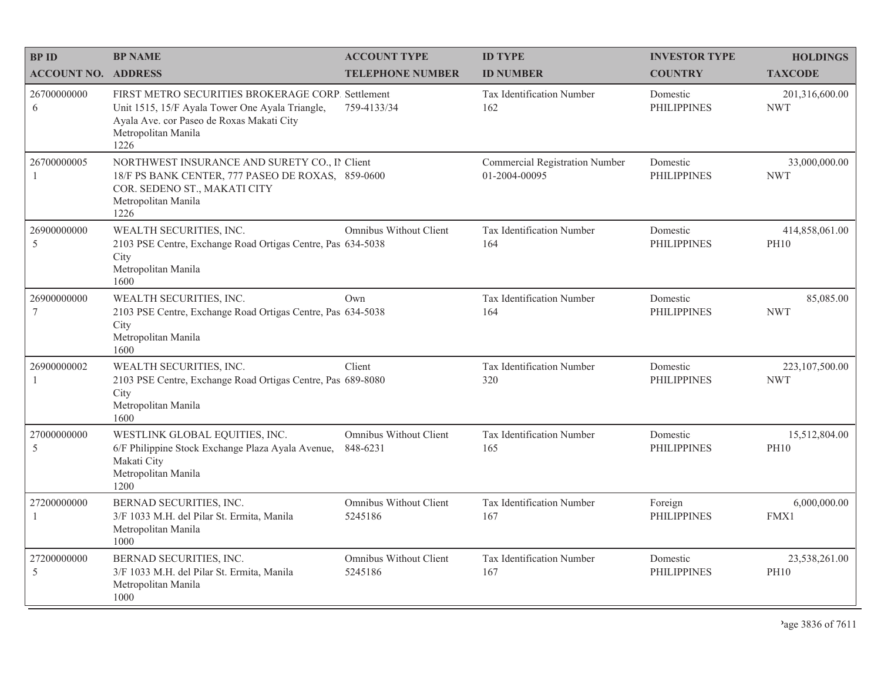| BP ID<br>ACCOUNT NO. | BP NAME<br>ADDRESS | ACCOUNT TYPE<br>TELEPHONE NUMBER | ID TYPE<br>ID NUMBER | INVESTOR TYPE<br>COUNTRY | HOLDINGS<br>TAXCODE |
|---|---|---|---|---|---|
| 26700000000<br>6 | FIRST METRO SECURITIES BROKERAGE CORP.<br>Unit 1515, 15/F Ayala Tower One Ayala Triangle, Ayala Ave. cor Paseo de Roxas Makati City<br>Metropolitan Manila<br>1226 | Settlement<br>759-4133/34 | Tax Identification Number<br>162 | Domestic<br>PHILIPPINES | 201,316,600.00<br>NWT |
| 26700000005<br>1 | NORTHWEST INSURANCE AND SURETY CO., IN<br>18/F PS BANK CENTER, 777 PASEO DE ROXAS, COR. SEDENO ST., MAKATI CITY<br>Metropolitan Manila<br>1226 | Client<br>859-0600 | Commercial Registration Number<br>01-2004-00095 | Domestic<br>PHILIPPINES | 33,000,000.00<br>NWT |
| 26900000000<br>5 | WEALTH SECURITIES, INC.<br>2103 PSE Centre, Exchange Road Ortigas Centre, Pas City<br>Metropolitan Manila<br>1600 | Omnibus Without Client<br>634-5038 | Tax Identification Number<br>164 | Domestic<br>PHILIPPINES | 414,858,061.00<br>PH10 |
| 26900000000<br>7 | WEALTH SECURITIES, INC.<br>2103 PSE Centre, Exchange Road Ortigas Centre, Pas City<br>Metropolitan Manila<br>1600 | Own<br>634-5038 | Tax Identification Number<br>164 | Domestic<br>PHILIPPINES | 85,085.00<br>NWT |
| 26900000002<br>1 | WEALTH SECURITIES, INC.<br>2103 PSE Centre, Exchange Road Ortigas Centre, Pas City<br>Metropolitan Manila<br>1600 | Client<br>689-8080 | Tax Identification Number<br>320 | Domestic<br>PHILIPPINES | 223,107,500.00<br>NWT |
| 27000000000<br>5 | WESTLINK GLOBAL EQUITIES, INC.<br>6/F Philippine Stock Exchange Plaza Ayala Avenue, Makati City<br>Metropolitan Manila<br>1200 | Omnibus Without Client<br>848-6231 | Tax Identification Number<br>165 | Domestic<br>PHILIPPINES | 15,512,804.00<br>PH10 |
| 27200000000<br>1 | BERNAD SECURITIES, INC.<br>3/F 1033 M.H. del Pilar St. Ermita, Manila<br>Metropolitan Manila<br>1000 | Omnibus Without Client<br>5245186 | Tax Identification Number<br>167 | Foreign<br>PHILIPPINES | 6,000,000.00<br>FMX1 |
| 27200000000<br>5 | BERNAD SECURITIES, INC.<br>3/F 1033 M.H. del Pilar St. Ermita, Manila<br>Metropolitan Manila<br>1000 | Omnibus Without Client<br>5245186 | Tax Identification Number<br>167 | Domestic<br>PHILIPPINES | 23,538,261.00<br>PH10 |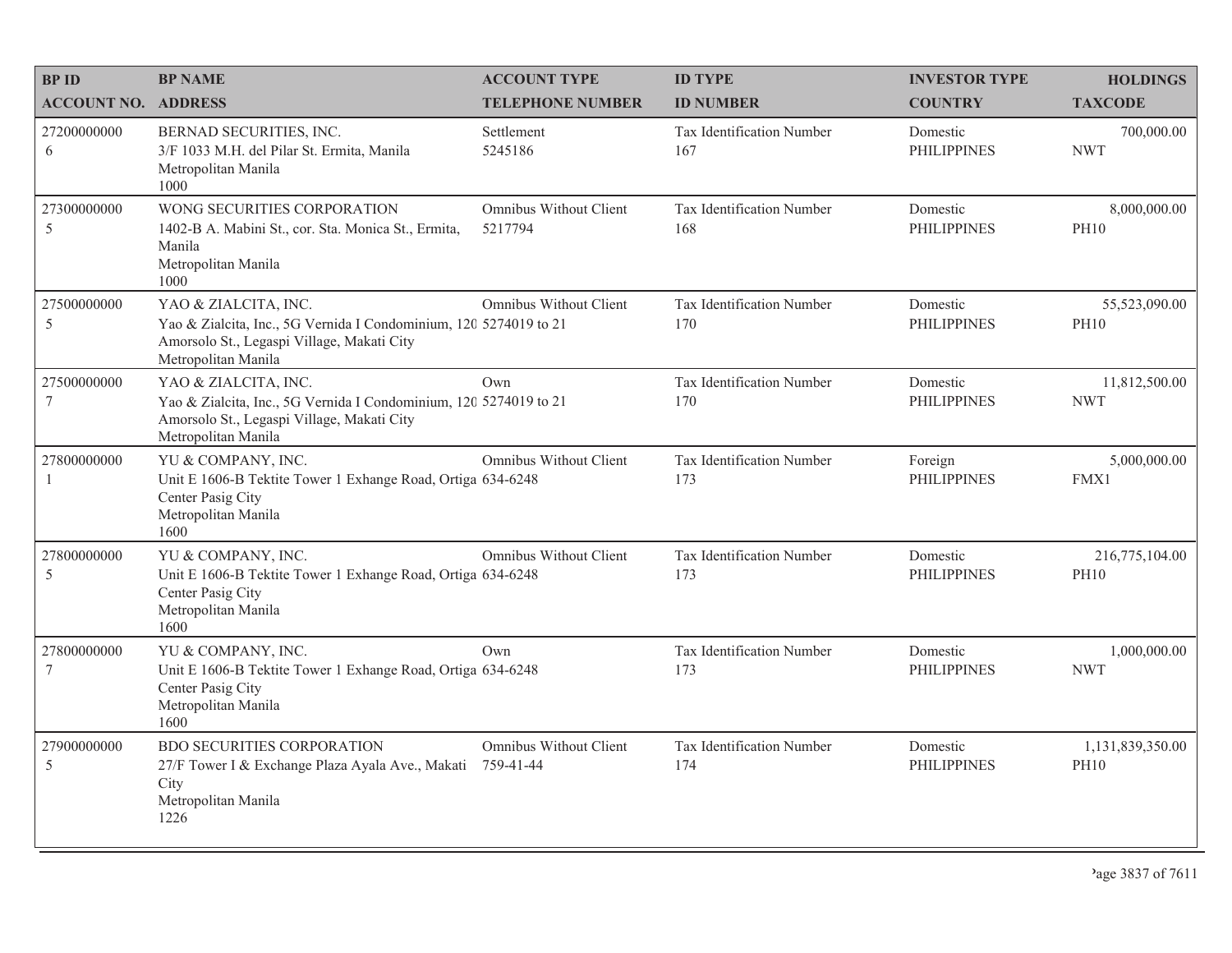| BP ID<br>ACCOUNT NO. | BP NAME<br>ADDRESS | ACCOUNT TYPE<br>TELEPHONE NUMBER | ID TYPE<br>ID NUMBER | INVESTOR TYPE<br>COUNTRY | HOLDINGS<br>TAXCODE |
|---|---|---|---|---|---|
| 27200000000<br>6 | BERNAD SECURITIES, INC.<br>3/F 1033 M.H. del Pilar St. Ermita, Manila<br>Metropolitan Manila<br>1000 | Settlement<br>5245186 | Tax Identification Number<br>167 | Domestic<br>PHILIPPINES | 700,000.00<br>NWT |
| 27300000000<br>5 | WONG SECURITIES CORPORATION<br>1402-B A. Mabini St., cor. Sta. Monica St., Ermita, Manila<br>Metropolitan Manila<br>1000 | Omnibus Without Client<br>5217794 | Tax Identification Number<br>168 | Domestic<br>PHILIPPINES | 8,000,000.00<br>PH10 |
| 27500000000<br>5 | YAO & ZIALCITA, INC.<br>Yao & Zialcita, Inc., 5G Vernida I Condominium, 120 Amorsolo St., Legaspi Village, Makati City<br>Metropolitan Manila | Omnibus Without Client<br>5274019 to 21 | Tax Identification Number<br>170 | Domestic<br>PHILIPPINES | 55,523,090.00<br>PH10 |
| 27500000000<br>7 | YAO & ZIALCITA, INC.<br>Yao & Zialcita, Inc., 5G Vernida I Condominium, 120 Amorsolo St., Legaspi Village, Makati City<br>Metropolitan Manila | Own<br>5274019 to 21 | Tax Identification Number<br>170 | Domestic<br>PHILIPPINES | 11,812,500.00<br>NWT |
| 27800000000<br>1 | YU & COMPANY, INC.<br>Unit E 1606-B Tektite Tower 1 Exhange Road, Ortiga Center Pasig City<br>Metropolitan Manila<br>1600 | Omnibus Without Client<br>634-6248 | Tax Identification Number<br>173 | Foreign<br>PHILIPPINES | 5,000,000.00<br>FMX1 |
| 27800000000<br>5 | YU & COMPANY, INC.<br>Unit E 1606-B Tektite Tower 1 Exhange Road, Ortiga Center Pasig City<br>Metropolitan Manila<br>1600 | Omnibus Without Client<br>634-6248 | Tax Identification Number<br>173 | Domestic<br>PHILIPPINES | 216,775,104.00<br>PH10 |
| 27800000000<br>7 | YU & COMPANY, INC.<br>Unit E 1606-B Tektite Tower 1 Exhange Road, Ortiga Center Pasig City<br>Metropolitan Manila<br>1600 | Own<br>634-6248 | Tax Identification Number<br>173 | Domestic<br>PHILIPPINES | 1,000,000.00<br>NWT |
| 27900000000<br>5 | BDO SECURITIES CORPORATION<br>27/F Tower I & Exchange Plaza Ayala Ave., Makati City<br>Metropolitan Manila<br>1226 | Omnibus Without Client<br>759-41-44 | Tax Identification Number<br>174 | Domestic<br>PHILIPPINES | 1,131,839,350.00<br>PH10 |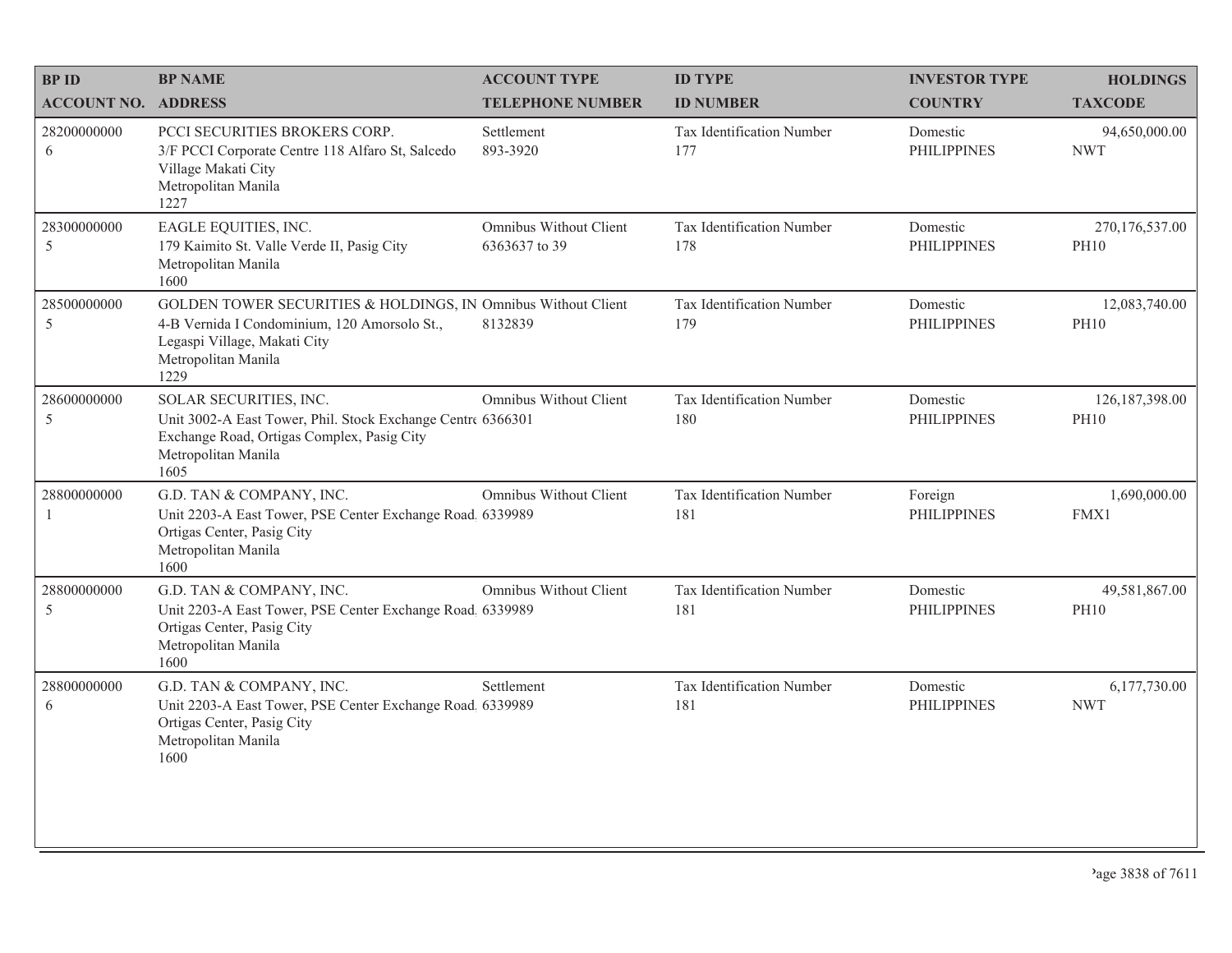| BP ID<br>ACCOUNT NO. | BP NAME<br>ADDRESS | ACCOUNT TYPE<br>TELEPHONE NUMBER | ID TYPE<br>ID NUMBER | INVESTOR TYPE<br>COUNTRY | HOLDINGS<br>TAXCODE |
|---|---|---|---|---|---|
| 28200000000<br>6 | PCCI SECURITIES BROKERS CORP.<br>3/F PCCI Corporate Centre 118 Alfaro St, Salcedo Village Makati City<br>Metropolitan Manila<br>1227 | Settlement<br>893-3920 | Tax Identification Number<br>177 | Domestic<br>PHILIPPINES | 94,650,000.00<br>NWT |
| 28300000000<br>5 | EAGLE EQUITIES, INC.<br>179 Kaimito St. Valle Verde II, Pasig City<br>Metropolitan Manila<br>1600 | Omnibus Without Client<br>6363637 to 39 | Tax Identification Number<br>178 | Domestic<br>PHILIPPINES | 270,176,537.00<br>PH10 |
| 28500000000<br>5 | GOLDEN TOWER SECURITIES & HOLDINGS, IN<br>4-B Vernida I Condominium, 120 Amorsolo St., Legaspi Village, Makati City<br>Metropolitan Manila<br>1229 | Omnibus Without Client<br>8132839 | Tax Identification Number<br>179 | Domestic<br>PHILIPPINES | 12,083,740.00<br>PH10 |
| 28600000000<br>5 | SOLAR SECURITIES, INC.<br>Unit 3002-A East Tower, Phil. Stock Exchange Centre Exchange Road, Ortigas Complex, Pasig City<br>Metropolitan Manila<br>1605 | Omnibus Without Client<br>6366301 | Tax Identification Number<br>180 | Domestic<br>PHILIPPINES | 126,187,398.00<br>PH10 |
| 28800000000<br>1 | G.D. TAN & COMPANY, INC.<br>Unit 2203-A East Tower, PSE Center Exchange Road, Ortigas Center, Pasig City<br>Metropolitan Manila<br>1600 | Omnibus Without Client<br>6339989 | Tax Identification Number<br>181 | Foreign<br>PHILIPPINES | 1,690,000.00<br>FMX1 |
| 28800000000<br>5 | G.D. TAN & COMPANY, INC.<br>Unit 2203-A East Tower, PSE Center Exchange Road, Ortigas Center, Pasig City<br>Metropolitan Manila<br>1600 | Omnibus Without Client<br>6339989 | Tax Identification Number<br>181 | Domestic<br>PHILIPPINES | 49,581,867.00<br>PH10 |
| 28800000000<br>6 | G.D. TAN & COMPANY, INC.<br>Unit 2203-A East Tower, PSE Center Exchange Road, Ortigas Center, Pasig City<br>Metropolitan Manila<br>1600 | Settlement<br>6339989 | Tax Identification Number<br>181 | Domestic<br>PHILIPPINES | 6,177,730.00<br>NWT |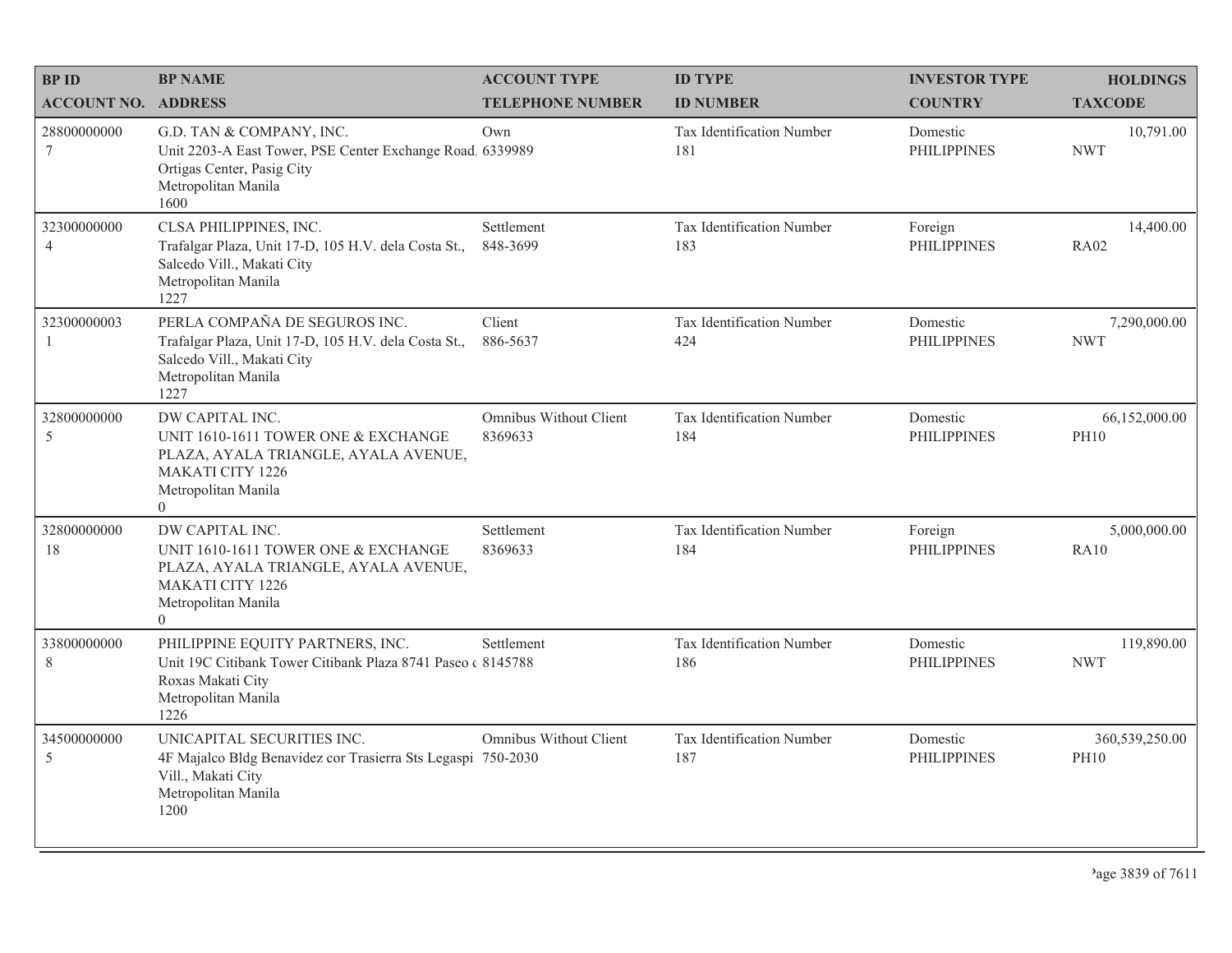| BP ID<br>ACCOUNT NO. | BP NAME<br>ADDRESS | ACCOUNT TYPE<br>TELEPHONE NUMBER | ID TYPE<br>ID NUMBER | INVESTOR TYPE<br>COUNTRY | HOLDINGS<br>TAXCODE |
|---|---|---|---|---|---|
| 28800000000<br>7 | G.D. TAN & COMPANY, INC.<br>Unit 2203-A East Tower, PSE Center Exchange Road.<br>Ortigas Center, Pasig City<br>Metropolitan Manila<br>1600 | Own<br>6339989 | Tax Identification Number<br>181 | Domestic<br>PHILIPPINES | 10,791.00<br>NWT |
| 32300000000<br>4 | CLSA PHILIPPINES, INC.<br>Trafalgar Plaza, Unit 17-D, 105 H.V. dela Costa St.,<br>Salcedo Vill., Makati City<br>Metropolitan Manila<br>1227 | Settlement<br>848-3699 | Tax Identification Number<br>183 | Foreign<br>PHILIPPINES | 14,400.00<br>RA02 |
| 32300000003<br>1 | PERLA COMPAÑA DE SEGUROS INC.<br>Trafalgar Plaza, Unit 17-D, 105 H.V. dela Costa St.,<br>Salcedo Vill., Makati City<br>Metropolitan Manila<br>1227 | Client<br>886-5637 | Tax Identification Number<br>424 | Domestic<br>PHILIPPINES | 7,290,000.00<br>NWT |
| 32800000000<br>5 | DW CAPITAL INC.<br>UNIT 1610-1611 TOWER ONE & EXCHANGE<br>PLAZA, AYALA TRIANGLE, AYALA AVENUE,<br>MAKATI CITY 1226<br>Metropolitan Manila<br>0 | Omnibus Without Client<br>8369633 | Tax Identification Number<br>184 | Domestic<br>PHILIPPINES | 66,152,000.00<br>PH10 |
| 32800000000<br>18 | DW CAPITAL INC.<br>UNIT 1610-1611 TOWER ONE & EXCHANGE<br>PLAZA, AYALA TRIANGLE, AYALA AVENUE,<br>MAKATI CITY 1226<br>Metropolitan Manila<br>0 | Settlement<br>8369633 | Tax Identification Number<br>184 | Foreign<br>PHILIPPINES | 5,000,000.00<br>RA10 |
| 33800000000<br>8 | PHILIPPINE EQUITY PARTNERS, INC.<br>Unit 19C Citibank Tower Citibank Plaza 8741 Paseo c<br>Roxas Makati City<br>Metropolitan Manila<br>1226 | Settlement<br>8145788 | Tax Identification Number<br>186 | Domestic<br>PHILIPPINES | 119,890.00<br>NWT |
| 34500000000<br>5 | UNICAPITAL SECURITIES INC.<br>4F Majalco Bldg Benavidez cor Trasierra Sts Legaspi<br>Vill., Makati City<br>Metropolitan Manila<br>1200 | Omnibus Without Client<br>750-2030 | Tax Identification Number<br>187 | Domestic<br>PHILIPPINES | 360,539,250.00<br>PH10 |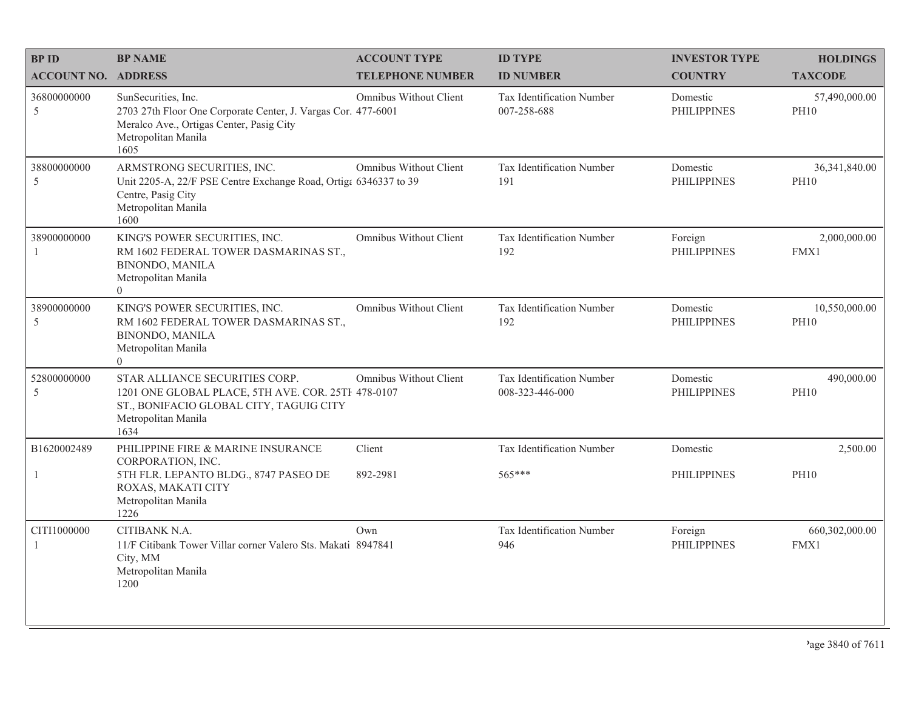| BP ID<br>ACCOUNT NO. | BP NAME<br>ADDRESS | ACCOUNT TYPE<br>TELEPHONE NUMBER | ID TYPE<br>ID NUMBER | INVESTOR TYPE<br>COUNTRY | HOLDINGS<br>TAXCODE |
|---|---|---|---|---|---|
| 36800000000<br>5 | SunSecurities, Inc.<br>2703 27th Floor One Corporate Center, J. Vargas Cor. Meralco Ave., Ortigas Center, Pasig City<br>Metropolitan Manila<br>1605 | Omnibus Without Client<br>477-6001 | Tax Identification Number<br>007-258-688 | Domestic<br>PHILIPPINES | 57,490,000.00<br>PH10 |
| 38800000000<br>5 | ARMSTRONG SECURITIES, INC.<br>Unit 2205-A, 22/F PSE Centre Exchange Road, Ortiga Centre, Pasig City<br>Metropolitan Manila<br>1600 | Omnibus Without Client<br>6346337 to 39 | Tax Identification Number<br>191 | Domestic<br>PHILIPPINES | 36,341,840.00<br>PH10 |
| 38900000000<br>1 | KING'S POWER SECURITIES, INC.<br>RM 1602 FEDERAL TOWER DASMARINAS ST., BINONDO, MANILA<br>Metropolitan Manila<br>0 | Omnibus Without Client | Tax Identification Number<br>192 | Foreign<br>PHILIPPINES | 2,000,000.00<br>FMX1 |
| 38900000000<br>5 | KING'S POWER SECURITIES, INC.<br>RM 1602 FEDERAL TOWER DASMARINAS ST., BINONDO, MANILA<br>Metropolitan Manila<br>0 | Omnibus Without Client | Tax Identification Number<br>192 | Domestic<br>PHILIPPINES | 10,550,000.00<br>PH10 |
| 52800000000<br>5 | STAR ALLIANCE SECURITIES CORP.<br>1201 ONE GLOBAL PLACE, 5TH AVE. COR. 25TH ST., BONIFACIO GLOBAL CITY, TAGUIG CITY<br>Metropolitan Manila<br>1634 | Omnibus Without Client<br>478-0107 | Tax Identification Number<br>008-323-446-000 | Domestic<br>PHILIPPINES | 490,000.00<br>PH10 |
| B1620002489<br>1 | PHILIPPINE FIRE & MARINE INSURANCE CORPORATION, INC.<br>5TH FLR. LEPANTO BLDG., 8747 PASEO DE ROXAS, MAKATI CITY<br>Metropolitan Manila<br>1226 | Client<br>892-2981 | Tax Identification Number<br>565*** | Domestic<br>PHILIPPINES | 2,500.00<br>PH10 |
| CITI1000000<br>1 | CITIBANK N.A.<br>11/F Citibank Tower Villar corner Valero Sts. Makati City, MM<br>Metropolitan Manila<br>1200 | Own<br>8947841 | Tax Identification Number<br>946 | Foreign<br>PHILIPPINES | 660,302,000.00<br>FMX1 |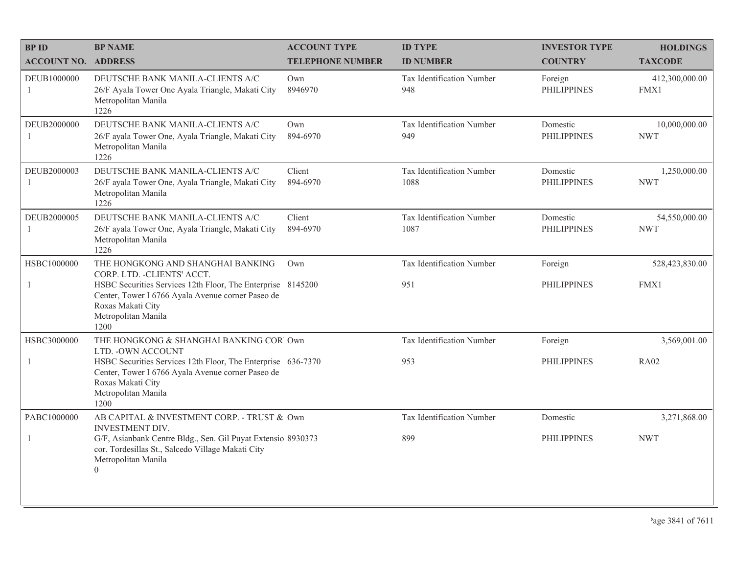| BP ID<br>ACCOUNT NO. | BP NAME<br>ADDRESS | ACCOUNT TYPE<br>TELEPHONE NUMBER | ID TYPE<br>ID NUMBER | INVESTOR TYPE<br>COUNTRY | HOLDINGS<br>TAXCODE |
|---|---|---|---|---|---|
| DEUB1000000<br>1 | DEUTSCHE BANK MANILA-CLIENTS A/C<br>26/F Ayala Tower One Ayala Triangle, Makati City<br>Metropolitan Manila<br>1226 | Own<br>8946970 | Tax Identification Number<br>948 | Foreign<br>PHILIPPINES | 412,300,000.00<br>FMX1 |
| DEUB2000000<br>1 | DEUTSCHE BANK MANILA-CLIENTS A/C<br>26/F ayala Tower One, Ayala Triangle, Makati City<br>Metropolitan Manila<br>1226 | Own<br>894-6970 | Tax Identification Number<br>949 | Domestic<br>PHILIPPINES | 10,000,000.00<br>NWT |
| DEUB2000003<br>1 | DEUTSCHE BANK MANILA-CLIENTS A/C<br>26/F ayala Tower One, Ayala Triangle, Makati City<br>Metropolitan Manila<br>1226 | Client<br>894-6970 | Tax Identification Number<br>1088 | Domestic<br>PHILIPPINES | 1,250,000.00<br>NWT |
| DEUB2000005<br>1 | DEUTSCHE BANK MANILA-CLIENTS A/C<br>26/F ayala Tower One, Ayala Triangle, Makati City<br>Metropolitan Manila<br>1226 | Client<br>894-6970 | Tax Identification Number<br>1087 | Domestic<br>PHILIPPINES | 54,550,000.00<br>NWT |
| HSBC1000000<br>1 | THE HONGKONG AND SHANGHAI BANKING CORP. LTD. -CLIENTS' ACCT.<br>HSBC Securities Services 12th Floor, The Enterprise Center, Tower I 6766 Ayala Avenue corner Paseo de Roxas Makati City<br>Metropolitan Manila<br>1200 | Own<br>8145200 | Tax Identification Number<br>951 | Foreign<br>PHILIPPINES | 528,423,830.00<br>FMX1 |
| HSBC3000000<br>1 | THE HONGKONG & SHANGHAI BANKING COR LTD. -OWN ACCOUNT<br>HSBC Securities Services 12th Floor, The Enterprise Center, Tower I 6766 Ayala Avenue corner Paseo de Roxas Makati City<br>Metropolitan Manila<br>1200 | Own<br>636-7370 | Tax Identification Number<br>953 | Foreign<br>PHILIPPINES | 3,569,001.00<br>RA02 |
| PABC1000000<br>1 | AB CAPITAL & INVESTMENT CORP. - TRUST & INVESTMENT DIV.<br>G/F, Asianbank Centre Bldg., Sen. Gil Puyat Extensio cor. Tordesillas St., Salcedo Village Makati City<br>Metropolitan Manila<br>0 | Own<br>8930373 | Tax Identification Number<br>899 | Domestic<br>PHILIPPINES | 3,271,868.00<br>NWT |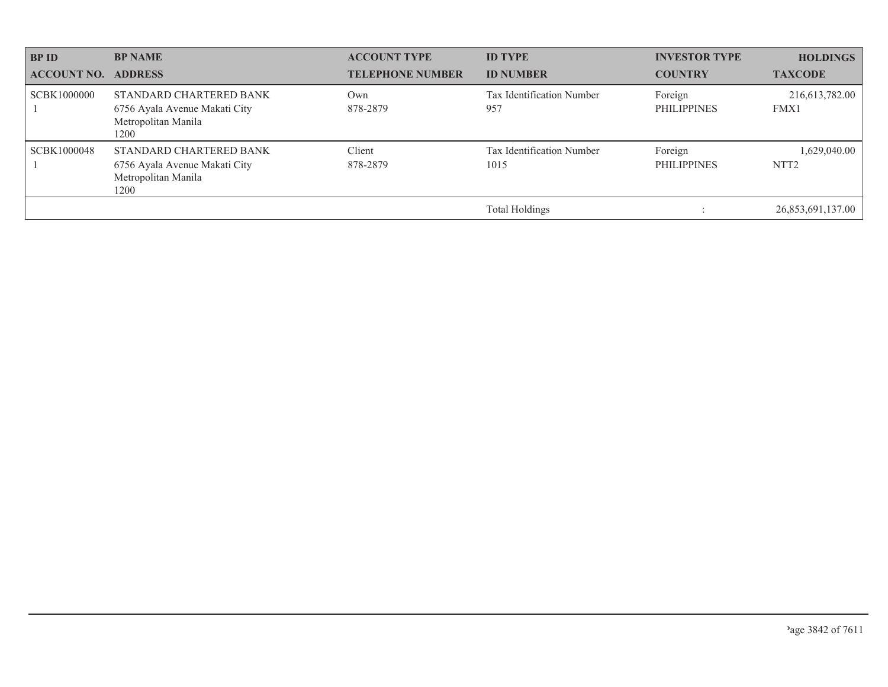| BP ID<br>ACCOUNT NO. | BP NAME<br>ADDRESS | ACCOUNT TYPE<br>TELEPHONE NUMBER | ID TYPE<br>ID NUMBER | INVESTOR TYPE<br>COUNTRY | HOLDINGS<br>TAXCODE |
|---|---|---|---|---|---|
| SCBK1000000<br>1 | STANDARD CHARTERED BANK<br>6756 Ayala Avenue Makati City<br>Metropolitan Manila<br>1200 | Own<br>878-2879 | Tax Identification Number<br>957 | Foreign<br>PHILIPPINES | 216,613,782.00<br>FMX1 |
| SCBK1000048<br>1 | STANDARD CHARTERED BANK<br>6756 Ayala Avenue Makati City<br>Metropolitan Manila<br>1200 | Client<br>878-2879 | Tax Identification Number<br>1015 | Foreign<br>PHILIPPINES | 1,629,040.00<br>NTT2 |
| | | | Total Holdings | : | 26,853,691,137.00 |